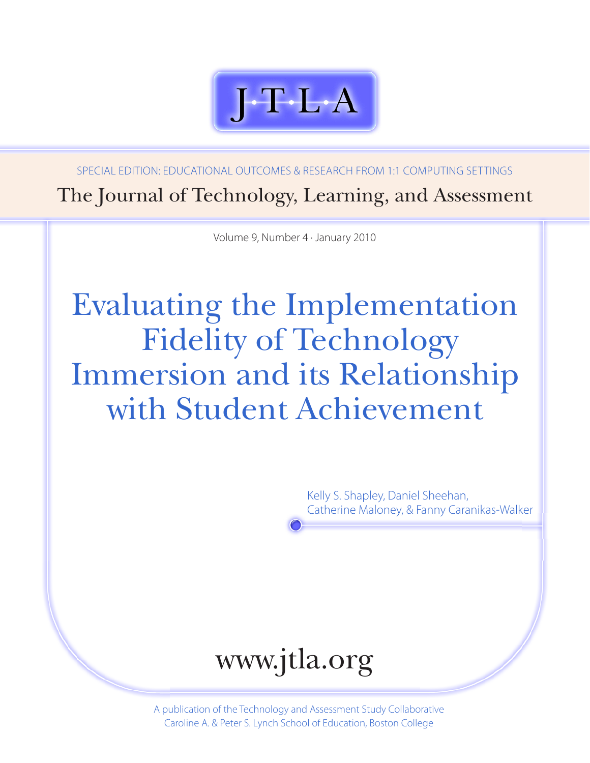# J·T·L·A

SPECIAL EDITION: EDUCATIONAL OUTCOMES & RESEARCH FROM 1:1 COMPUTING SETTINGS

The Journal of Technology, Learning, and Assessment

Volume 9, Number 4 · January 2010

# Evaluating the Implementation Fidelity of Technology Immersion and its Relationship with Student Achievement

Kelly S. Shapley, Daniel Sheehan, Catherine Maloney, & Fanny Caranikas-Walker

www.jtla.org

A publication of the Technology and Assessment Study Collaborative
Caroline A. & Peter S. Lynch School of Education, Boston College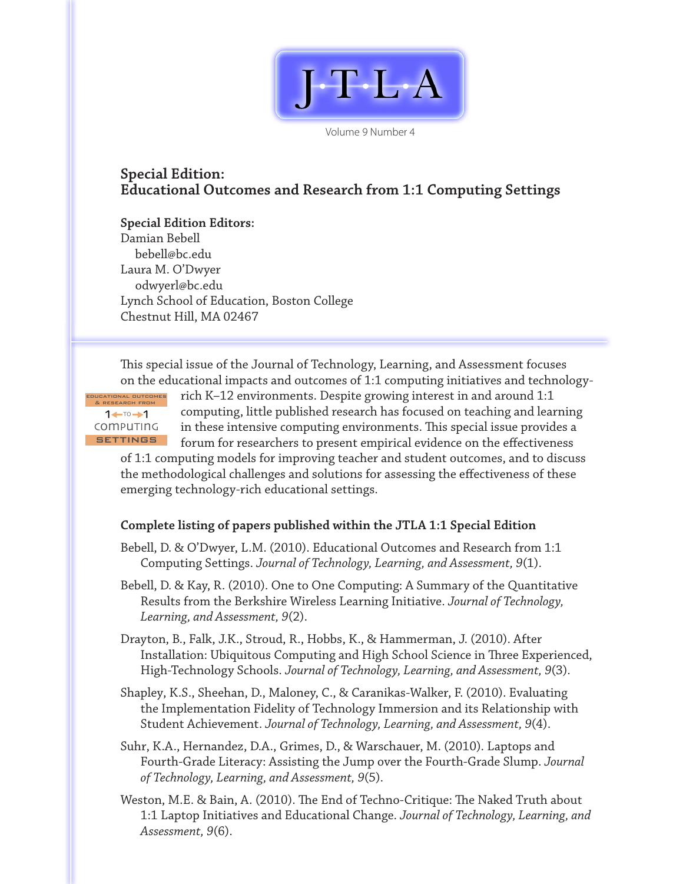# J·T·L·A

Volume 9 Number 4

## Special Edition: Educational Outcomes and Research from 1:1 Computing Settings

**Special Edition Editors:**
Damian Bebell
bebell@bc.edu
Laura M. O'Dwyer
odwyerl@bc.edu
Lynch School of Education, Boston College
Chestnut Hill, MA 02467

This special issue of the Journal of Technology, Learning, and Assessment focuses on the educational impacts and outcomes of 1:1 computing initiatives and technology-rich K–12 environments. Despite growing interest in and around 1:1 computing, little published research has focused on teaching and learning in these intensive computing environments. This special issue provides a forum for researchers to present empirical evidence on the effectiveness of 1:1 computing models for improving teacher and student outcomes, and to discuss the methodological challenges and solutions for assessing the effectiveness of these emerging technology-rich educational settings.

**Complete listing of papers published within the JTLA 1:1 Special Edition**

Bebell, D. & O'Dwyer, L.M. (2010). Educational Outcomes and Research from 1:1 Computing Settings. *Journal of Technology, Learning, and Assessment, 9*(1).

Bebell, D. & Kay, R. (2010). One to One Computing: A Summary of the Quantitative Results from the Berkshire Wireless Learning Initiative. *Journal of Technology, Learning, and Assessment, 9*(2).

Drayton, B., Falk, J.K., Stroud, R., Hobbs, K., & Hammerman, J. (2010). After Installation: Ubiquitous Computing and High School Science in Three Experienced, High-Technology Schools. *Journal of Technology, Learning, and Assessment, 9*(3).

Shapley, K.S., Sheehan, D., Maloney, C., & Caranikas-Walker, F. (2010). Evaluating the Implementation Fidelity of Technology Immersion and its Relationship with Student Achievement. *Journal of Technology, Learning, and Assessment, 9*(4).

Suhr, K.A., Hernandez, D.A., Grimes, D., & Warschauer, M. (2010). Laptops and Fourth-Grade Literacy: Assisting the Jump over the Fourth-Grade Slump. *Journal of Technology, Learning, and Assessment, 9*(5).

Weston, M.E. & Bain, A. (2010). The End of Techno-Critique: The Naked Truth about 1:1 Laptop Initiatives and Educational Change. *Journal of Technology, Learning, and Assessment, 9*(6).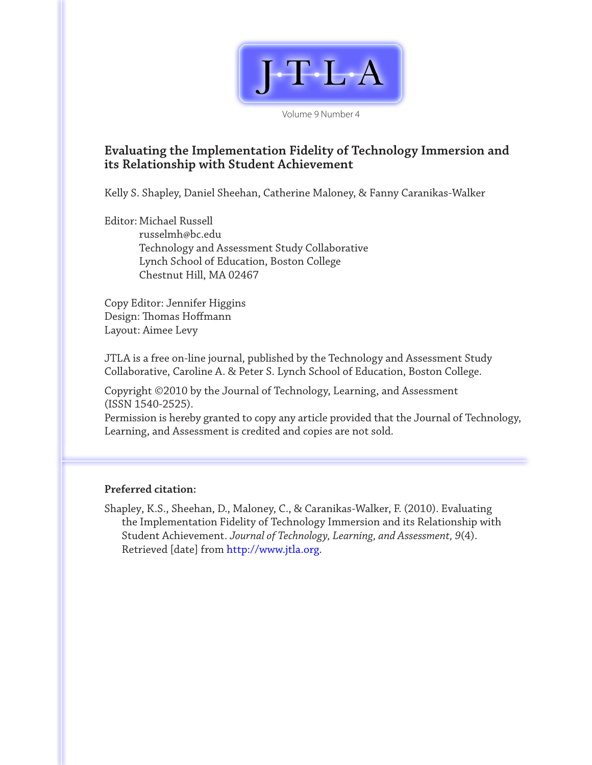J·T·L·A

Volume 9 Number 4

# Evaluating the Implementation Fidelity of Technology Immersion and its Relationship with Student Achievement

Kelly S. Shapley, Daniel Sheehan, Catherine Maloney, & Fanny Caranikas-Walker

Editor: Michael Russell
russelmh@bc.edu
Technology and Assessment Study Collaborative
Lynch School of Education, Boston College
Chestnut Hill, MA 02467

Copy Editor: Jennifer Higgins
Design: Thomas Hoffmann
Layout: Aimee Levy

JTLA is a free on-line journal, published by the Technology and Assessment Study Collaborative, Caroline A. & Peter S. Lynch School of Education, Boston College.

Copyright ©2010 by the Journal of Technology, Learning, and Assessment (ISSN 1540-2525).
Permission is hereby granted to copy any article provided that the Journal of Technology, Learning, and Assessment is credited and copies are not sold.

**Preferred citation:**

Shapley, K.S., Sheehan, D., Maloney, C., & Caranikas-Walker, F. (2010). Evaluating the Implementation Fidelity of Technology Immersion and its Relationship with Student Achievement. *Journal of Technology, Learning, and Assessment, 9*(4). Retrieved [date] from http://www.jtla.org.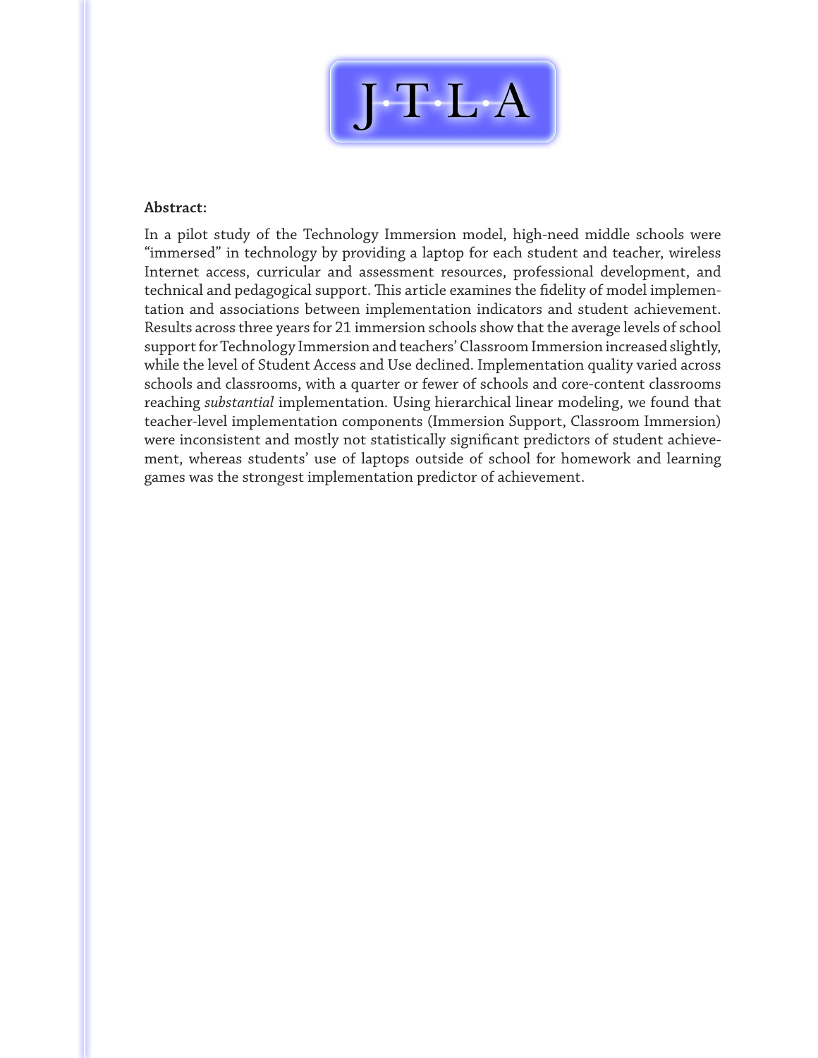**Abstract:**

In a pilot study of the Technology Immersion model, high-need middle schools were "immersed" in technology by providing a laptop for each student and teacher, wireless Internet access, curricular and assessment resources, professional development, and technical and pedagogical support. This article examines the fidelity of model implementation and associations between implementation indicators and student achievement. Results across three years for 21 immersion schools show that the average levels of school support for Technology Immersion and teachers' Classroom Immersion increased slightly, while the level of Student Access and Use declined. Implementation quality varied across schools and classrooms, with a quarter or fewer of schools and core-content classrooms reaching *substantial* implementation. Using hierarchical linear modeling, we found that teacher-level implementation components (Immersion Support, Classroom Immersion) were inconsistent and mostly not statistically significant predictors of student achievement, whereas students' use of laptops outside of school for homework and learning games was the strongest implementation predictor of achievement.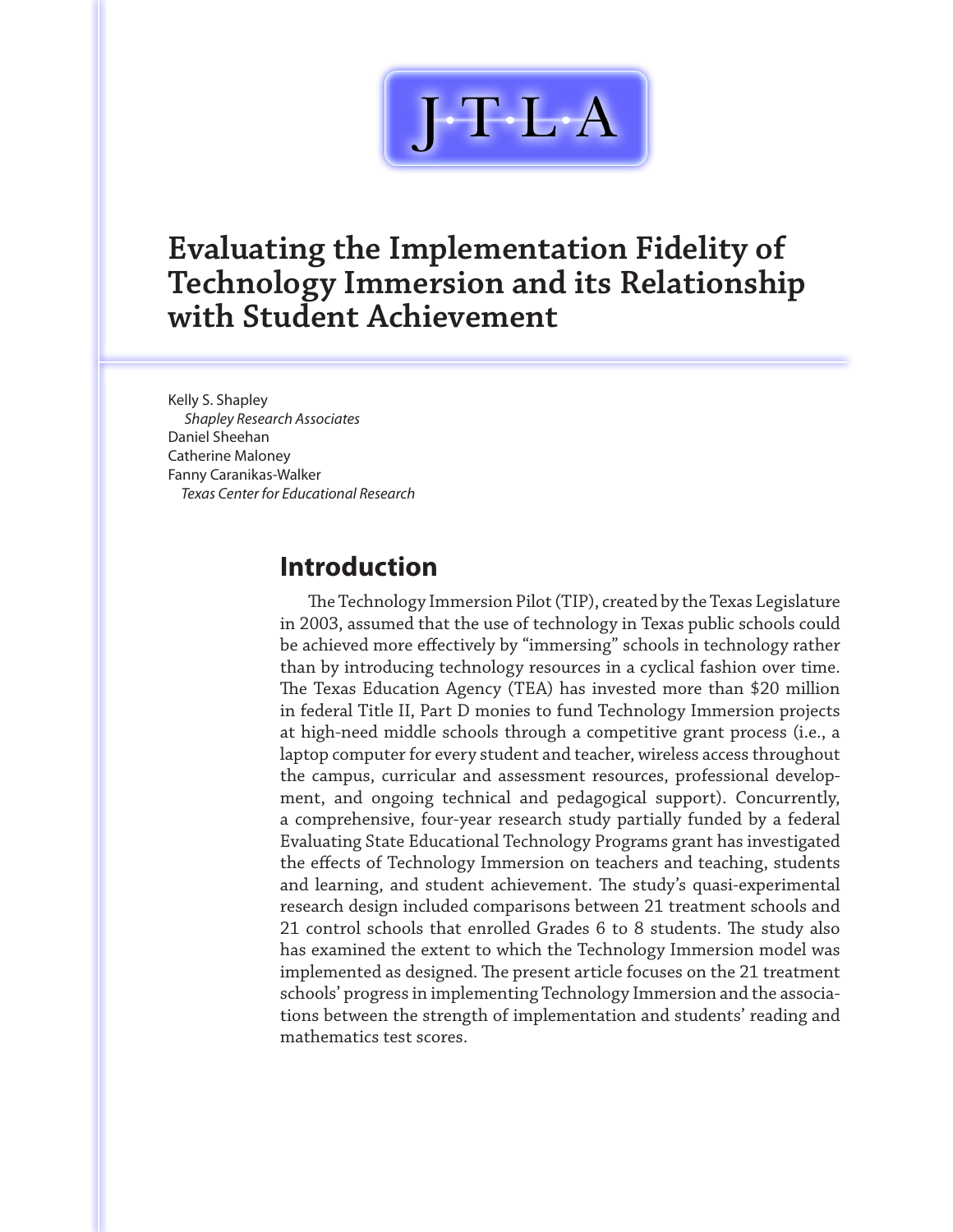# Evaluating the Implementation Fidelity of Technology Immersion and its Relationship with Student Achievement

Kelly S. Shapley
*Shapley Research Associates*
Daniel Sheehan
Catherine Maloney
Fanny Caranikas-Walker
*Texas Center for Educational Research*

## Introduction

The Technology Immersion Pilot (TIP), created by the Texas Legislature in 2003, assumed that the use of technology in Texas public schools could be achieved more effectively by "immersing" schools in technology rather than by introducing technology resources in a cyclical fashion over time. The Texas Education Agency (TEA) has invested more than $20 million in federal Title II, Part D monies to fund Technology Immersion projects at high-need middle schools through a competitive grant process (i.e., a laptop computer for every student and teacher, wireless access throughout the campus, curricular and assessment resources, professional development, and ongoing technical and pedagogical support). Concurrently, a comprehensive, four-year research study partially funded by a federal Evaluating State Educational Technology Programs grant has investigated the effects of Technology Immersion on teachers and teaching, students and learning, and student achievement. The study's quasi-experimental research design included comparisons between 21 treatment schools and 21 control schools that enrolled Grades 6 to 8 students. The study also has examined the extent to which the Technology Immersion model was implemented as designed. The present article focuses on the 21 treatment schools' progress in implementing Technology Immersion and the associations between the strength of implementation and students' reading and mathematics test scores.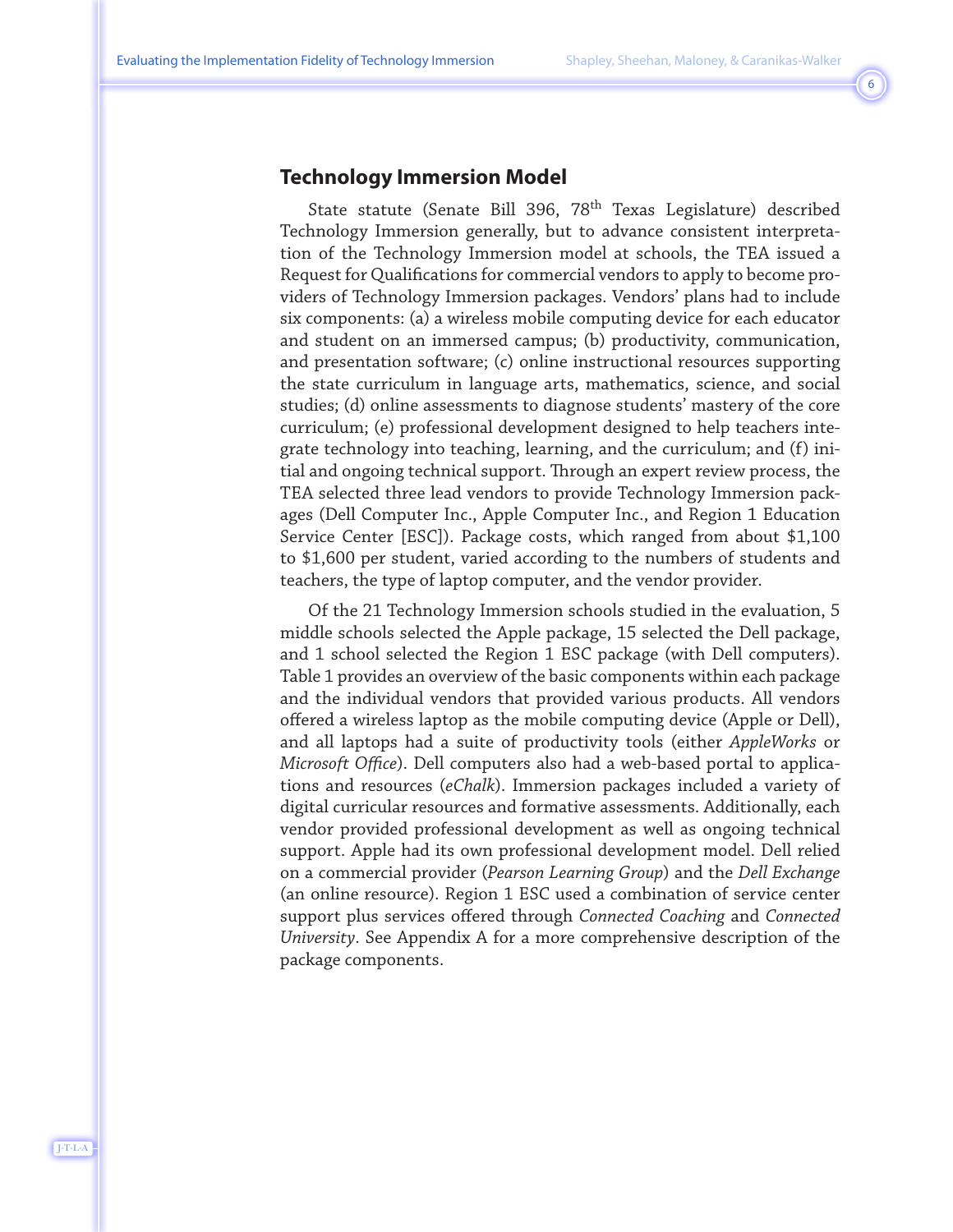## Technology Immersion Model

State statute (Senate Bill 396, 78th Texas Legislature) described Technology Immersion generally, but to advance consistent interpretation of the Technology Immersion model at schools, the TEA issued a Request for Qualifications for commercial vendors to apply to become providers of Technology Immersion packages. Vendors' plans had to include six components: (a) a wireless mobile computing device for each educator and student on an immersed campus; (b) productivity, communication, and presentation software; (c) online instructional resources supporting the state curriculum in language arts, mathematics, science, and social studies; (d) online assessments to diagnose students' mastery of the core curriculum; (e) professional development designed to help teachers integrate technology into teaching, learning, and the curriculum; and (f) initial and ongoing technical support. Through an expert review process, the TEA selected three lead vendors to provide Technology Immersion packages (Dell Computer Inc., Apple Computer Inc., and Region 1 Education Service Center [ESC]). Package costs, which ranged from about $1,100 to $1,600 per student, varied according to the numbers of students and teachers, the type of laptop computer, and the vendor provider.

Of the 21 Technology Immersion schools studied in the evaluation, 5 middle schools selected the Apple package, 15 selected the Dell package, and 1 school selected the Region 1 ESC package (with Dell computers). Table 1 provides an overview of the basic components within each package and the individual vendors that provided various products. All vendors offered a wireless laptop as the mobile computing device (Apple or Dell), and all laptops had a suite of productivity tools (either *AppleWorks* or *Microsoft Office*). Dell computers also had a web-based portal to applications and resources (*eChalk*). Immersion packages included a variety of digital curricular resources and formative assessments. Additionally, each vendor provided professional development as well as ongoing technical support. Apple had its own professional development model. Dell relied on a commercial provider (*Pearson Learning Group*) and the *Dell Exchange* (an online resource). Region 1 ESC used a combination of service center support plus services offered through *Connected Coaching* and *Connected University*. See Appendix A for a more comprehensive description of the package components.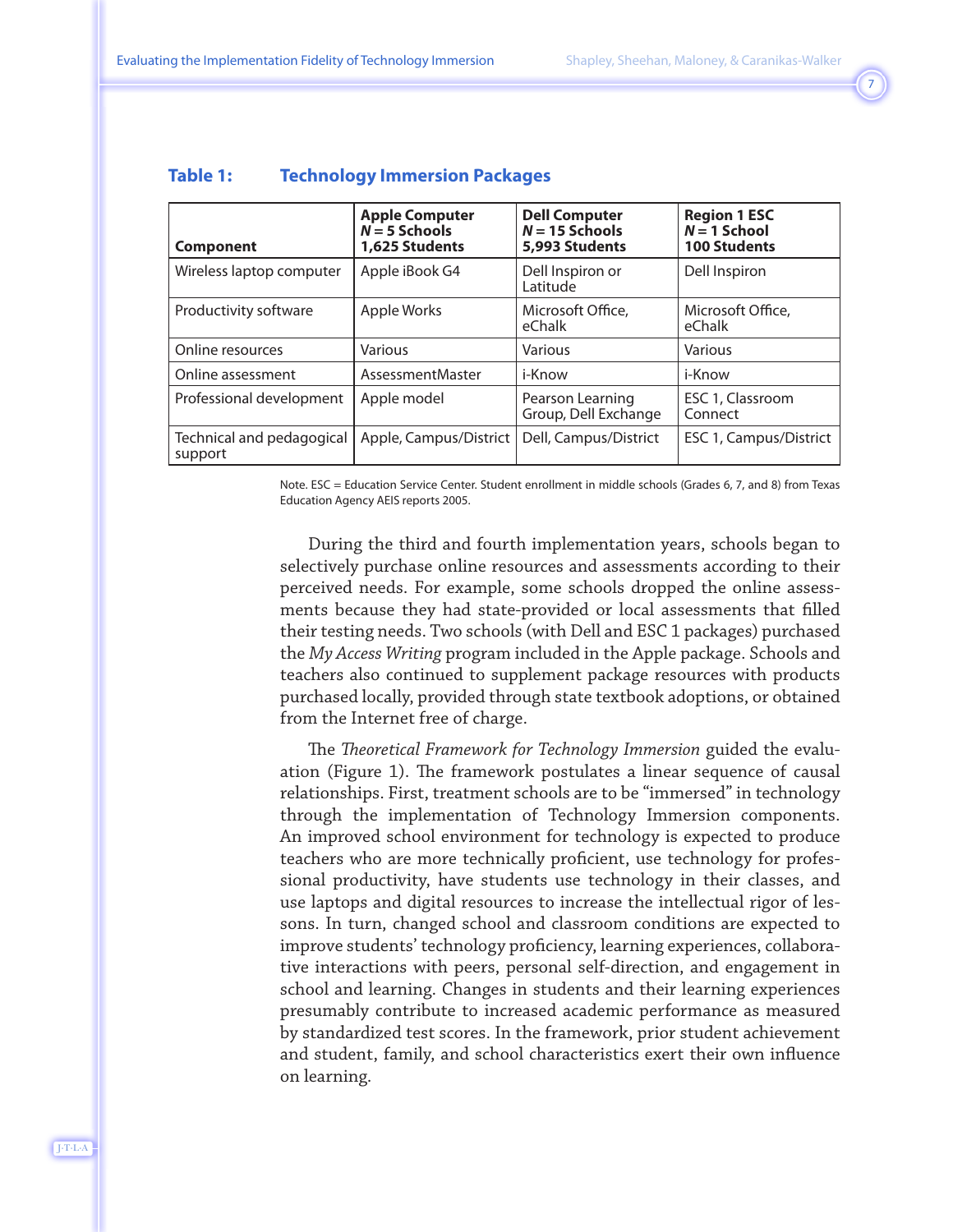## Table 1: Technology Immersion Packages

| Component | Apple Computer *N* = 5 Schools 1,625 Students | Dell Computer *N* = 15 Schools 5,993 Students | Region 1 ESC *N* = 1 School 100 Students |
|---|---|---|---|
| Wireless laptop computer | Apple iBook G4 | Dell Inspiron or Latitude | Dell Inspiron |
| Productivity software | Apple Works | Microsoft Office, eChalk | Microsoft Office, eChalk |
| Online resources | Various | Various | Various |
| Online assessment | AssessmentMaster | i-Know | i-Know |
| Professional development | Apple model | Pearson Learning Group, Dell Exchange | ESC 1, Classroom Connect |
| Technical and pedagogical support | Apple, Campus/District | Dell, Campus/District | ESC 1, Campus/District |

Note. ESC = Education Service Center. Student enrollment in middle schools (Grades 6, 7, and 8) from Texas Education Agency AEIS reports 2005.

During the third and fourth implementation years, schools began to selectively purchase online resources and assessments according to their perceived needs. For example, some schools dropped the online assessments because they had state-provided or local assessments that filled their testing needs. Two schools (with Dell and ESC 1 packages) purchased the *My Access Writing* program included in the Apple package. Schools and teachers also continued to supplement package resources with products purchased locally, provided through state textbook adoptions, or obtained from the Internet free of charge.

The *Theoretical Framework for Technology Immersion* guided the evaluation (Figure 1). The framework postulates a linear sequence of causal relationships. First, treatment schools are to be "immersed" in technology through the implementation of Technology Immersion components. An improved school environment for technology is expected to produce teachers who are more technically proficient, use technology for professional productivity, have students use technology in their classes, and use laptops and digital resources to increase the intellectual rigor of lessons. In turn, changed school and classroom conditions are expected to improve students' technology proficiency, learning experiences, collaborative interactions with peers, personal self-direction, and engagement in school and learning. Changes in students and their learning experiences presumably contribute to increased academic performance as measured by standardized test scores. In the framework, prior student achievement and student, family, and school characteristics exert their own influence on learning.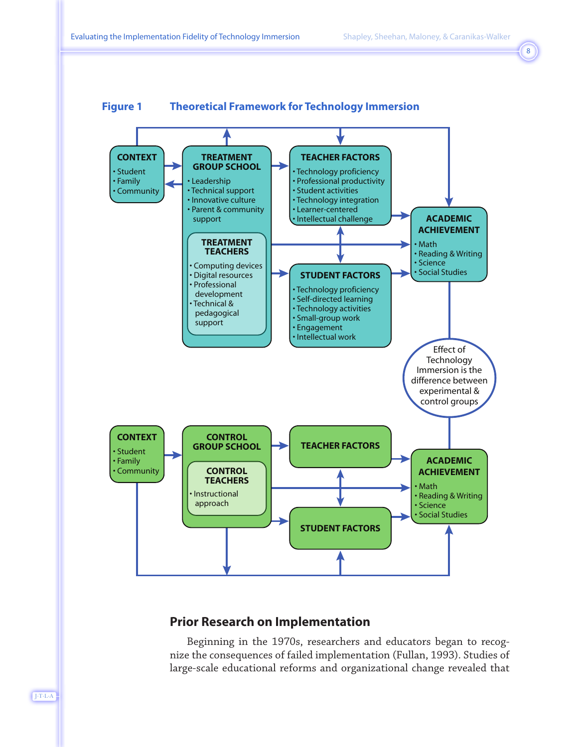**Figure 1 Theoretical Framework for Technology Immersion**

**CONTEXT**
- Student
- Family
- Community

**TREATMENT GROUP SCHOOL**
- Leadership
- Technical support
- Innovative culture
- Parent & community support

**TREATMENT TEACHERS**
- Computing devices
- Digital resources
- Professional development
- Technical & pedagogical support

**TEACHER FACTORS**
- Technology proficiency
- Professional productivity
- Student activities
- Technology integration
- Learner-centered
- Intellectual challenge

**STUDENT FACTORS**
- Technology proficiency
- Self-directed learning
- Technology activities
- Small-group work
- Engagement
- Intellectual work

**ACADEMIC ACHIEVEMENT**
- Math
- Reading & Writing
- Science
- Social Studies

Effect of Technology Immersion is the difference between experimental & control groups

**CONTEXT**
- Student
- Family
- Community

**CONTROL GROUP SCHOOL**

**CONTROL TEACHERS**
- Instructional approach

**TEACHER FACTORS**

**STUDENT FACTORS**

**ACADEMIC ACHIEVEMENT**
- Math
- Reading & Writing
- Science
- Social Studies

## Prior Research on Implementation

Beginning in the 1970s, researchers and educators began to recognize the consequences of failed implementation (Fullan, 1993). Studies of large-scale educational reforms and organizational change revealed that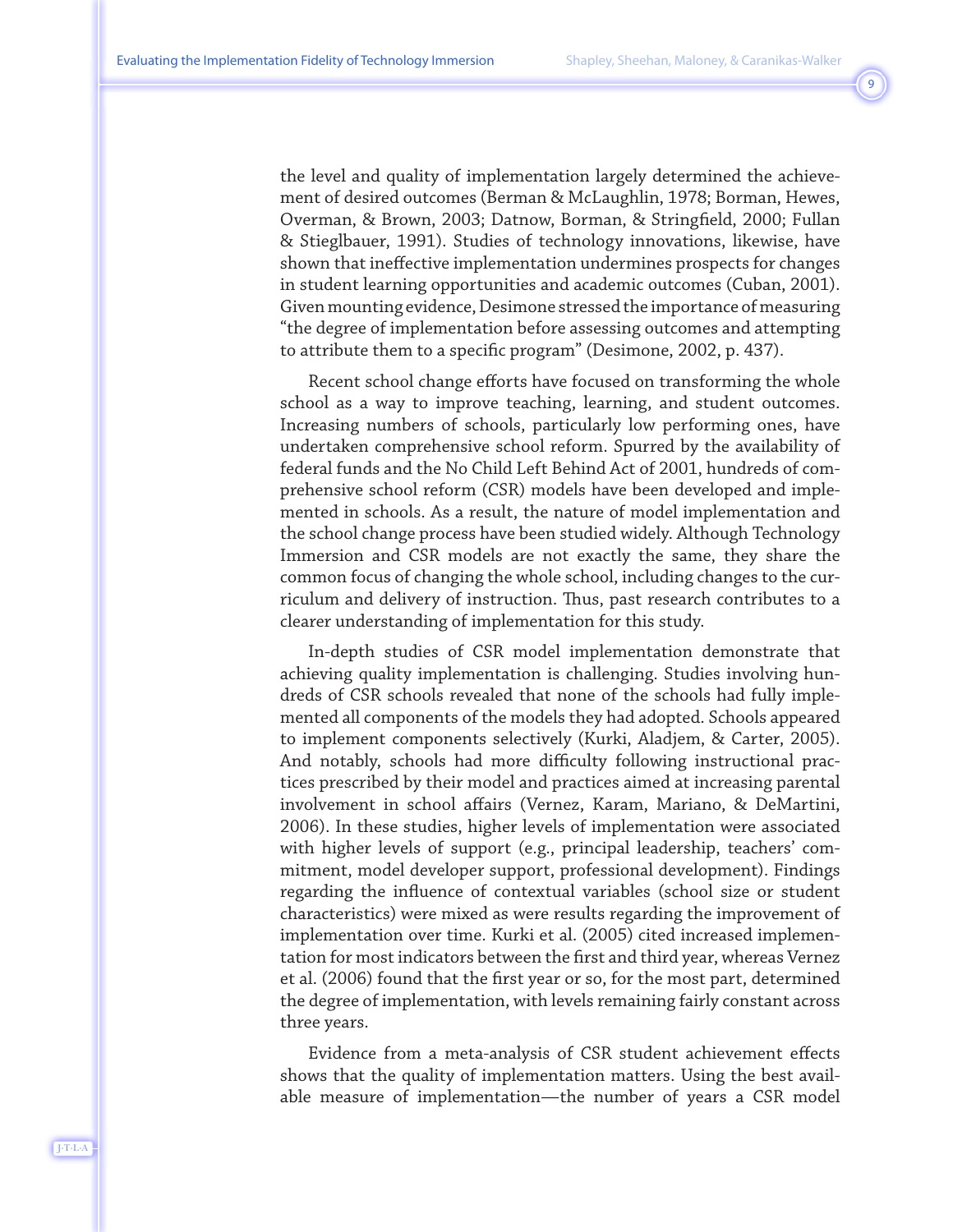the level and quality of implementation largely determined the achievement of desired outcomes (Berman & McLaughlin, 1978; Borman, Hewes, Overman, & Brown, 2003; Datnow, Borman, & Stringfield, 2000; Fullan & Stieglbauer, 1991). Studies of technology innovations, likewise, have shown that ineffective implementation undermines prospects for changes in student learning opportunities and academic outcomes (Cuban, 2001). Given mounting evidence, Desimone stressed the importance of measuring "the degree of implementation before assessing outcomes and attempting to attribute them to a specific program" (Desimone, 2002, p. 437).

Recent school change efforts have focused on transforming the whole school as a way to improve teaching, learning, and student outcomes. Increasing numbers of schools, particularly low performing ones, have undertaken comprehensive school reform. Spurred by the availability of federal funds and the No Child Left Behind Act of 2001, hundreds of comprehensive school reform (CSR) models have been developed and implemented in schools. As a result, the nature of model implementation and the school change process have been studied widely. Although Technology Immersion and CSR models are not exactly the same, they share the common focus of changing the whole school, including changes to the curriculum and delivery of instruction. Thus, past research contributes to a clearer understanding of implementation for this study.

In-depth studies of CSR model implementation demonstrate that achieving quality implementation is challenging. Studies involving hundreds of CSR schools revealed that none of the schools had fully implemented all components of the models they had adopted. Schools appeared to implement components selectively (Kurki, Aladjem, & Carter, 2005). And notably, schools had more difficulty following instructional practices prescribed by their model and practices aimed at increasing parental involvement in school affairs (Vernez, Karam, Mariano, & DeMartini, 2006). In these studies, higher levels of implementation were associated with higher levels of support (e.g., principal leadership, teachers' commitment, model developer support, professional development). Findings regarding the influence of contextual variables (school size or student characteristics) were mixed as were results regarding the improvement of implementation over time. Kurki et al. (2005) cited increased implementation for most indicators between the first and third year, whereas Vernez et al. (2006) found that the first year or so, for the most part, determined the degree of implementation, with levels remaining fairly constant across three years.

Evidence from a meta-analysis of CSR student achievement effects shows that the quality of implementation matters. Using the best available measure of implementation—the number of years a CSR model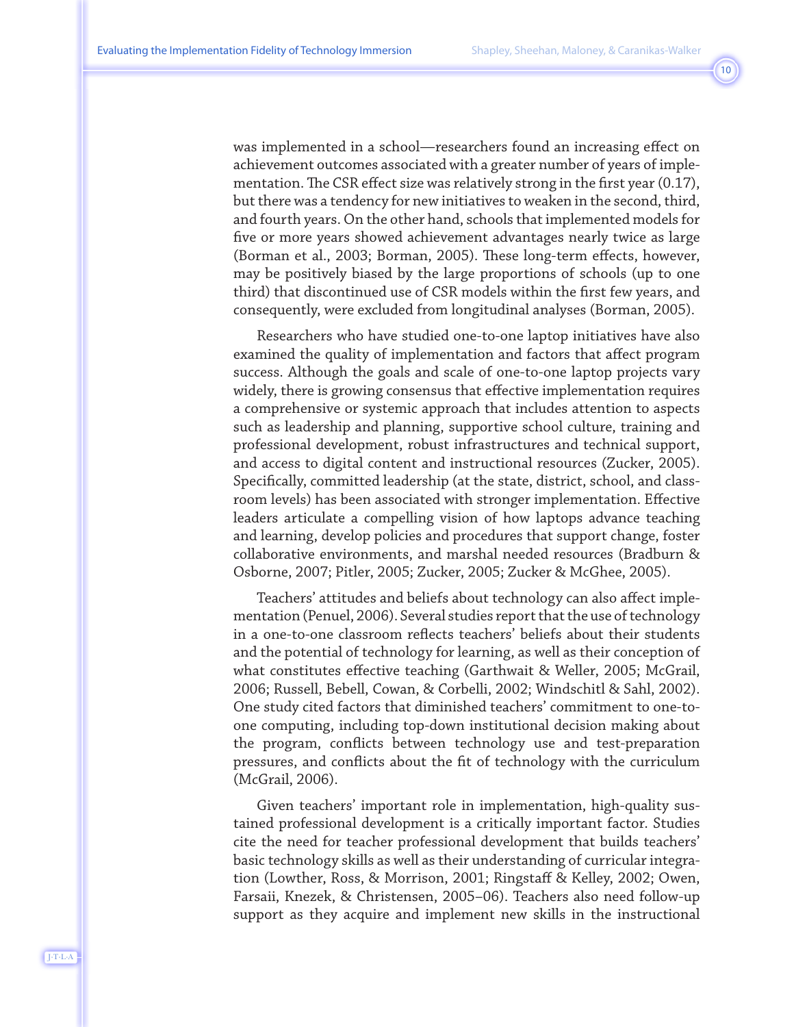was implemented in a school—researchers found an increasing effect on achievement outcomes associated with a greater number of years of implementation. The CSR effect size was relatively strong in the first year (0.17), but there was a tendency for new initiatives to weaken in the second, third, and fourth years. On the other hand, schools that implemented models for five or more years showed achievement advantages nearly twice as large (Borman et al., 2003; Borman, 2005). These long-term effects, however, may be positively biased by the large proportions of schools (up to one third) that discontinued use of CSR models within the first few years, and consequently, were excluded from longitudinal analyses (Borman, 2005).

Researchers who have studied one-to-one laptop initiatives have also examined the quality of implementation and factors that affect program success. Although the goals and scale of one-to-one laptop projects vary widely, there is growing consensus that effective implementation requires a comprehensive or systemic approach that includes attention to aspects such as leadership and planning, supportive school culture, training and professional development, robust infrastructures and technical support, and access to digital content and instructional resources (Zucker, 2005). Specifically, committed leadership (at the state, district, school, and classroom levels) has been associated with stronger implementation. Effective leaders articulate a compelling vision of how laptops advance teaching and learning, develop policies and procedures that support change, foster collaborative environments, and marshal needed resources (Bradburn & Osborne, 2007; Pitler, 2005; Zucker, 2005; Zucker & McGhee, 2005).

Teachers' attitudes and beliefs about technology can also affect implementation (Penuel, 2006). Several studies report that the use of technology in a one-to-one classroom reflects teachers' beliefs about their students and the potential of technology for learning, as well as their conception of what constitutes effective teaching (Garthwait & Weller, 2005; McGrail, 2006; Russell, Bebell, Cowan, & Corbelli, 2002; Windschitl & Sahl, 2002). One study cited factors that diminished teachers' commitment to one-to-one computing, including top-down institutional decision making about the program, conflicts between technology use and test-preparation pressures, and conflicts about the fit of technology with the curriculum (McGrail, 2006).

Given teachers' important role in implementation, high-quality sustained professional development is a critically important factor. Studies cite the need for teacher professional development that builds teachers' basic technology skills as well as their understanding of curricular integration (Lowther, Ross, & Morrison, 2001; Ringstaff & Kelley, 2002; Owen, Farsaii, Knezek, & Christensen, 2005–06). Teachers also need follow-up support as they acquire and implement new skills in the instructional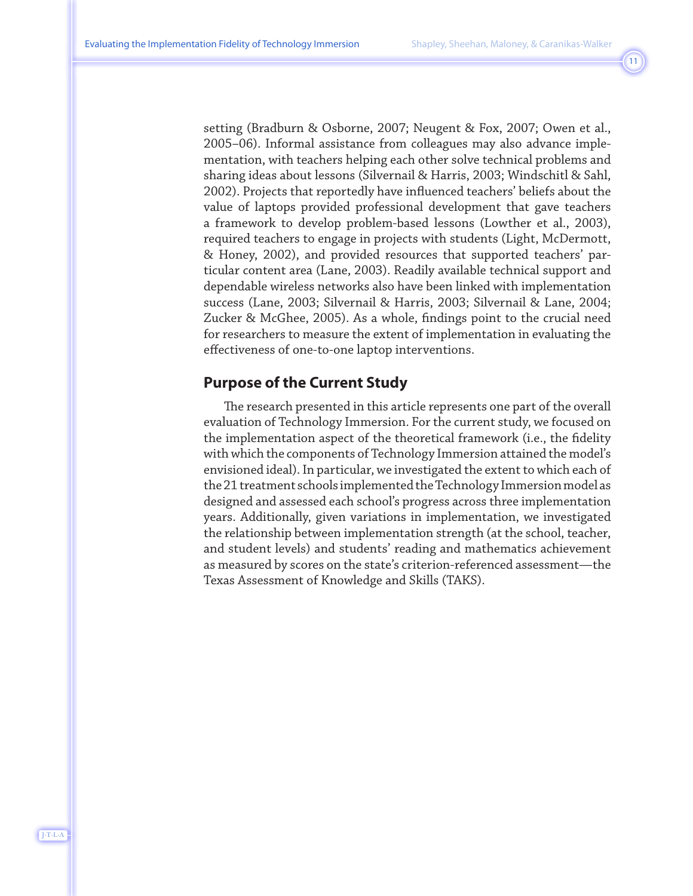setting (Bradburn & Osborne, 2007; Neugent & Fox, 2007; Owen et al., 2005–06). Informal assistance from colleagues may also advance implementation, with teachers helping each other solve technical problems and sharing ideas about lessons (Silvernail & Harris, 2003; Windschitl & Sahl, 2002). Projects that reportedly have influenced teachers' beliefs about the value of laptops provided professional development that gave teachers a framework to develop problem-based lessons (Lowther et al., 2003), required teachers to engage in projects with students (Light, McDermott, & Honey, 2002), and provided resources that supported teachers' particular content area (Lane, 2003). Readily available technical support and dependable wireless networks also have been linked with implementation success (Lane, 2003; Silvernail & Harris, 2003; Silvernail & Lane, 2004; Zucker & McGhee, 2005). As a whole, findings point to the crucial need for researchers to measure the extent of implementation in evaluating the effectiveness of one-to-one laptop interventions.

## Purpose of the Current Study

The research presented in this article represents one part of the overall evaluation of Technology Immersion. For the current study, we focused on the implementation aspect of the theoretical framework (i.e., the fidelity with which the components of Technology Immersion attained the model's envisioned ideal). In particular, we investigated the extent to which each of the 21 treatment schools implemented the Technology Immersion model as designed and assessed each school's progress across three implementation years. Additionally, given variations in implementation, we investigated the relationship between implementation strength (at the school, teacher, and student levels) and students' reading and mathematics achievement as measured by scores on the state's criterion-referenced assessment—the Texas Assessment of Knowledge and Skills (TAKS).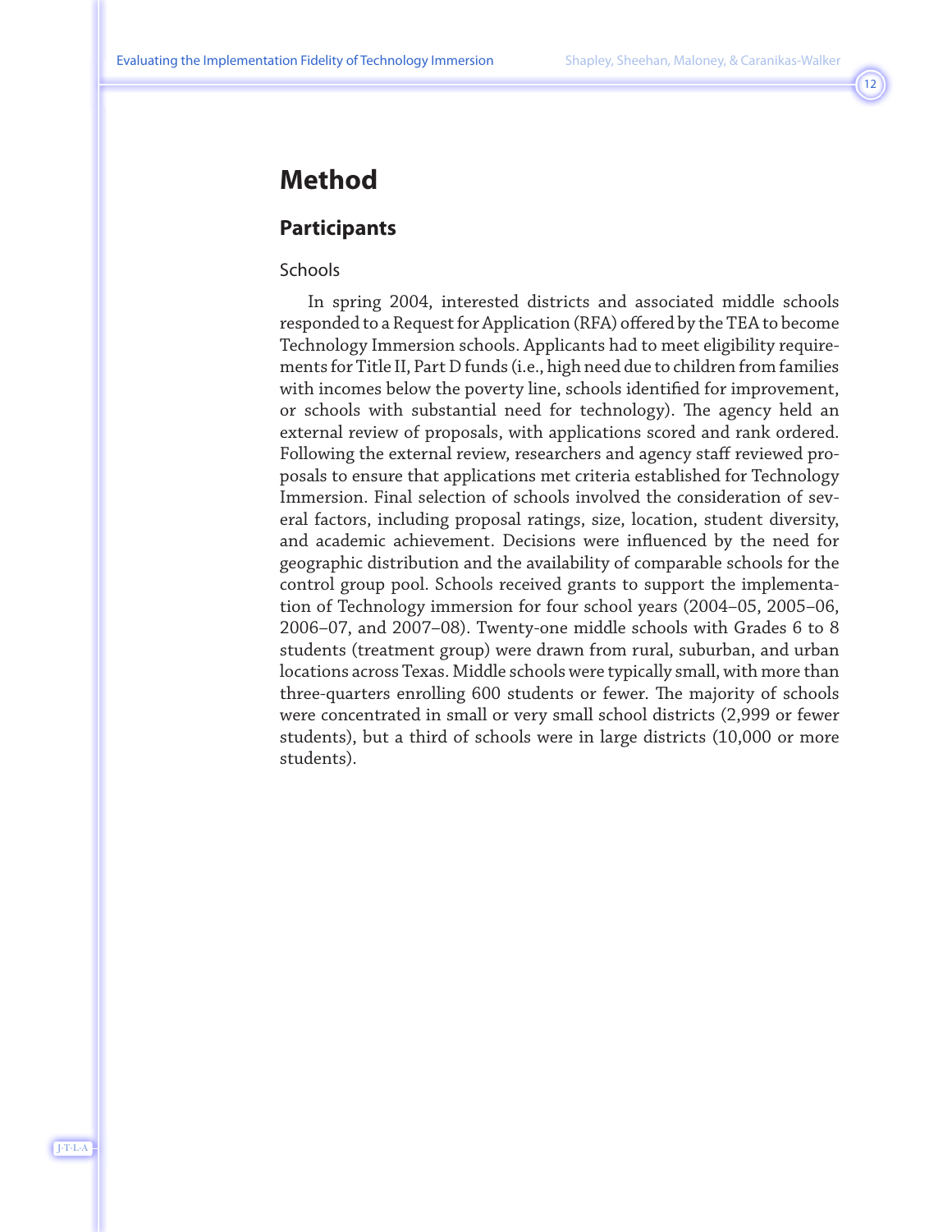# Method

## Participants

### Schools

In spring 2004, interested districts and associated middle schools responded to a Request for Application (RFA) offered by the TEA to become Technology Immersion schools. Applicants had to meet eligibility requirements for Title II, Part D funds (i.e., high need due to children from families with incomes below the poverty line, schools identified for improvement, or schools with substantial need for technology). The agency held an external review of proposals, with applications scored and rank ordered. Following the external review, researchers and agency staff reviewed proposals to ensure that applications met criteria established for Technology Immersion. Final selection of schools involved the consideration of several factors, including proposal ratings, size, location, student diversity, and academic achievement. Decisions were influenced by the need for geographic distribution and the availability of comparable schools for the control group pool. Schools received grants to support the implementation of Technology immersion for four school years (2004–05, 2005–06, 2006–07, and 2007–08). Twenty-one middle schools with Grades 6 to 8 students (treatment group) were drawn from rural, suburban, and urban locations across Texas. Middle schools were typically small, with more than three-quarters enrolling 600 students or fewer. The majority of schools were concentrated in small or very small school districts (2,999 or fewer students), but a third of schools were in large districts (10,000 or more students).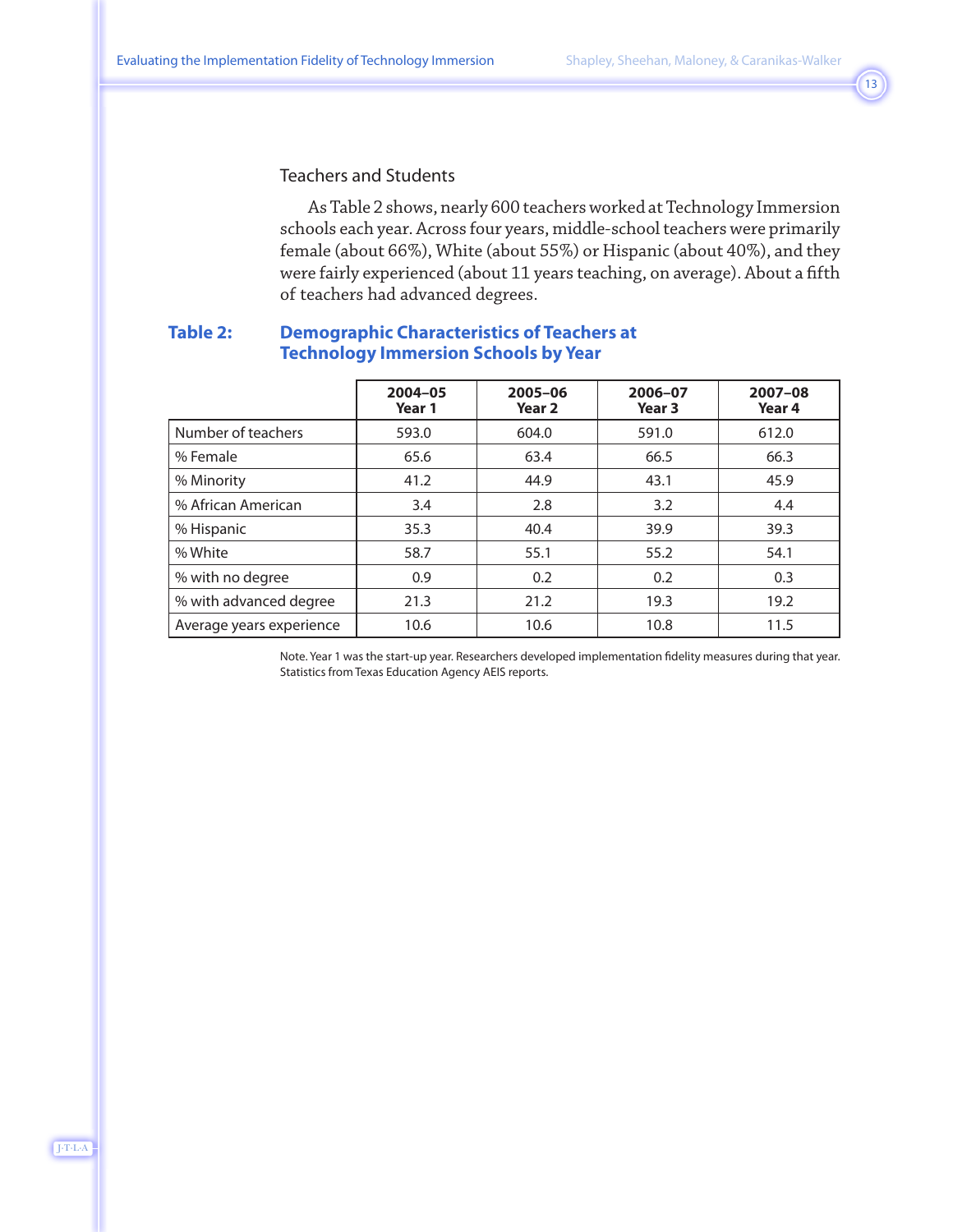### Teachers and Students

As Table 2 shows, nearly 600 teachers worked at Technology Immersion schools each year. Across four years, middle-school teachers were primarily female (about 66%), White (about 55%) or Hispanic (about 40%), and they were fairly experienced (about 11 years teaching, on average). About a fifth of teachers had advanced degrees.

**Table 2: Demographic Characteristics of Teachers at Technology Immersion Schools by Year**

| | 2004–05 Year 1 | 2005–06 Year 2 | 2006–07 Year 3 | 2007–08 Year 4 |
|---|---|---|---|---|
| Number of teachers | 593.0 | 604.0 | 591.0 | 612.0 |
| % Female | 65.6 | 63.4 | 66.5 | 66.3 |
| % Minority | 41.2 | 44.9 | 43.1 | 45.9 |
| % African American | 3.4 | 2.8 | 3.2 | 4.4 |
| % Hispanic | 35.3 | 40.4 | 39.9 | 39.3 |
| % White | 58.7 | 55.1 | 55.2 | 54.1 |
| % with no degree | 0.9 | 0.2 | 0.2 | 0.3 |
| % with advanced degree | 21.3 | 21.2 | 19.3 | 19.2 |
| Average years experience | 10.6 | 10.6 | 10.8 | 11.5 |

Note. Year 1 was the start-up year. Researchers developed implementation fidelity measures during that year. Statistics from Texas Education Agency AEIS reports.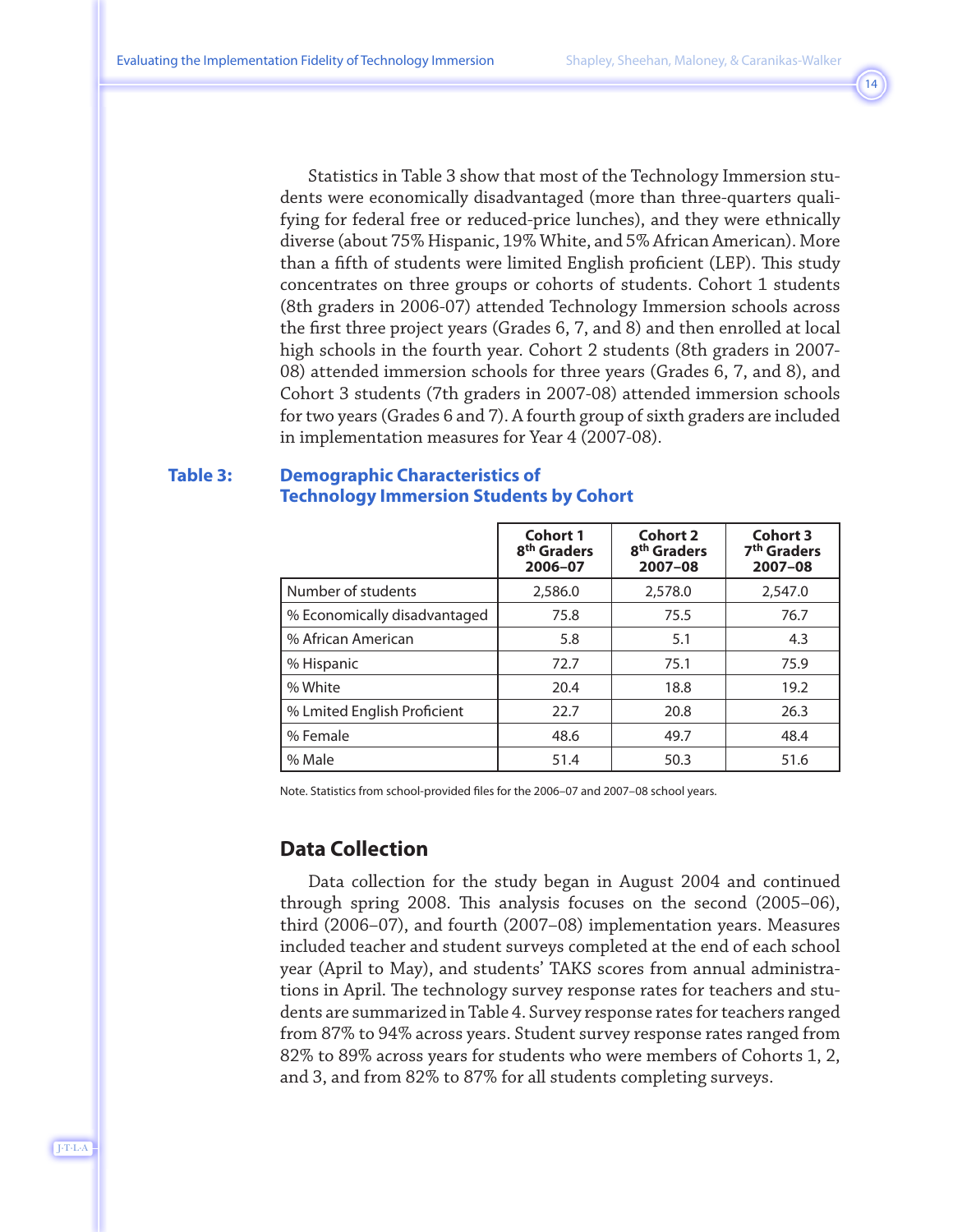Statistics in Table 3 show that most of the Technology Immersion students were economically disadvantaged (more than three-quarters qualifying for federal free or reduced-price lunches), and they were ethnically diverse (about 75% Hispanic, 19% White, and 5% African American). More than a fifth of students were limited English proficient (LEP). This study concentrates on three groups or cohorts of students. Cohort 1 students (8th graders in 2006-07) attended Technology Immersion schools across the first three project years (Grades 6, 7, and 8) and then enrolled at local high schools in the fourth year. Cohort 2 students (8th graders in 2007-08) attended immersion schools for three years (Grades 6, 7, and 8), and Cohort 3 students (7th graders in 2007-08) attended immersion schools for two years (Grades 6 and 7). A fourth group of sixth graders are included in implementation measures for Year 4 (2007-08).

**Table 3: Demographic Characteristics of Technology Immersion Students by Cohort**

| | Cohort 1 8th Graders 2006–07 | Cohort 2 8th Graders 2007–08 | Cohort 3 7th Graders 2007–08 |
|---|---|---|---|
| Number of students | 2,586.0 | 2,578.0 | 2,547.0 |
| % Economically disadvantaged | 75.8 | 75.5 | 76.7 |
| % African American | 5.8 | 5.1 | 4.3 |
| % Hispanic | 72.7 | 75.1 | 75.9 |
| % White | 20.4 | 18.8 | 19.2 |
| % Lmited English Proficient | 22.7 | 20.8 | 26.3 |
| % Female | 48.6 | 49.7 | 48.4 |
| % Male | 51.4 | 50.3 | 51.6 |

Note. Statistics from school-provided files for the 2006–07 and 2007–08 school years.

## Data Collection

Data collection for the study began in August 2004 and continued through spring 2008. This analysis focuses on the second (2005–06), third (2006–07), and fourth (2007–08) implementation years. Measures included teacher and student surveys completed at the end of each school year (April to May), and students' TAKS scores from annual administrations in April. The technology survey response rates for teachers and students are summarized in Table 4. Survey response rates for teachers ranged from 87% to 94% across years. Student survey response rates ranged from 82% to 89% across years for students who were members of Cohorts 1, 2, and 3, and from 82% to 87% for all students completing surveys.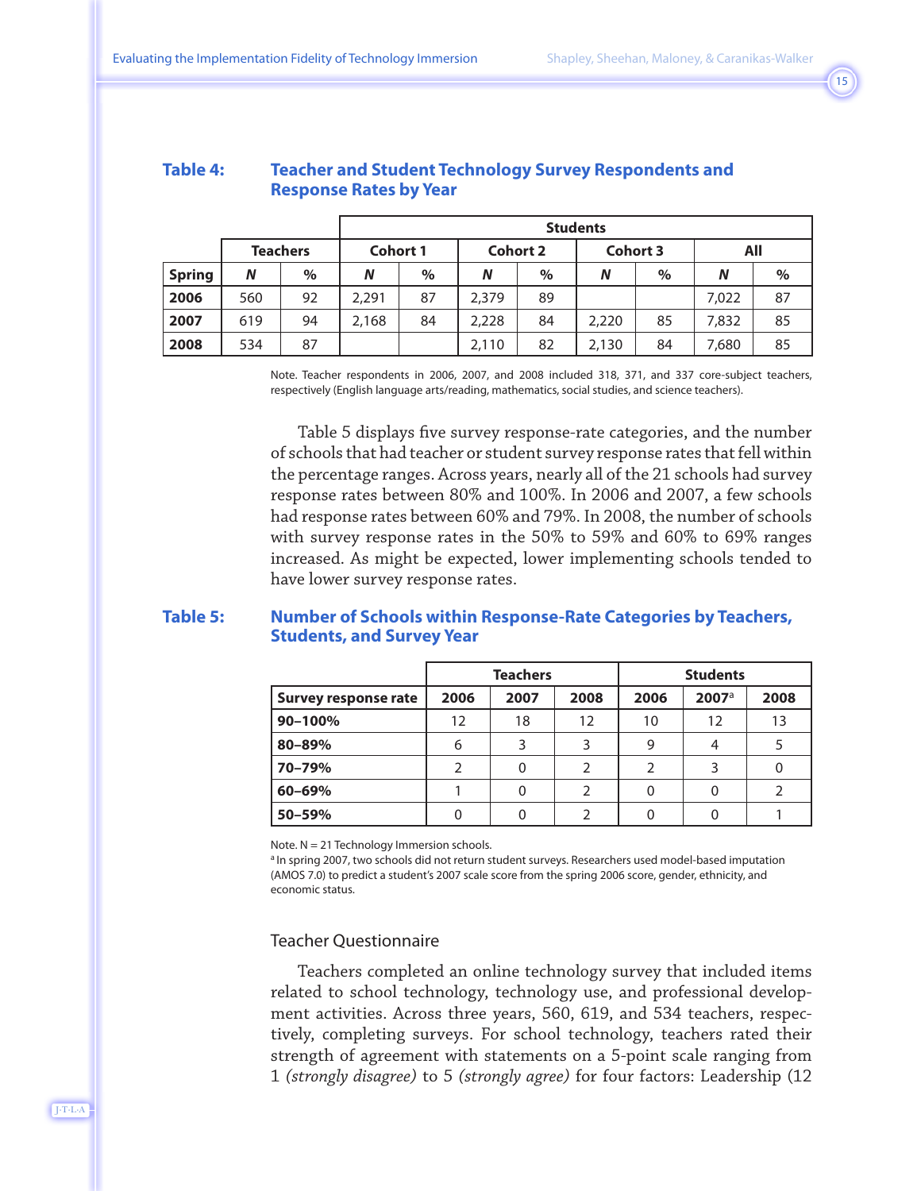**Table 4: Teacher and Student Technology Survey Respondents and Response Rates by Year**

| | Teachers | | Students | | | | | | | |
|---|---|---|---|---|---|---|---|---|---|---|
| | | | Cohort 1 | | Cohort 2 | | Cohort 3 | | All | |
| Spring | *N* | % | *N* | % | *N* | % | *N* | % | *N* | % |
| **2006** | 560 | 92 | 2,291 | 87 | 2,379 | 89 | | | 7,022 | 87 |
| **2007** | 619 | 94 | 2,168 | 84 | 2,228 | 84 | 2,220 | 85 | 7,832 | 85 |
| **2008** | 534 | 87 | | | 2,110 | 82 | 2,130 | 84 | 7,680 | 85 |

Note. Teacher respondents in 2006, 2007, and 2008 included 318, 371, and 337 core-subject teachers, respectively (English language arts/reading, mathematics, social studies, and science teachers).

Table 5 displays five survey response-rate categories, and the number of schools that had teacher or student survey response rates that fell within the percentage ranges. Across years, nearly all of the 21 schools had survey response rates between 80% and 100%. In 2006 and 2007, a few schools had response rates between 60% and 79%. In 2008, the number of schools with survey response rates in the 50% to 59% and 60% to 69% ranges increased. As might be expected, lower implementing schools tended to have lower survey response rates.

**Table 5: Number of Schools within Response-Rate Categories by Teachers, Students, and Survey Year**

| | Teachers | | | Students | | |
|---|---|---|---|---|---|---|
| Survey response rate | 2006 | 2007 | 2008 | 2006 | 2007[a] | 2008 |
| **90–100%** | 12 | 18 | 12 | 10 | 12 | 13 |
| **80–89%** | 6 | 3 | 3 | 9 | 4 | 5 |
| **70–79%** | 2 | 0 | 2 | 2 | 3 | 0 |
| **60–69%** | 1 | 0 | 2 | 0 | 0 | 2 |
| **50–59%** | 0 | 0 | 2 | 0 | 0 | 1 |

Note. N = 21 Technology Immersion schools.
[a] In spring 2007, two schools did not return student surveys. Researchers used model-based imputation (AMOS 7.0) to predict a student's 2007 scale score from the spring 2006 score, gender, ethnicity, and economic status.

### Teacher Questionnaire

Teachers completed an online technology survey that included items related to school technology, technology use, and professional development activities. Across three years, 560, 619, and 534 teachers, respectively, completing surveys. For school technology, teachers rated their strength of agreement with statements on a 5-point scale ranging from 1 *(strongly disagree)* to 5 *(strongly agree)* for four factors: Leadership (12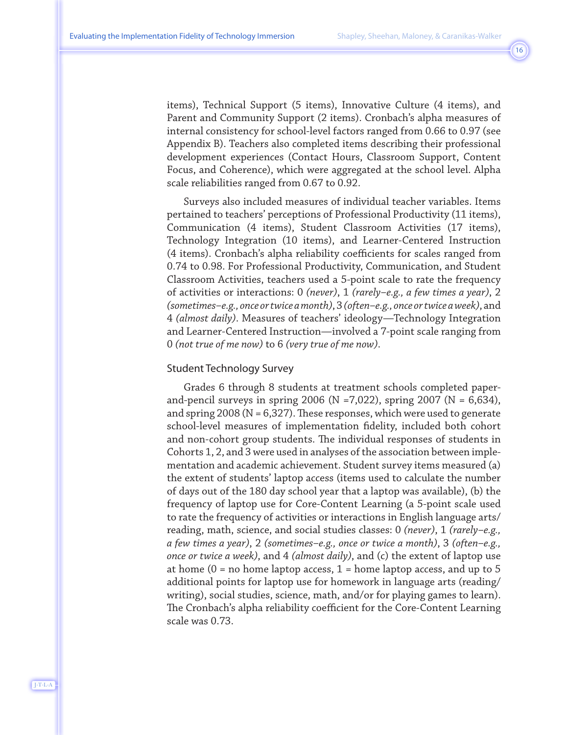items), Technical Support (5 items), Innovative Culture (4 items), and Parent and Community Support (2 items). Cronbach's alpha measures of internal consistency for school-level factors ranged from 0.66 to 0.97 (see Appendix B). Teachers also completed items describing their professional development experiences (Contact Hours, Classroom Support, Content Focus, and Coherence), which were aggregated at the school level. Alpha scale reliabilities ranged from 0.67 to 0.92.

Surveys also included measures of individual teacher variables. Items pertained to teachers' perceptions of Professional Productivity (11 items), Communication (4 items), Student Classroom Activities (17 items), Technology Integration (10 items), and Learner-Centered Instruction (4 items). Cronbach's alpha reliability coefficients for scales ranged from 0.74 to 0.98. For Professional Productivity, Communication, and Student Classroom Activities, teachers used a 5-point scale to rate the frequency of activities or interactions: 0 *(never)*, 1 *(rarely–e.g., a few times a year)*, 2 *(sometimes–e.g., once or twice a month)*, 3 *(often–e.g., once or twice a week)*, and 4 *(almost daily)*. Measures of teachers' ideology—Technology Integration and Learner-Centered Instruction—involved a 7-point scale ranging from 0 *(not true of me now)* to 6 *(very true of me now)*.

### Student Technology Survey

Grades 6 through 8 students at treatment schools completed paper-and-pencil surveys in spring 2006 (N =7,022), spring 2007 (N = 6,634), and spring 2008 (N = 6,327). These responses, which were used to generate school-level measures of implementation fidelity, included both cohort and non-cohort group students. The individual responses of students in Cohorts 1, 2, and 3 were used in analyses of the association between implementation and academic achievement. Student survey items measured (a) the extent of students' laptop access (items used to calculate the number of days out of the 180 day school year that a laptop was available), (b) the frequency of laptop use for Core-Content Learning (a 5-point scale used to rate the frequency of activities or interactions in English language arts/reading, math, science, and social studies classes: 0 *(never)*, 1 *(rarely–e.g., a few times a year)*, 2 *(sometimes–e.g., once or twice a month)*, 3 *(often–e.g., once or twice a week)*, and 4 *(almost daily)*, and (c) the extent of laptop use at home (0 = no home laptop access, 1 = home laptop access, and up to 5 additional points for laptop use for homework in language arts (reading/writing), social studies, science, math, and/or for playing games to learn). The Cronbach's alpha reliability coefficient for the Core-Content Learning scale was 0.73.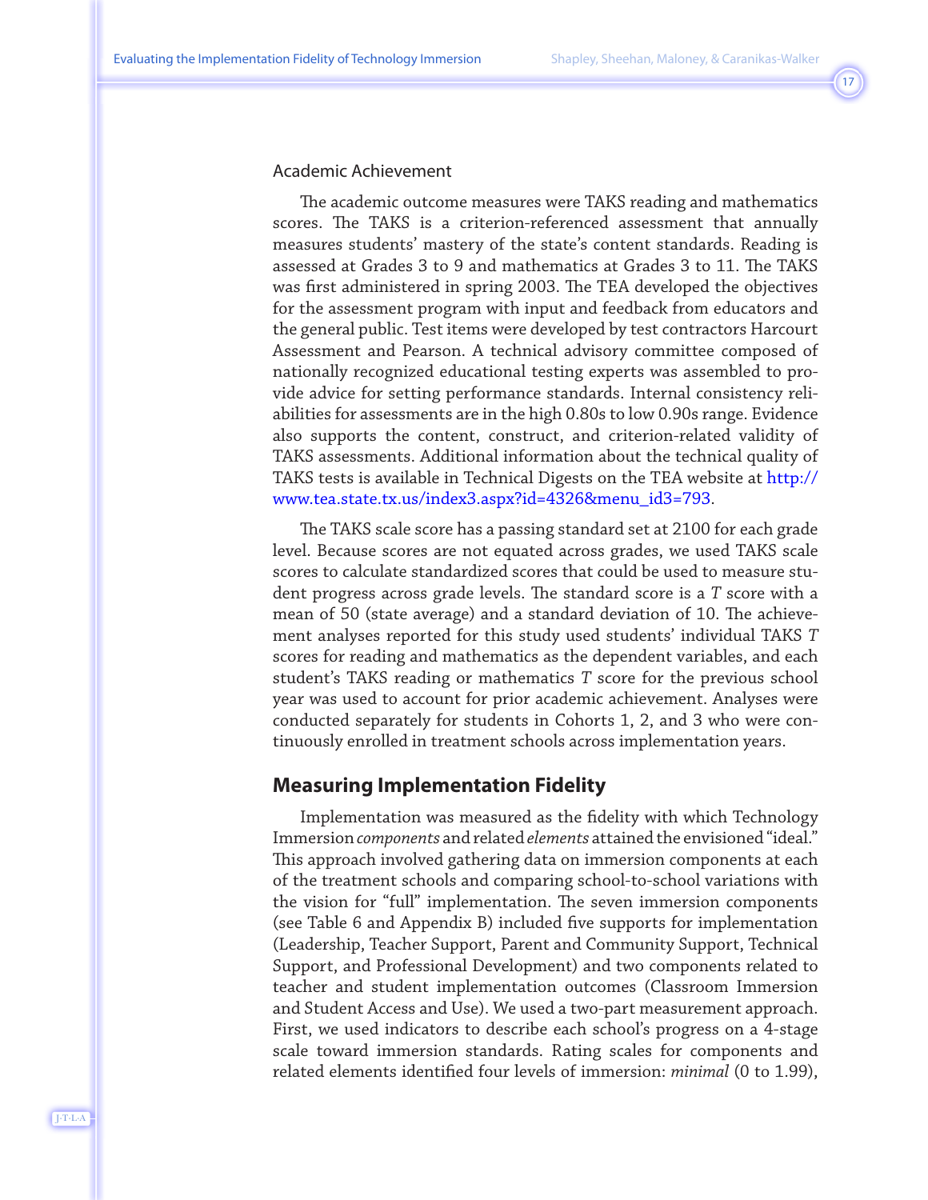### Academic Achievement

The academic outcome measures were TAKS reading and mathematics scores. The TAKS is a criterion-referenced assessment that annually measures students' mastery of the state's content standards. Reading is assessed at Grades 3 to 9 and mathematics at Grades 3 to 11. The TAKS was first administered in spring 2003. The TEA developed the objectives for the assessment program with input and feedback from educators and the general public. Test items were developed by test contractors Harcourt Assessment and Pearson. A technical advisory committee composed of nationally recognized educational testing experts was assembled to provide advice for setting performance standards. Internal consistency reliabilities for assessments are in the high 0.80s to low 0.90s range. Evidence also supports the content, construct, and criterion-related validity of TAKS assessments. Additional information about the technical quality of TAKS tests is available in Technical Digests on the TEA website at http://www.tea.state.tx.us/index3.aspx?id=4326&menu_id3=793.

The TAKS scale score has a passing standard set at 2100 for each grade level. Because scores are not equated across grades, we used TAKS scale scores to calculate standardized scores that could be used to measure student progress across grade levels. The standard score is a *T* score with a mean of 50 (state average) and a standard deviation of 10. The achievement analyses reported for this study used students' individual TAKS *T* scores for reading and mathematics as the dependent variables, and each student's TAKS reading or mathematics *T* score for the previous school year was used to account for prior academic achievement. Analyses were conducted separately for students in Cohorts 1, 2, and 3 who were continuously enrolled in treatment schools across implementation years.

## Measuring Implementation Fidelity

Implementation was measured as the fidelity with which Technology Immersion *components* and related *elements* attained the envisioned "ideal." This approach involved gathering data on immersion components at each of the treatment schools and comparing school-to-school variations with the vision for "full" implementation. The seven immersion components (see Table 6 and Appendix B) included five supports for implementation (Leadership, Teacher Support, Parent and Community Support, Technical Support, and Professional Development) and two components related to teacher and student implementation outcomes (Classroom Immersion and Student Access and Use). We used a two-part measurement approach. First, we used indicators to describe each school's progress on a 4-stage scale toward immersion standards. Rating scales for components and related elements identified four levels of immersion: *minimal* (0 to 1.99),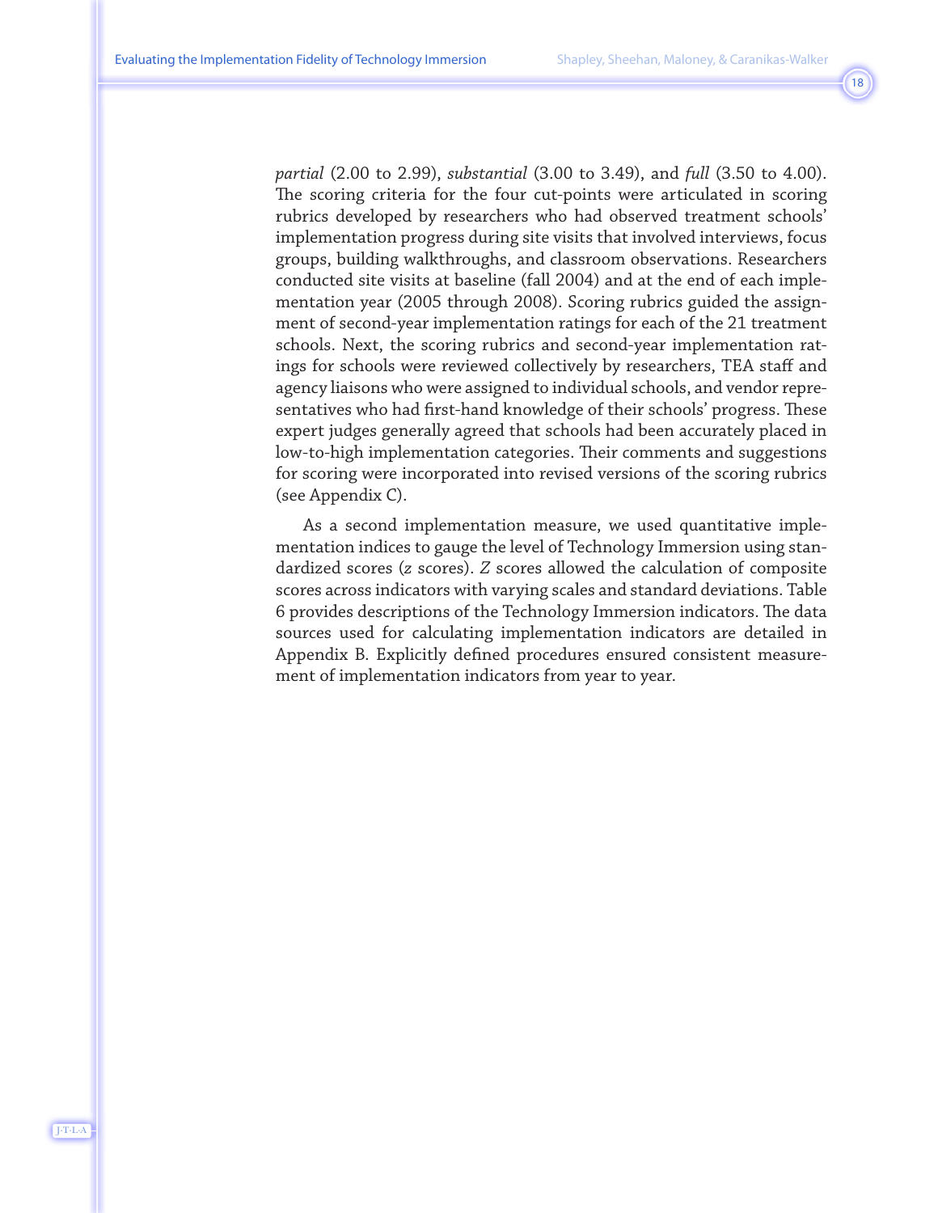*partial* (2.00 to 2.99), *substantial* (3.00 to 3.49), and *full* (3.50 to 4.00). The scoring criteria for the four cut-points were articulated in scoring rubrics developed by researchers who had observed treatment schools' implementation progress during site visits that involved interviews, focus groups, building walkthroughs, and classroom observations. Researchers conducted site visits at baseline (fall 2004) and at the end of each implementation year (2005 through 2008). Scoring rubrics guided the assignment of second-year implementation ratings for each of the 21 treatment schools. Next, the scoring rubrics and second-year implementation ratings for schools were reviewed collectively by researchers, TEA staff and agency liaisons who were assigned to individual schools, and vendor representatives who had first-hand knowledge of their schools' progress. These expert judges generally agreed that schools had been accurately placed in low-to-high implementation categories. Their comments and suggestions for scoring were incorporated into revised versions of the scoring rubrics (see Appendix C).

As a second implementation measure, we used quantitative implementation indices to gauge the level of Technology Immersion using standardized scores (*z* scores). *Z* scores allowed the calculation of composite scores across indicators with varying scales and standard deviations. Table 6 provides descriptions of the Technology Immersion indicators. The data sources used for calculating implementation indicators are detailed in Appendix B. Explicitly defined procedures ensured consistent measurement of implementation indicators from year to year.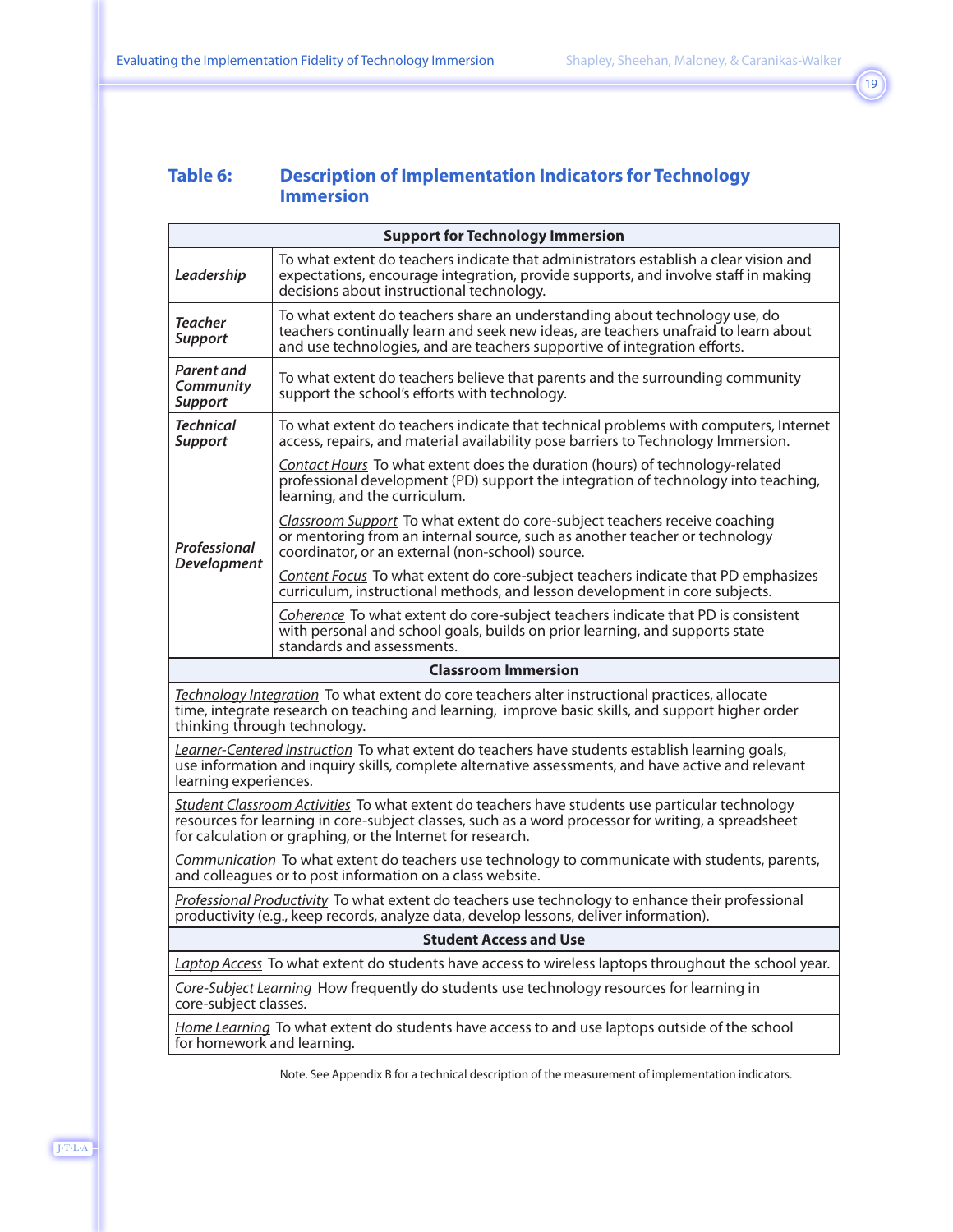### Table 6: Description of Implementation Indicators for Technology Immersion

| Support for Technology Immersion | |
|---|---|
| ***Leadership*** | To what extent do teachers indicate that administrators establish a clear vision and expectations, encourage integration, provide supports, and involve staff in making decisions about instructional technology. |
| ***Teacher Support*** | To what extent do teachers share an understanding about technology use, do teachers continually learn and seek new ideas, are teachers unafraid to learn about and use technologies, and are teachers supportive of integration efforts. |
| ***Parent and Community Support*** | To what extent do teachers believe that parents and the surrounding community support the school's efforts with technology. |
| ***Technical Support*** | To what extent do teachers indicate that technical problems with computers, Internet access, repairs, and material availability pose barriers to Technology Immersion. |
| ***Professional Development*** | Contact Hours To what extent does the duration (hours) of technology-related professional development (PD) support the integration of technology into teaching, learning, and the curriculum. |
| | Classroom Support To what extent do core-subject teachers receive coaching or mentoring from an internal source, such as another teacher or technology coordinator, or an external (non-school) source. |
| | Content Focus To what extent do core-subject teachers indicate that PD emphasizes curriculum, instructional methods, and lesson development in core subjects. |
| | Coherence To what extent do core-subject teachers indicate that PD is consistent with personal and school goals, builds on prior learning, and supports state standards and assessments. |
| **Classroom Immersion** | |
| Technology Integration To what extent do core teachers alter instructional practices, allocate time, integrate research on teaching and learning, improve basic skills, and support higher order thinking through technology. | |
| Learner-Centered Instruction To what extent do teachers have students establish learning goals, use information and inquiry skills, complete alternative assessments, and have active and relevant learning experiences. | |
| Student Classroom Activities To what extent do teachers have students use particular technology resources for learning in core-subject classes, such as a word processor for writing, a spreadsheet for calculation or graphing, or the Internet for research. | |
| Communication To what extent do teachers use technology to communicate with students, parents, and colleagues or to post information on a class website. | |
| Professional Productivity To what extent do teachers use technology to enhance their professional productivity (e.g., keep records, analyze data, develop lessons, deliver information). | |
| **Student Access and Use** | |
| Laptop Access To what extent do students have access to wireless laptops throughout the school year. | |
| Core-Subject Learning How frequently do students use technology resources for learning in core-subject classes. | |
| Home Learning To what extent do students have access to and use laptops outside of the school for homework and learning. | |

Note. See Appendix B for a technical description of the measurement of implementation indicators.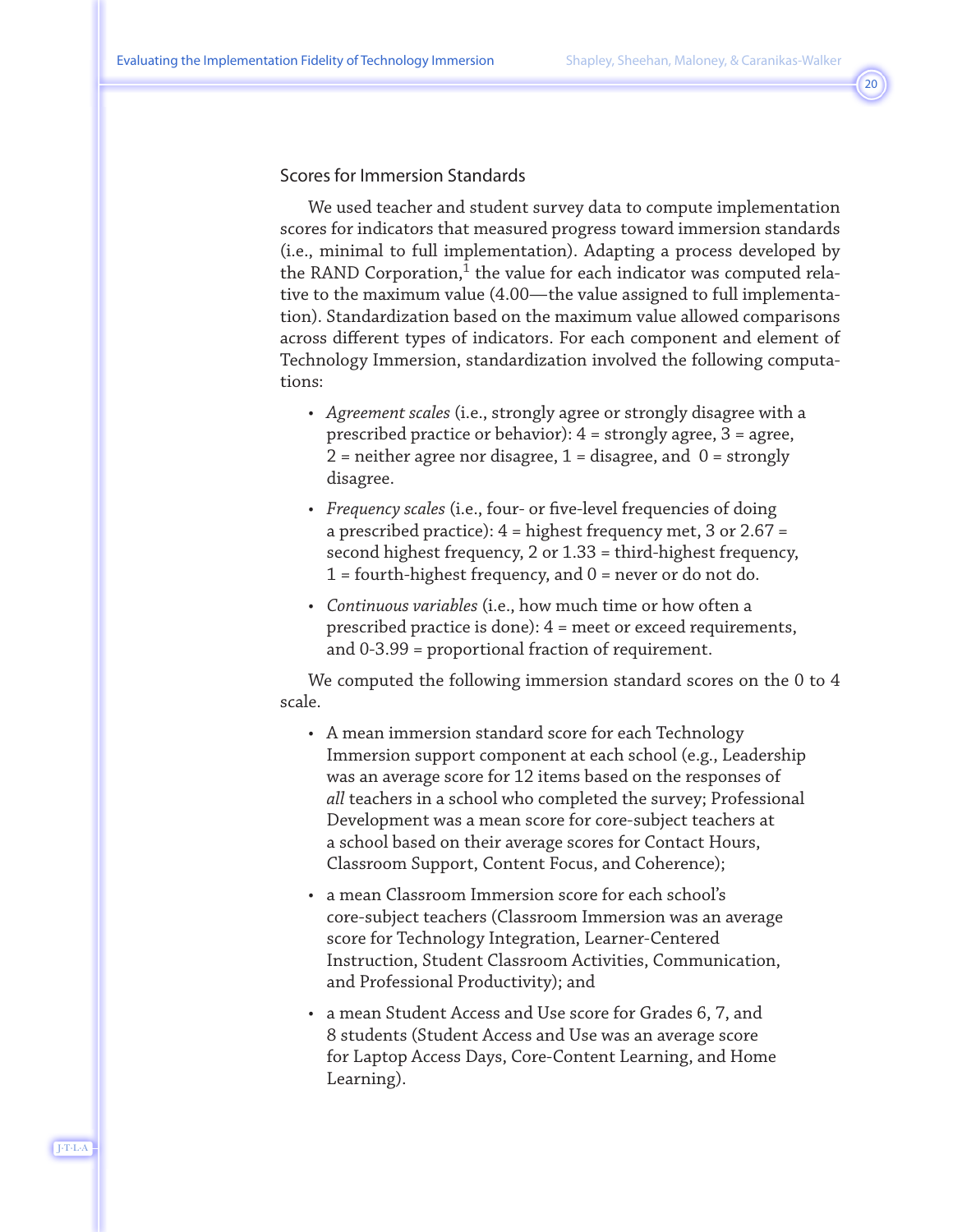### Scores for Immersion Standards

We used teacher and student survey data to compute implementation scores for indicators that measured progress toward immersion standards (i.e., minimal to full implementation). Adapting a process developed by the RAND Corporation,[1] the value for each indicator was computed relative to the maximum value (4.00—the value assigned to full implementation). Standardization based on the maximum value allowed comparisons across different types of indicators. For each component and element of Technology Immersion, standardization involved the following computations:

- *Agreement scales* (i.e., strongly agree or strongly disagree with a prescribed practice or behavior): 4 = strongly agree, 3 = agree, 2 = neither agree nor disagree, 1 = disagree, and 0 = strongly disagree.
- *Frequency scales* (i.e., four- or five-level frequencies of doing a prescribed practice): 4 = highest frequency met, 3 or 2.67 = second highest frequency, 2 or 1.33 = third-highest frequency, 1 = fourth-highest frequency, and 0 = never or do not do.
- *Continuous variables* (i.e., how much time or how often a prescribed practice is done): 4 = meet or exceed requirements, and 0-3.99 = proportional fraction of requirement.

We computed the following immersion standard scores on the 0 to 4 scale.

- A mean immersion standard score for each Technology Immersion support component at each school (e.g., Leadership was an average score for 12 items based on the responses of *all* teachers in a school who completed the survey; Professional Development was a mean score for core-subject teachers at a school based on their average scores for Contact Hours, Classroom Support, Content Focus, and Coherence);
- a mean Classroom Immersion score for each school's core-subject teachers (Classroom Immersion was an average score for Technology Integration, Learner-Centered Instruction, Student Classroom Activities, Communication, and Professional Productivity); and
- a mean Student Access and Use score for Grades 6, 7, and 8 students (Student Access and Use was an average score for Laptop Access Days, Core-Content Learning, and Home Learning).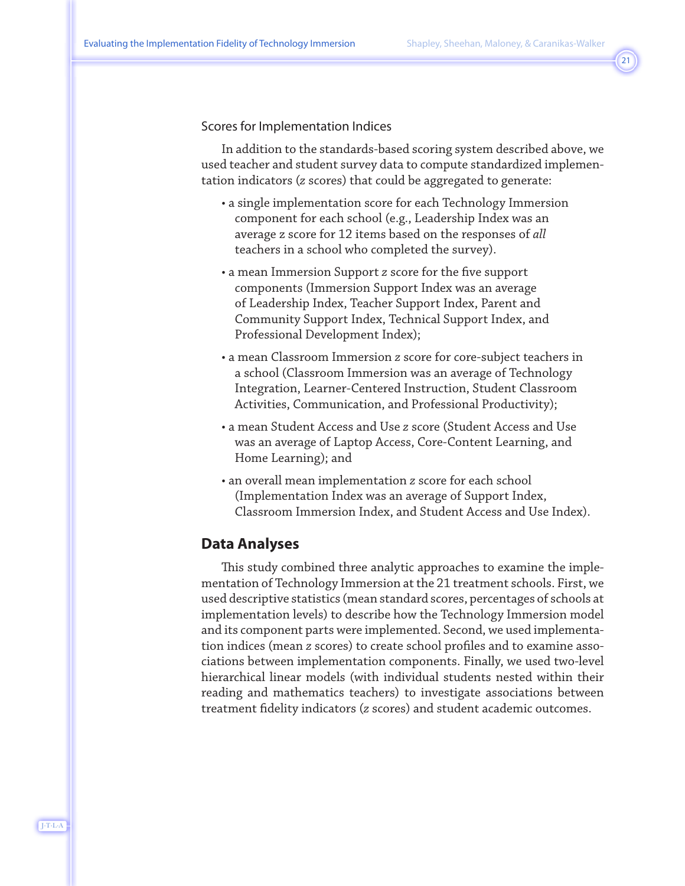### Scores for Implementation Indices

In addition to the standards-based scoring system described above, we used teacher and student survey data to compute standardized implementation indicators (*z* scores) that could be aggregated to generate:

- a single implementation score for each Technology Immersion component for each school (e.g., Leadership Index was an average *z* score for 12 items based on the responses of *all* teachers in a school who completed the survey).
- a mean Immersion Support *z* score for the five support components (Immersion Support Index was an average of Leadership Index, Teacher Support Index, Parent and Community Support Index, Technical Support Index, and Professional Development Index);
- a mean Classroom Immersion *z* score for core-subject teachers in a school (Classroom Immersion was an average of Technology Integration, Learner-Centered Instruction, Student Classroom Activities, Communication, and Professional Productivity);
- a mean Student Access and Use *z* score (Student Access and Use was an average of Laptop Access, Core-Content Learning, and Home Learning); and
- an overall mean implementation *z* score for each school (Implementation Index was an average of Support Index, Classroom Immersion Index, and Student Access and Use Index).

## Data Analyses

This study combined three analytic approaches to examine the implementation of Technology Immersion at the 21 treatment schools. First, we used descriptive statistics (mean standard scores, percentages of schools at implementation levels) to describe how the Technology Immersion model and its component parts were implemented. Second, we used implementation indices (mean *z* scores) to create school profiles and to examine associations between implementation components. Finally, we used two-level hierarchical linear models (with individual students nested within their reading and mathematics teachers) to investigate associations between treatment fidelity indicators (*z* scores) and student academic outcomes.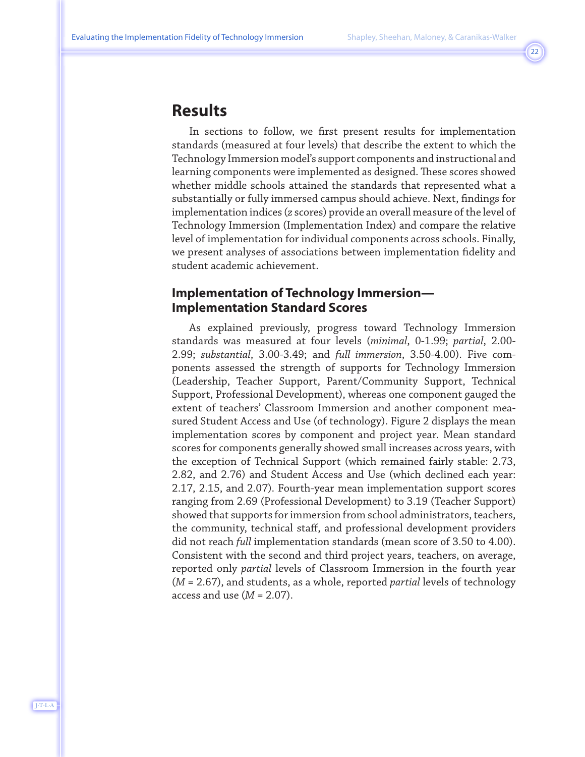## Results

In sections to follow, we first present results for implementation standards (measured at four levels) that describe the extent to which the Technology Immersion model's support components and instructional and learning components were implemented as designed. These scores showed whether middle schools attained the standards that represented what a substantially or fully immersed campus should achieve. Next, findings for implementation indices (*z* scores) provide an overall measure of the level of Technology Immersion (Implementation Index) and compare the relative level of implementation for individual components across schools. Finally, we present analyses of associations between implementation fidelity and student academic achievement.

### Implementation of Technology Immersion—Implementation Standard Scores

As explained previously, progress toward Technology Immersion standards was measured at four levels (*minimal*, 0-1.99; *partial*, 2.00-2.99; *substantial*, 3.00-3.49; and *full immersion*, 3.50-4.00). Five components assessed the strength of supports for Technology Immersion (Leadership, Teacher Support, Parent/Community Support, Technical Support, Professional Development), whereas one component gauged the extent of teachers' Classroom Immersion and another component measured Student Access and Use (of technology). Figure 2 displays the mean implementation scores by component and project year. Mean standard scores for components generally showed small increases across years, with the exception of Technical Support (which remained fairly stable: 2.73, 2.82, and 2.76) and Student Access and Use (which declined each year: 2.17, 2.15, and 2.07). Fourth-year mean implementation support scores ranging from 2.69 (Professional Development) to 3.19 (Teacher Support) showed that supports for immersion from school administrators, teachers, the community, technical staff, and professional development providers did not reach *full* implementation standards (mean score of 3.50 to 4.00). Consistent with the second and third project years, teachers, on average, reported only *partial* levels of Classroom Immersion in the fourth year ($M$ = 2.67), and students, as a whole, reported *partial* levels of technology access and use ($M$ = 2.07).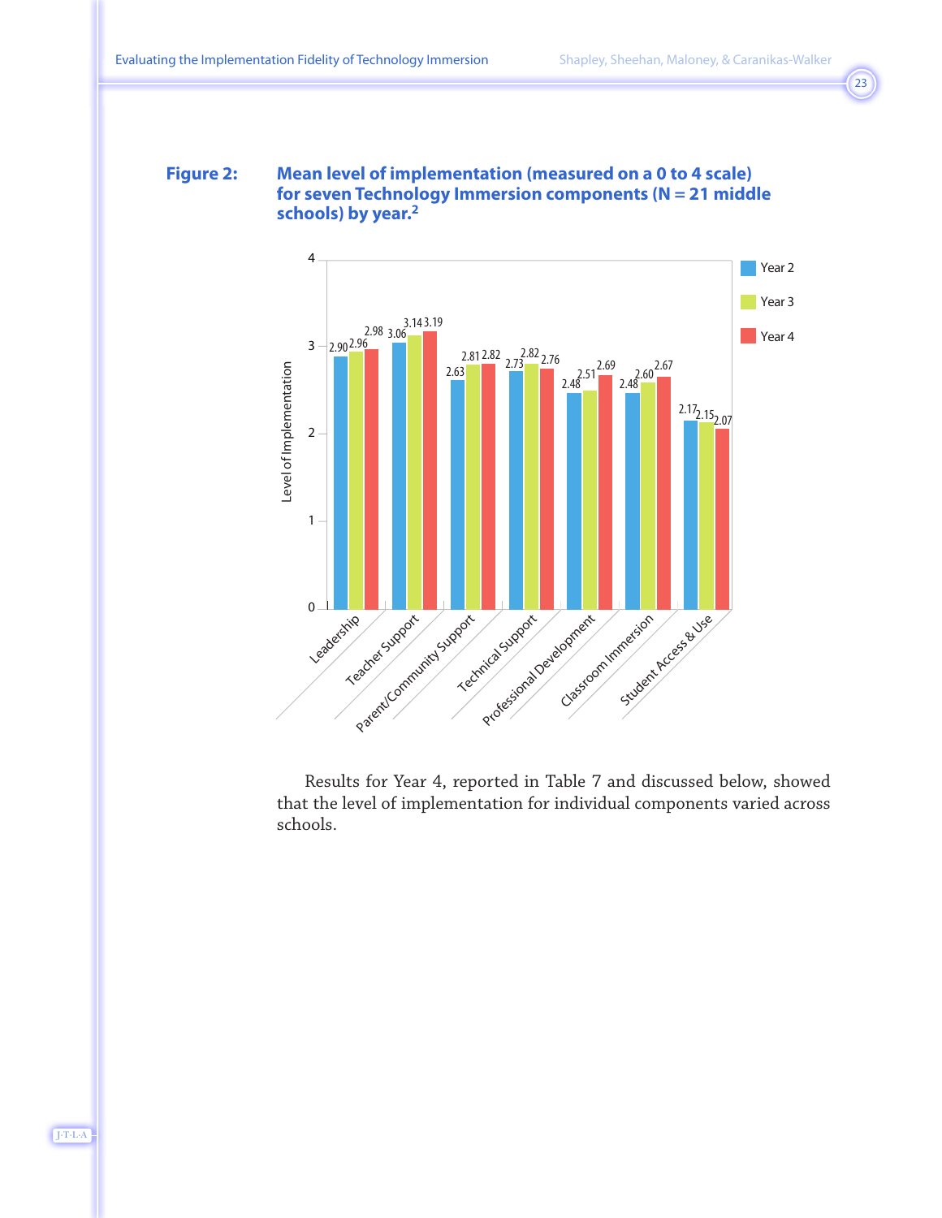**Figure 2: Mean level of implementation (measured on a 0 to 4 scale) for seven Technology Immersion components (N = 21 middle schools) by year.[2]**

| Component | Year 2 | Year 3 | Year 4 |
|---|---|---|---|
| Leadership | 2.90 | 2.96 | 2.98 |
| Teacher Support | 3.06 | 3.14 | 3.19 |
| Parent/Community Support | 2.63 | 2.81 | 2.82 |
| Technical Support | 2.73 | 2.82 | 2.76 |
| Professional Development | 2.48 | 2.51 | 2.69 |
| Classroom Immersion | 2.48 | 2.60 | 2.67 |
| Student Access & Use | 2.17 | 2.15 | 2.07 |

Results for Year 4, reported in Table 7 and discussed below, showed that the level of implementation for individual components varied across schools.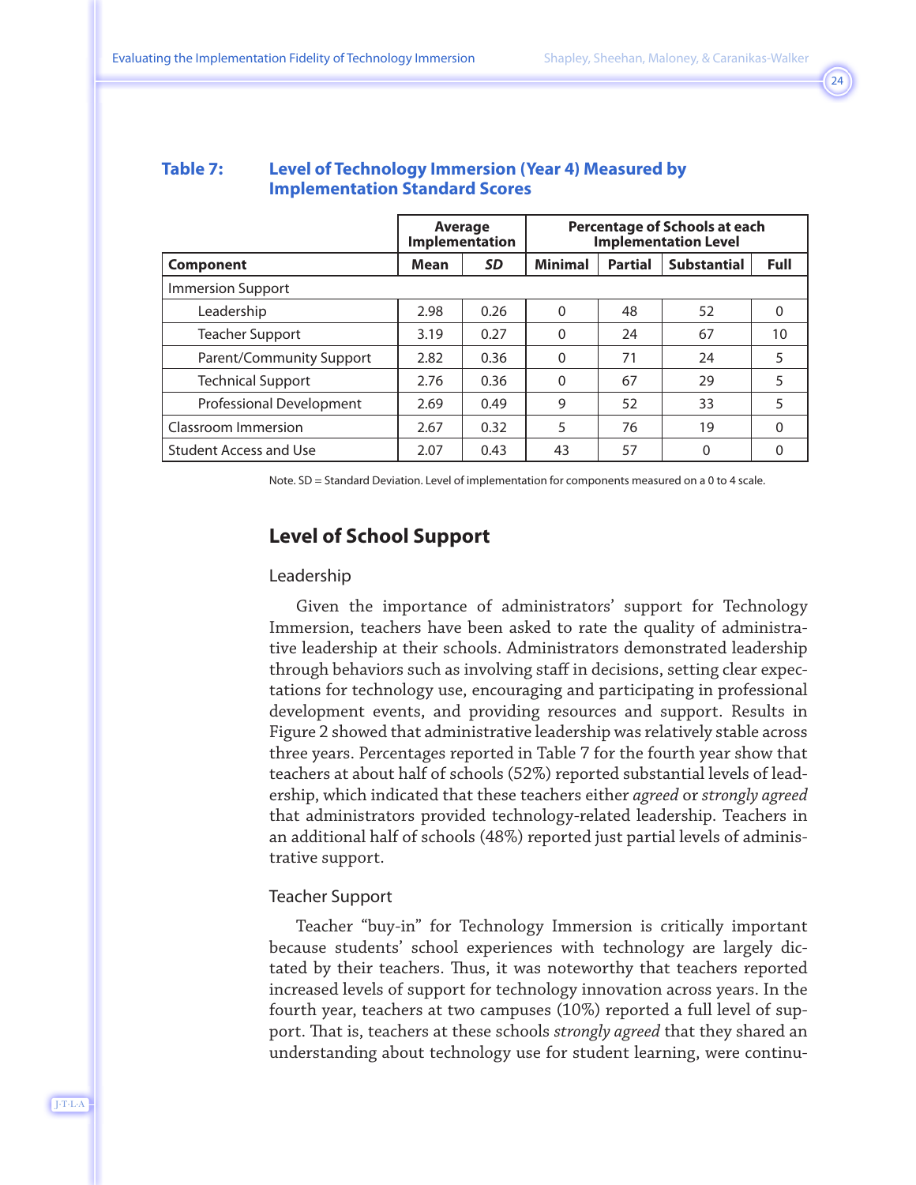**Table 7: Level of Technology Immersion (Year 4) Measured by Implementation Standard Scores**

| | Average Implementation | | Percentage of Schools at each Implementation Level | | | |
|---|---|---|---|---|---|---|
| **Component** | **Mean** | ***SD*** | **Minimal** | **Partial** | **Substantial** | **Full** |
| Immersion Support | | | | | | |
| Leadership | 2.98 | 0.26 | 0 | 48 | 52 | 0 |
| Teacher Support | 3.19 | 0.27 | 0 | 24 | 67 | 10 |
| Parent/Community Support | 2.82 | 0.36 | 0 | 71 | 24 | 5 |
| Technical Support | 2.76 | 0.36 | 0 | 67 | 29 | 5 |
| Professional Development | 2.69 | 0.49 | 9 | 52 | 33 | 5 |
| Classroom Immersion | 2.67 | 0.32 | 5 | 76 | 19 | 0 |
| Student Access and Use | 2.07 | 0.43 | 43 | 57 | 0 | 0 |

Note. SD = Standard Deviation. Level of implementation for components measured on a 0 to 4 scale.

## Level of School Support

### Leadership

Given the importance of administrators' support for Technology Immersion, teachers have been asked to rate the quality of administrative leadership at their schools. Administrators demonstrated leadership through behaviors such as involving staff in decisions, setting clear expectations for technology use, encouraging and participating in professional development events, and providing resources and support. Results in Figure 2 showed that administrative leadership was relatively stable across three years. Percentages reported in Table 7 for the fourth year show that teachers at about half of schools (52%) reported substantial levels of leadership, which indicated that these teachers either *agreed* or *strongly agreed* that administrators provided technology-related leadership. Teachers in an additional half of schools (48%) reported just partial levels of administrative support.

### Teacher Support

Teacher "buy-in" for Technology Immersion is critically important because students' school experiences with technology are largely dictated by their teachers. Thus, it was noteworthy that teachers reported increased levels of support for technology innovation across years. In the fourth year, teachers at two campuses (10%) reported a full level of support. That is, teachers at these schools *strongly agreed* that they shared an understanding about technology use for student learning, were continu-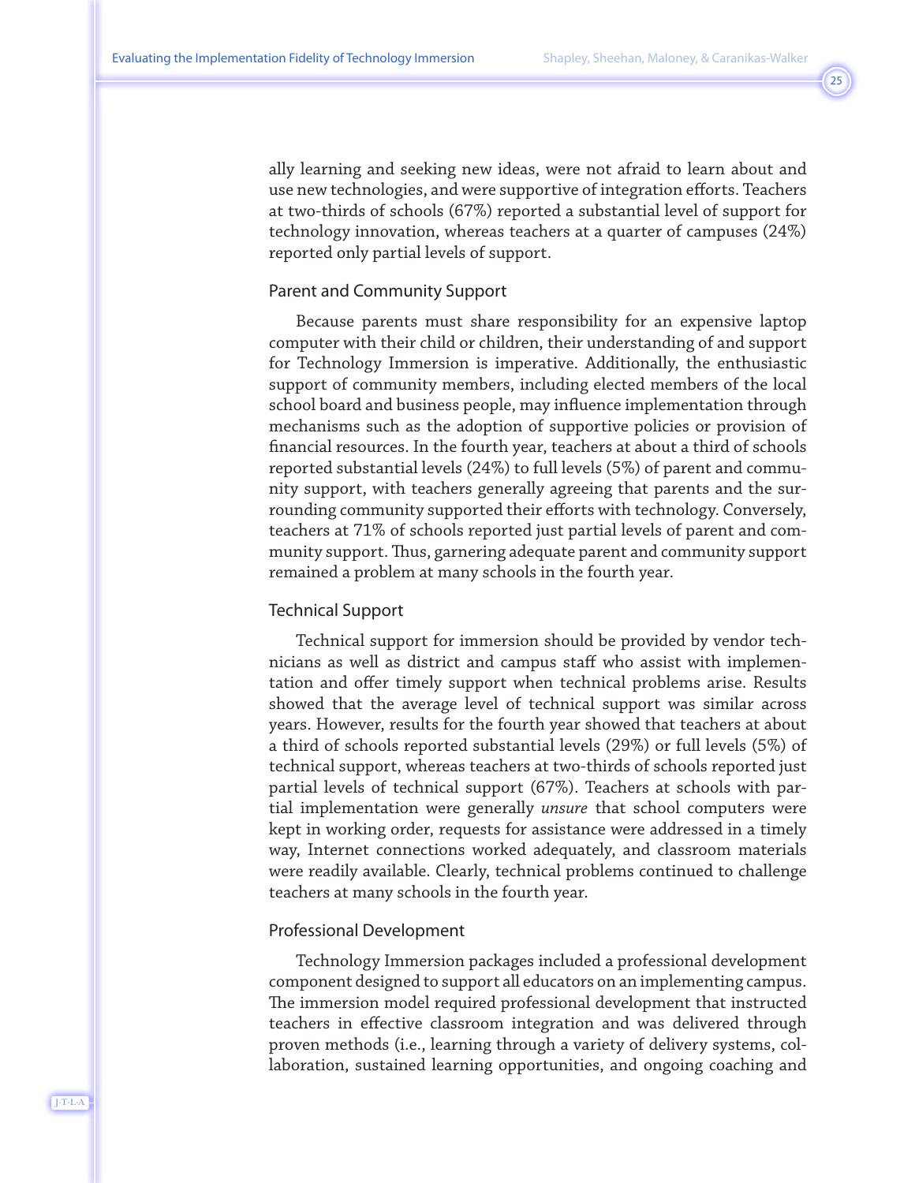ally learning and seeking new ideas, were not afraid to learn about and use new technologies, and were supportive of integration efforts. Teachers at two-thirds of schools (67%) reported a substantial level of support for technology innovation, whereas teachers at a quarter of campuses (24%) reported only partial levels of support.

### Parent and Community Support

Because parents must share responsibility for an expensive laptop computer with their child or children, their understanding of and support for Technology Immersion is imperative. Additionally, the enthusiastic support of community members, including elected members of the local school board and business people, may influence implementation through mechanisms such as the adoption of supportive policies or provision of financial resources. In the fourth year, teachers at about a third of schools reported substantial levels (24%) to full levels (5%) of parent and community support, with teachers generally agreeing that parents and the surrounding community supported their efforts with technology. Conversely, teachers at 71% of schools reported just partial levels of parent and community support. Thus, garnering adequate parent and community support remained a problem at many schools in the fourth year.

### Technical Support

Technical support for immersion should be provided by vendor technicians as well as district and campus staff who assist with implementation and offer timely support when technical problems arise. Results showed that the average level of technical support was similar across years. However, results for the fourth year showed that teachers at about a third of schools reported substantial levels (29%) or full levels (5%) of technical support, whereas teachers at two-thirds of schools reported just partial levels of technical support (67%). Teachers at schools with partial implementation were generally *unsure* that school computers were kept in working order, requests for assistance were addressed in a timely way, Internet connections worked adequately, and classroom materials were readily available. Clearly, technical problems continued to challenge teachers at many schools in the fourth year.

### Professional Development

Technology Immersion packages included a professional development component designed to support all educators on an implementing campus. The immersion model required professional development that instructed teachers in effective classroom integration and was delivered through proven methods (i.e., learning through a variety of delivery systems, collaboration, sustained learning opportunities, and ongoing coaching and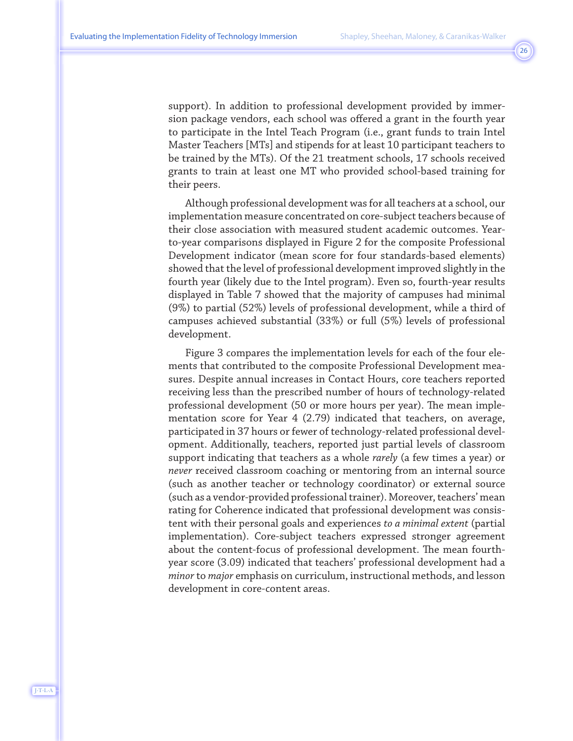support). In addition to professional development provided by immersion package vendors, each school was offered a grant in the fourth year to participate in the Intel Teach Program (i.e., grant funds to train Intel Master Teachers [MTs] and stipends for at least 10 participant teachers to be trained by the MTs). Of the 21 treatment schools, 17 schools received grants to train at least one MT who provided school-based training for their peers.

Although professional development was for all teachers at a school, our implementation measure concentrated on core-subject teachers because of their close association with measured student academic outcomes. Year-to-year comparisons displayed in Figure 2 for the composite Professional Development indicator (mean score for four standards-based elements) showed that the level of professional development improved slightly in the fourth year (likely due to the Intel program). Even so, fourth-year results displayed in Table 7 showed that the majority of campuses had minimal (9%) to partial (52%) levels of professional development, while a third of campuses achieved substantial (33%) or full (5%) levels of professional development.

Figure 3 compares the implementation levels for each of the four elements that contributed to the composite Professional Development measures. Despite annual increases in Contact Hours, core teachers reported receiving less than the prescribed number of hours of technology-related professional development (50 or more hours per year). The mean implementation score for Year 4 (2.79) indicated that teachers, on average, participated in 37 hours or fewer of technology-related professional development. Additionally, teachers, reported just partial levels of classroom support indicating that teachers as a whole *rarely* (a few times a year) or *never* received classroom coaching or mentoring from an internal source (such as another teacher or technology coordinator) or external source (such as a vendor-provided professional trainer). Moreover, teachers' mean rating for Coherence indicated that professional development was consistent with their personal goals and experiences *to a minimal extent* (partial implementation). Core-subject teachers expressed stronger agreement about the content-focus of professional development. The mean fourth-year score (3.09) indicated that teachers' professional development had a *minor* to *major* emphasis on curriculum, instructional methods, and lesson development in core-content areas.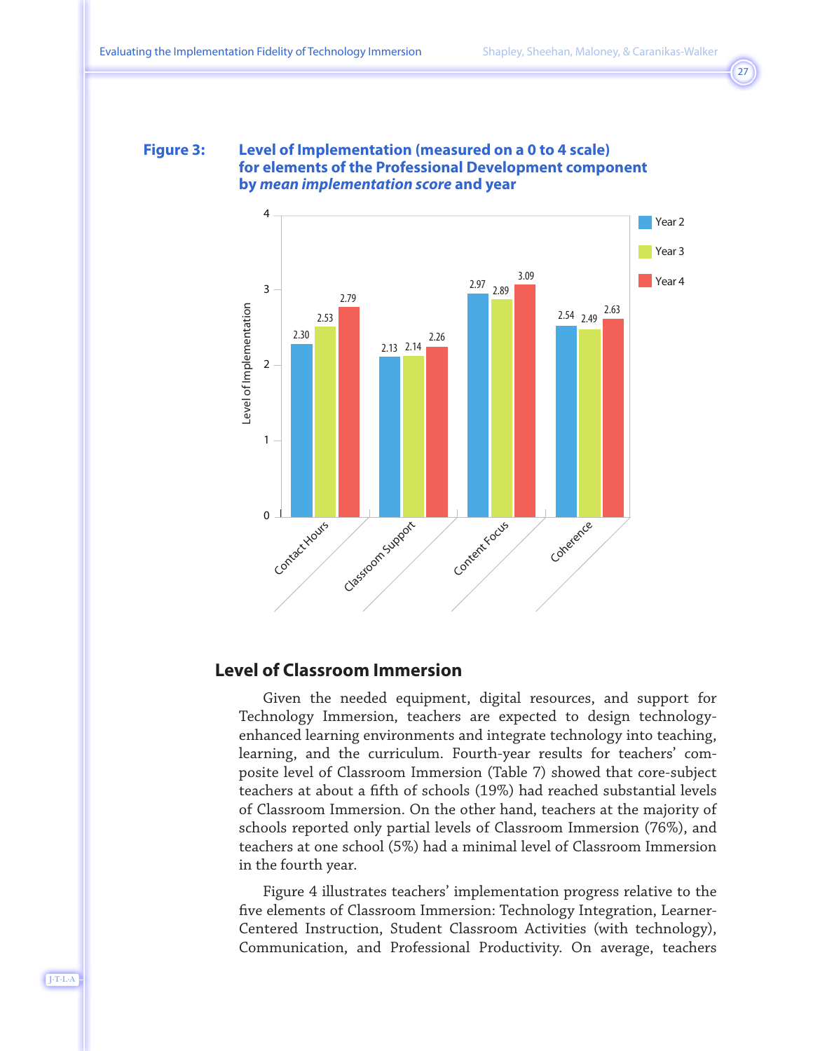**Figure 3: Level of Implementation (measured on a 0 to 4 scale) for elements of the Professional Development component by *mean implementation score* and year**

| | Year 2 | Year 3 | Year 4 |
|---|---|---|---|
| Contact Hours | 2.30 | 2.53 | 2.79 |
| Classroom Support | 2.13 | 2.14 | 2.26 |
| Content Focus | 2.97 | 2.89 | 3.09 |
| Coherence | 2.54 | 2.49 | 2.63 |

## Level of Classroom Immersion

Given the needed equipment, digital resources, and support for Technology Immersion, teachers are expected to design technology-enhanced learning environments and integrate technology into teaching, learning, and the curriculum. Fourth-year results for teachers' composite level of Classroom Immersion (Table 7) showed that core-subject teachers at about a fifth of schools (19%) had reached substantial levels of Classroom Immersion. On the other hand, teachers at the majority of schools reported only partial levels of Classroom Immersion (76%), and teachers at one school (5%) had a minimal level of Classroom Immersion in the fourth year.

Figure 4 illustrates teachers' implementation progress relative to the five elements of Classroom Immersion: Technology Integration, Learner-Centered Instruction, Student Classroom Activities (with technology), Communication, and Professional Productivity. On average, teachers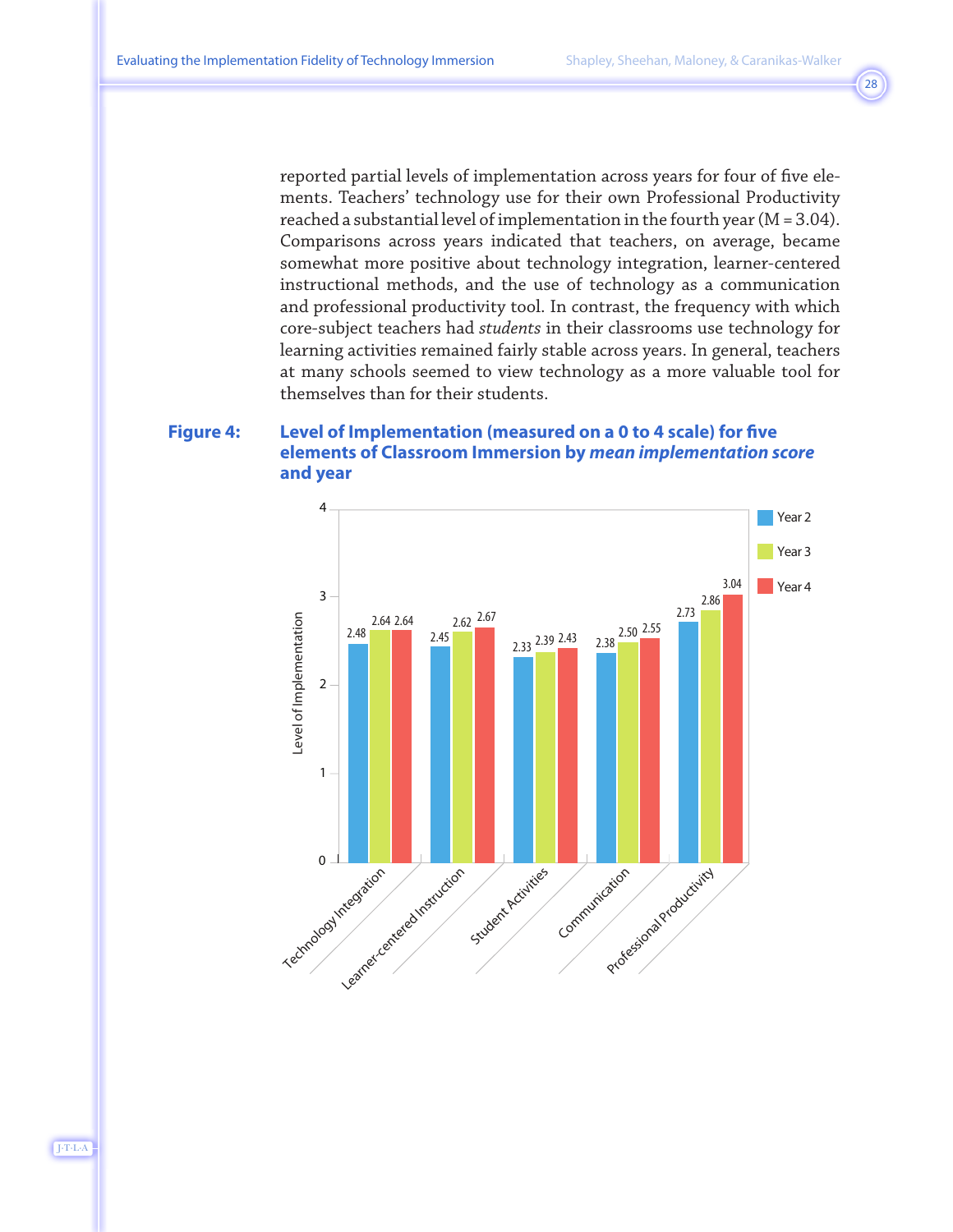reported partial levels of implementation across years for four of five elements. Teachers' technology use for their own Professional Productivity reached a substantial level of implementation in the fourth year (M = 3.04). Comparisons across years indicated that teachers, on average, became somewhat more positive about technology integration, learner-centered instructional methods, and the use of technology as a communication and professional productivity tool. In contrast, the frequency with which core-subject teachers had *students* in their classrooms use technology for learning activities remained fairly stable across years. In general, teachers at many schools seemed to view technology as a more valuable tool for themselves than for their students.

**Figure 4: Level of Implementation (measured on a 0 to 4 scale) for five elements of Classroom Immersion by *mean implementation score* and year**

| Element | Year 2 | Year 3 | Year 4 |
|---|---|---|---|
| Technology Integration | 2.48 | 2.64 | 2.64 |
| Learner-centered Instruction | 2.45 | 2.62 | 2.67 |
| Student Activities | 2.33 | 2.39 | 2.43 |
| Communication | 2.38 | 2.50 | 2.55 |
| Professional Productivity | 2.73 | 2.86 | 3.04 |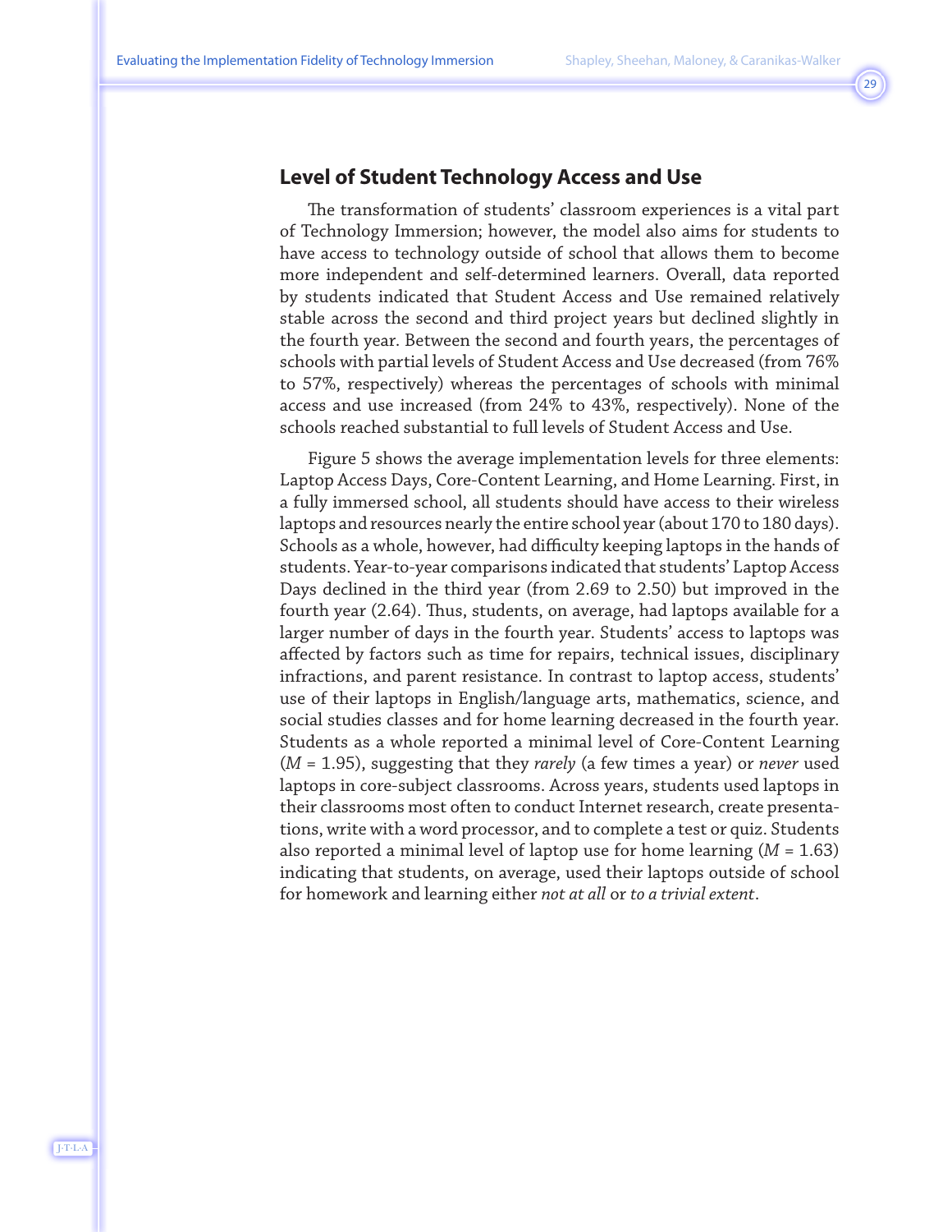## Level of Student Technology Access and Use

The transformation of students' classroom experiences is a vital part of Technology Immersion; however, the model also aims for students to have access to technology outside of school that allows them to become more independent and self-determined learners. Overall, data reported by students indicated that Student Access and Use remained relatively stable across the second and third project years but declined slightly in the fourth year. Between the second and fourth years, the percentages of schools with partial levels of Student Access and Use decreased (from 76% to 57%, respectively) whereas the percentages of schools with minimal access and use increased (from 24% to 43%, respectively). None of the schools reached substantial to full levels of Student Access and Use.

Figure 5 shows the average implementation levels for three elements: Laptop Access Days, Core-Content Learning, and Home Learning. First, in a fully immersed school, all students should have access to their wireless laptops and resources nearly the entire school year (about 170 to 180 days). Schools as a whole, however, had difficulty keeping laptops in the hands of students. Year-to-year comparisons indicated that students' Laptop Access Days declined in the third year (from 2.69 to 2.50) but improved in the fourth year (2.64). Thus, students, on average, had laptops available for a larger number of days in the fourth year. Students' access to laptops was affected by factors such as time for repairs, technical issues, disciplinary infractions, and parent resistance. In contrast to laptop access, students' use of their laptops in English/language arts, mathematics, science, and social studies classes and for home learning decreased in the fourth year. Students as a whole reported a minimal level of Core-Content Learning ($M$ = 1.95), suggesting that they *rarely* (a few times a year) or *never* used laptops in core-subject classrooms. Across years, students used laptops in their classrooms most often to conduct Internet research, create presentations, write with a word processor, and to complete a test or quiz. Students also reported a minimal level of laptop use for home learning ($M$ = 1.63) indicating that students, on average, used their laptops outside of school for homework and learning either *not at all* or *to a trivial extent*.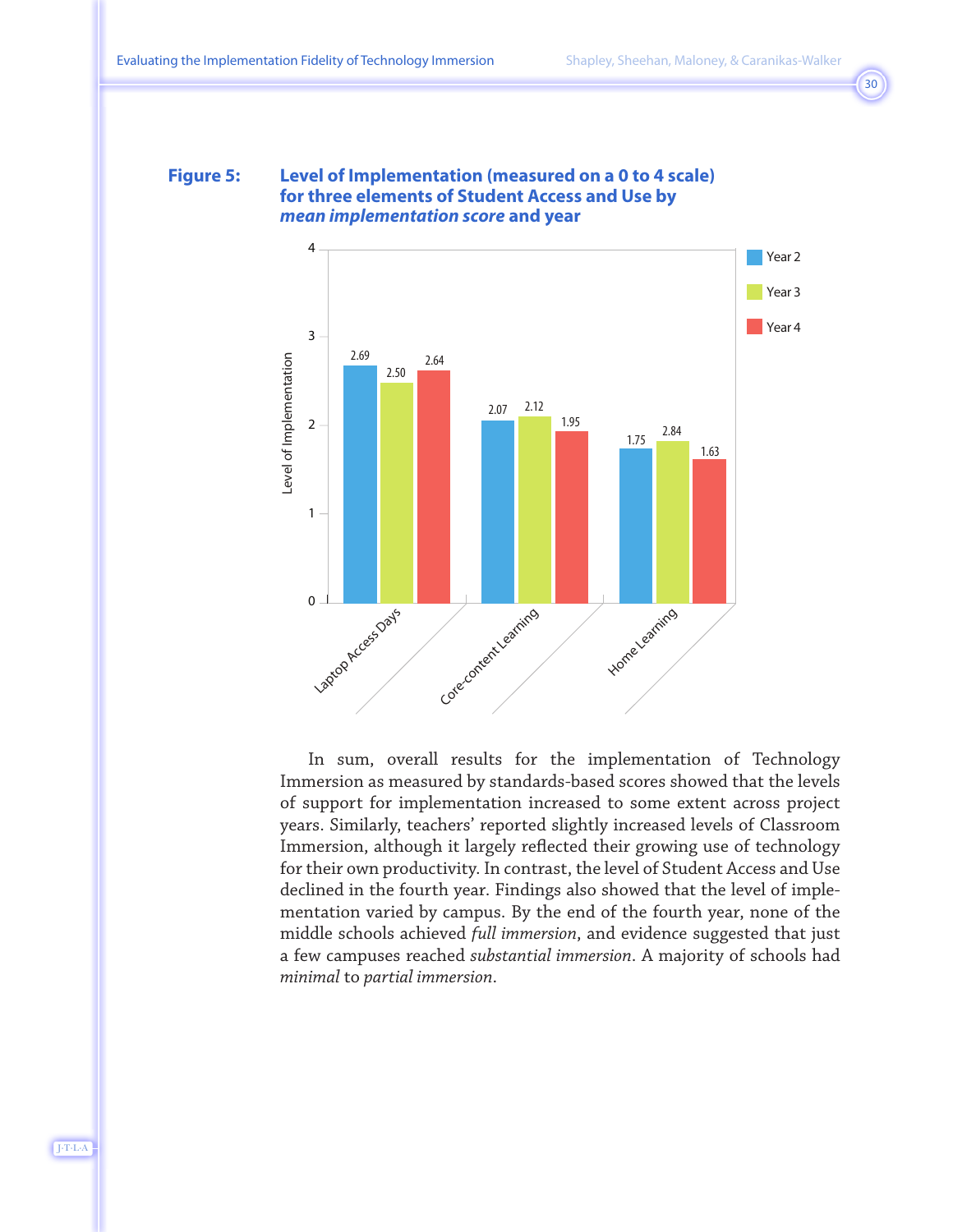**Figure 5: Level of Implementation (measured on a 0 to 4 scale) for three elements of Student Access and Use by *mean implementation score* and year**

| | Year 2 | Year 3 | Year 4 |
|---|---|---|---|
| Laptop Access Days | 2.69 | 2.50 | 2.64 |
| Core-content Learning | 2.07 | 2.12 | 1.95 |
| Home Learning | 1.75 | 2.84 | 1.63 |

In sum, overall results for the implementation of Technology Immersion as measured by standards-based scores showed that the levels of support for implementation increased to some extent across project years. Similarly, teachers' reported slightly increased levels of Classroom Immersion, although it largely reflected their growing use of technology for their own productivity. In contrast, the level of Student Access and Use declined in the fourth year. Findings also showed that the level of implementation varied by campus. By the end of the fourth year, none of the middle schools achieved *full immersion*, and evidence suggested that just a few campuses reached *substantial immersion*. A majority of schools had *minimal* to *partial immersion*.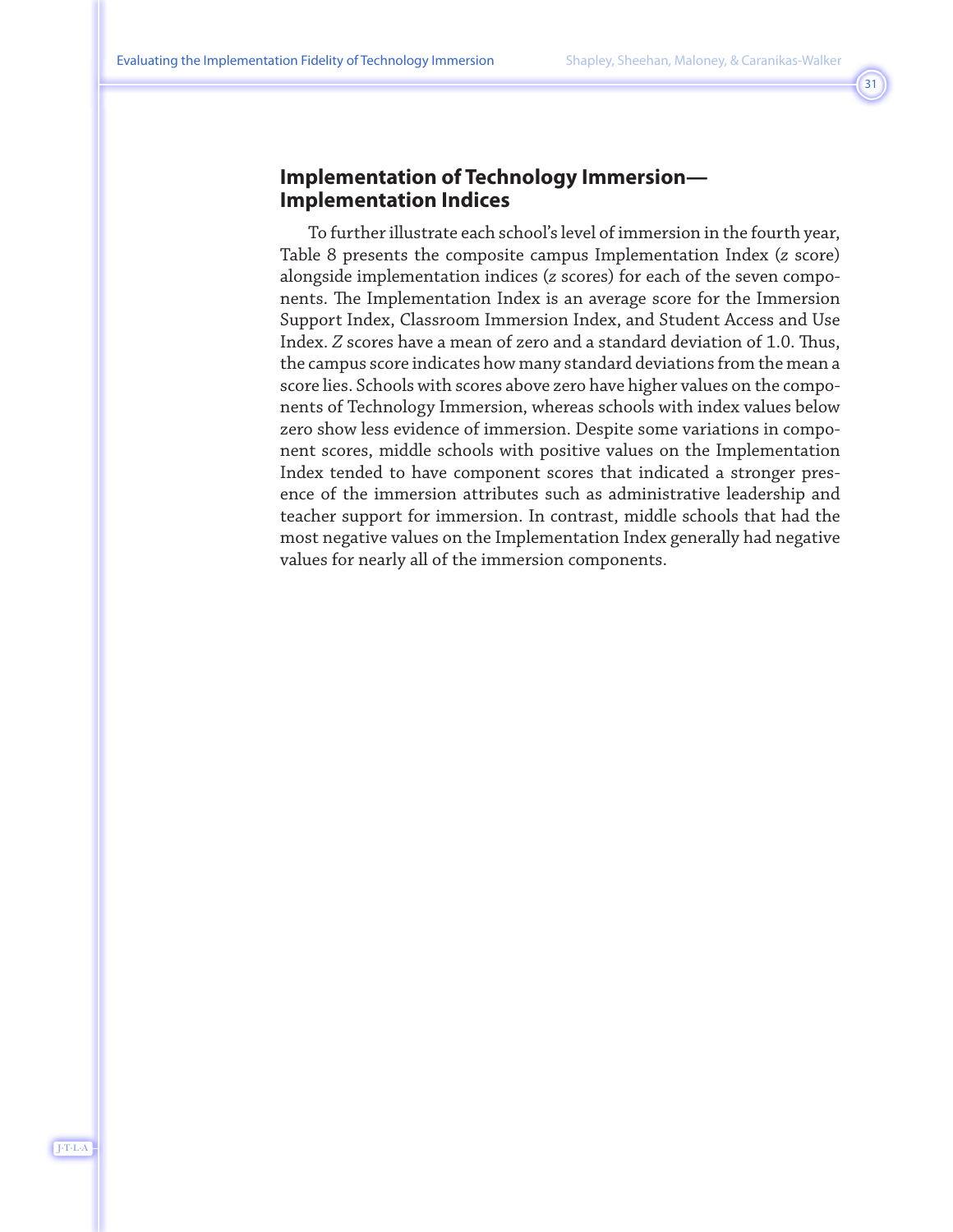## Implementation of Technology Immersion—Implementation Indices

To further illustrate each school's level of immersion in the fourth year, Table 8 presents the composite campus Implementation Index (*z* score) alongside implementation indices (*z* scores) for each of the seven components. The Implementation Index is an average score for the Immersion Support Index, Classroom Immersion Index, and Student Access and Use Index. *Z* scores have a mean of zero and a standard deviation of 1.0. Thus, the campus score indicates how many standard deviations from the mean a score lies. Schools with scores above zero have higher values on the components of Technology Immersion, whereas schools with index values below zero show less evidence of immersion. Despite some variations in component scores, middle schools with positive values on the Implementation Index tended to have component scores that indicated a stronger presence of the immersion attributes such as administrative leadership and teacher support for immersion. In contrast, middle schools that had the most negative values on the Implementation Index generally had negative values for nearly all of the immersion components.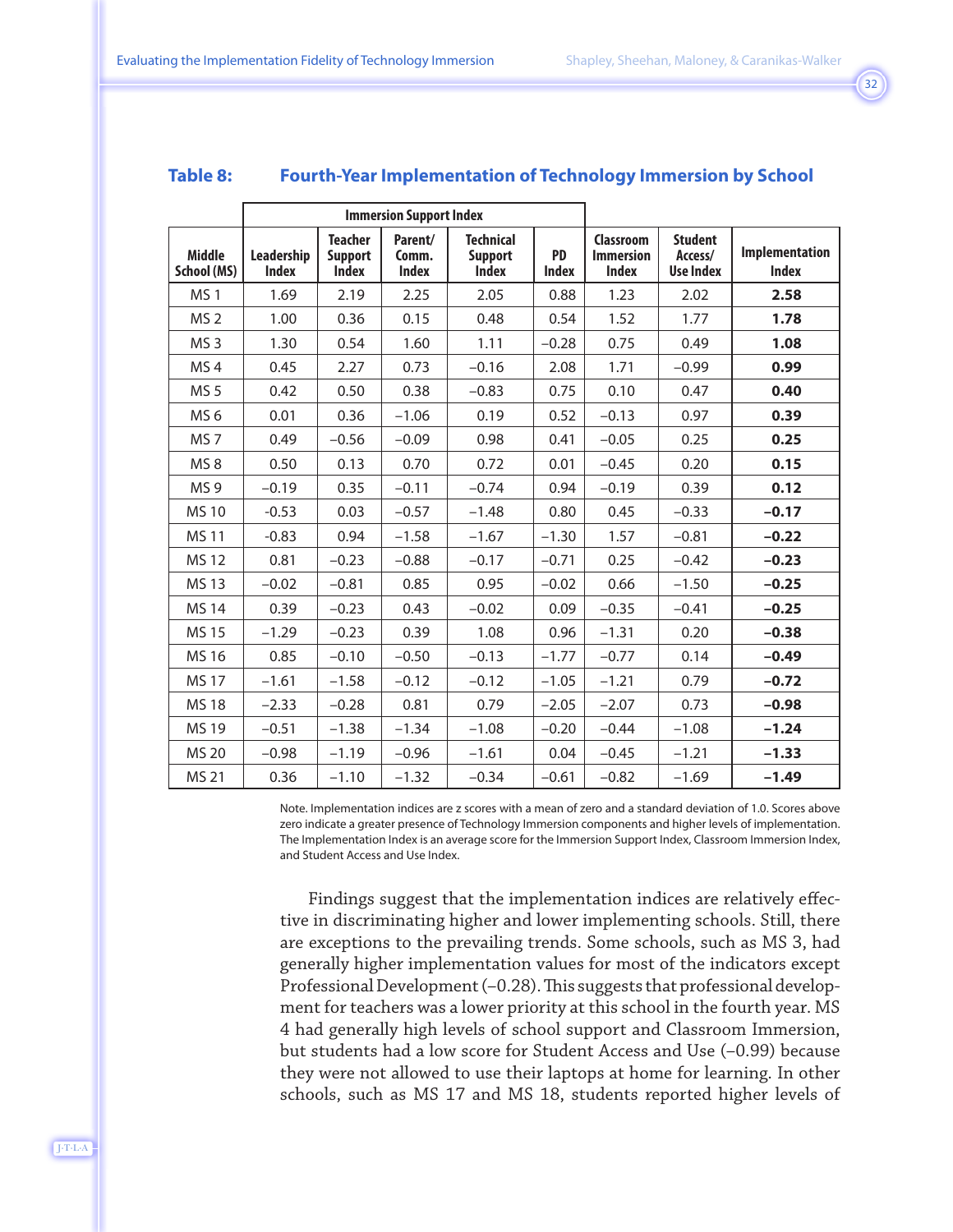**Table 8: Fourth-Year Implementation of Technology Immersion by School**

| | Immersion Support Index | | | | | | | |
|---|---|---|---|---|---|---|---|---|
| Middle School (MS) | Leadership Index | Teacher Support Index | Parent/ Comm. Index | Technical Support Index | PD Index | Classroom Immersion Index | Student Access/ Use Index | Implementation Index |
| MS 1 | 1.69 | 2.19 | 2.25 | 2.05 | 0.88 | 1.23 | 2.02 | **2.58** |
| MS 2 | 1.00 | 0.36 | 0.15 | 0.48 | 0.54 | 1.52 | 1.77 | **1.78** |
| MS 3 | 1.30 | 0.54 | 1.60 | 1.11 | −0.28 | 0.75 | 0.49 | **1.08** |
| MS 4 | 0.45 | 2.27 | 0.73 | −0.16 | 2.08 | 1.71 | −0.99 | **0.99** |
| MS 5 | 0.42 | 0.50 | 0.38 | −0.83 | 0.75 | 0.10 | 0.47 | **0.40** |
| MS 6 | 0.01 | 0.36 | −1.06 | 0.19 | 0.52 | −0.13 | 0.97 | **0.39** |
| MS 7 | 0.49 | −0.56 | −0.09 | 0.98 | 0.41 | −0.05 | 0.25 | **0.25** |
| MS 8 | 0.50 | 0.13 | 0.70 | 0.72 | 0.01 | −0.45 | 0.20 | **0.15** |
| MS 9 | −0.19 | 0.35 | −0.11 | −0.74 | 0.94 | −0.19 | 0.39 | **0.12** |
| MS 10 | -0.53 | 0.03 | −0.57 | −1.48 | 0.80 | 0.45 | −0.33 | **−0.17** |
| MS 11 | -0.83 | 0.94 | −1.58 | −1.67 | −1.30 | 1.57 | −0.81 | **−0.22** |
| MS 12 | 0.81 | −0.23 | −0.88 | −0.17 | −0.71 | 0.25 | −0.42 | **−0.23** |
| MS 13 | −0.02 | −0.81 | 0.85 | 0.95 | −0.02 | 0.66 | −1.50 | **−0.25** |
| MS 14 | 0.39 | −0.23 | 0.43 | −0.02 | 0.09 | −0.35 | −0.41 | **−0.25** |
| MS 15 | −1.29 | −0.23 | 0.39 | 1.08 | 0.96 | −1.31 | 0.20 | **−0.38** |
| MS 16 | 0.85 | −0.10 | −0.50 | −0.13 | −1.77 | −0.77 | 0.14 | **−0.49** |
| MS 17 | −1.61 | −1.58 | −0.12 | −0.12 | −1.05 | −1.21 | 0.79 | **−0.72** |
| MS 18 | −2.33 | −0.28 | 0.81 | 0.79 | −2.05 | −2.07 | 0.73 | **−0.98** |
| MS 19 | −0.51 | −1.38 | −1.34 | −1.08 | −0.20 | −0.44 | −1.08 | **−1.24** |
| MS 20 | −0.98 | −1.19 | −0.96 | −1.61 | 0.04 | −0.45 | −1.21 | **−1.33** |
| MS 21 | 0.36 | −1.10 | −1.32 | −0.34 | −0.61 | −0.82 | −1.69 | **−1.49** |

Note. Implementation indices are z scores with a mean of zero and a standard deviation of 1.0. Scores above zero indicate a greater presence of Technology Immersion components and higher levels of implementation. The Implementation Index is an average score for the Immersion Support Index, Classroom Immersion Index, and Student Access and Use Index.

Findings suggest that the implementation indices are relatively effective in discriminating higher and lower implementing schools. Still, there are exceptions to the prevailing trends. Some schools, such as MS 3, had generally higher implementation values for most of the indicators except Professional Development (–0.28). This suggests that professional development for teachers was a lower priority at this school in the fourth year. MS 4 had generally high levels of school support and Classroom Immersion, but students had a low score for Student Access and Use (–0.99) because they were not allowed to use their laptops at home for learning. In other schools, such as MS 17 and MS 18, students reported higher levels of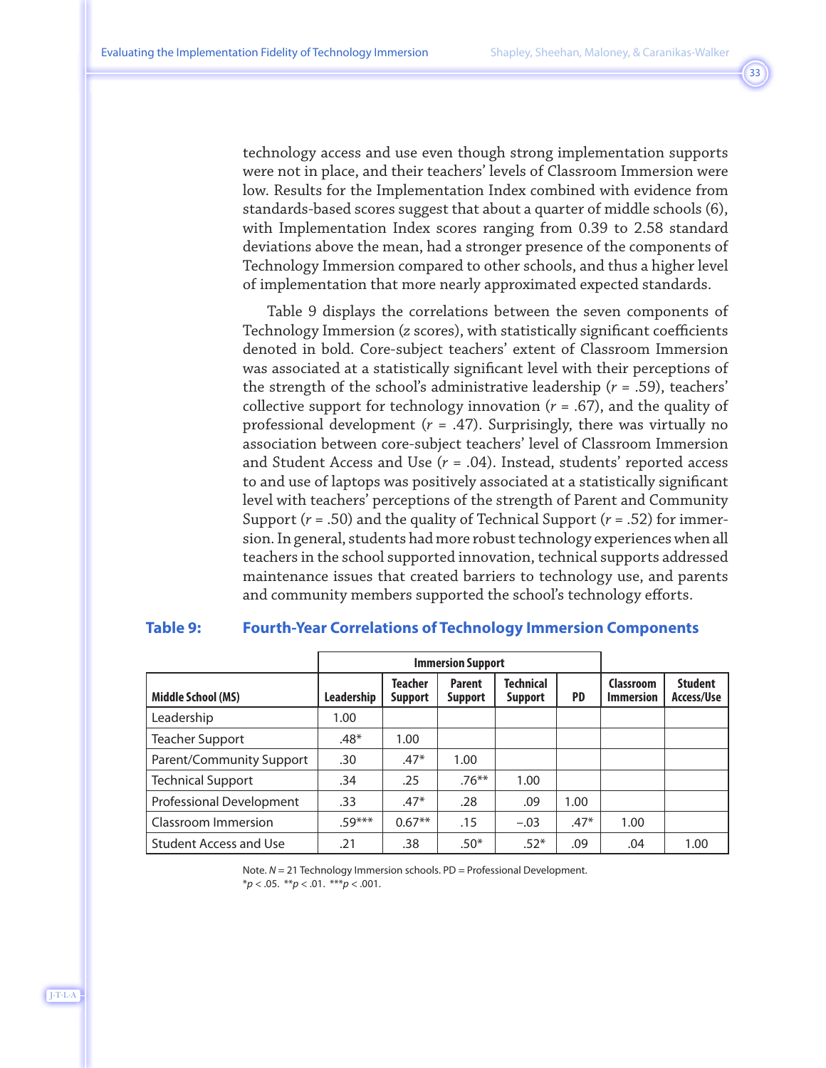technology access and use even though strong implementation supports were not in place, and their teachers' levels of Classroom Immersion were low. Results for the Implementation Index combined with evidence from standards-based scores suggest that about a quarter of middle schools (6), with Implementation Index scores ranging from 0.39 to 2.58 standard deviations above the mean, had a stronger presence of the components of Technology Immersion compared to other schools, and thus a higher level of implementation that more nearly approximated expected standards.

Table 9 displays the correlations between the seven components of Technology Immersion (*z* scores), with statistically significant coefficients denoted in bold. Core-subject teachers' extent of Classroom Immersion was associated at a statistically significant level with their perceptions of the strength of the school's administrative leadership ($r$ = .59), teachers' collective support for technology innovation ($r$ = .67), and the quality of professional development ($r$ = .47). Surprisingly, there was virtually no association between core-subject teachers' level of Classroom Immersion and Student Access and Use ($r$ = .04). Instead, students' reported access to and use of laptops was positively associated at a statistically significant level with teachers' perceptions of the strength of Parent and Community Support ($r$ = .50) and the quality of Technical Support ($r$ = .52) for immersion. In general, students had more robust technology experiences when all teachers in the school supported innovation, technical supports addressed maintenance issues that created barriers to technology use, and parents and community members supported the school's technology efforts.

**Table 9: Fourth-Year Correlations of Technology Immersion Components**

| | Immersion Support | | | | | | |
|---|---|---|---|---|---|---|---|
| **Middle School (MS)** | **Leadership** | **Teacher Support** | **Parent Support** | **Technical Support** | **PD** | **Classroom Immersion** | **Student Access/Use** |
| Leadership | 1.00 | | | | | | |
| Teacher Support | .48* | 1.00 | | | | | |
| Parent/Community Support | .30 | .47* | 1.00 | | | | |
| Technical Support | .34 | .25 | .76** | 1.00 | | | |
| Professional Development | .33 | .47* | .28 | .09 | 1.00 | | |
| Classroom Immersion | .59*** | 0.67** | .15 | –.03 | .47* | 1.00 | |
| Student Access and Use | .21 | .38 | .50* | .52* | .09 | .04 | 1.00 |

Note. $N$ = 21 Technology Immersion schools. PD = Professional Development.
*$p$ < .05. **$p$ < .01. ***$p$ < .001.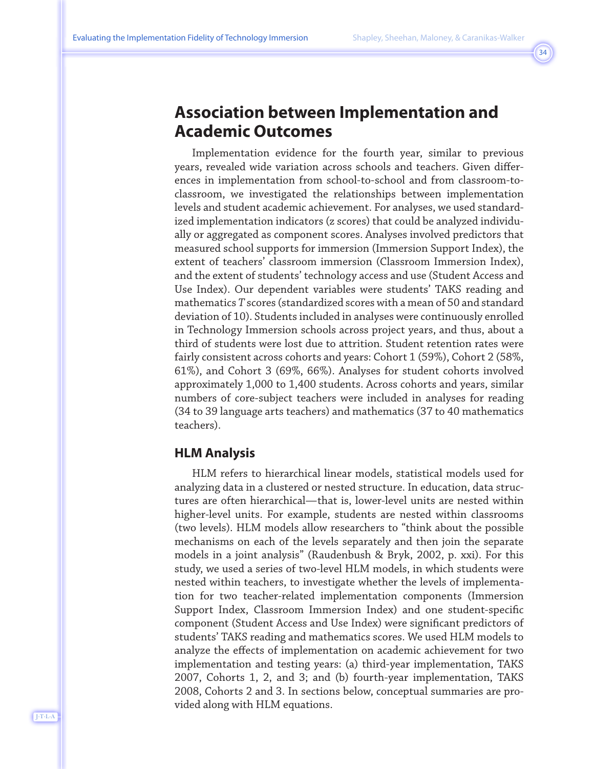## Association between Implementation and Academic Outcomes

Implementation evidence for the fourth year, similar to previous years, revealed wide variation across schools and teachers. Given differences in implementation from school-to-school and from classroom-to-classroom, we investigated the relationships between implementation levels and student academic achievement. For analyses, we used standardized implementation indicators (z scores) that could be analyzed individually or aggregated as component scores. Analyses involved predictors that measured school supports for immersion (Immersion Support Index), the extent of teachers' classroom immersion (Classroom Immersion Index), and the extent of students' technology access and use (Student Access and Use Index). Our dependent variables were students' TAKS reading and mathematics *T* scores (standardized scores with a mean of 50 and standard deviation of 10). Students included in analyses were continuously enrolled in Technology Immersion schools across project years, and thus, about a third of students were lost due to attrition. Student retention rates were fairly consistent across cohorts and years: Cohort 1 (59%), Cohort 2 (58%, 61%), and Cohort 3 (69%, 66%). Analyses for student cohorts involved approximately 1,000 to 1,400 students. Across cohorts and years, similar numbers of core-subject teachers were included in analyses for reading (34 to 39 language arts teachers) and mathematics (37 to 40 mathematics teachers).

### HLM Analysis

HLM refers to hierarchical linear models, statistical models used for analyzing data in a clustered or nested structure. In education, data structures are often hierarchical—that is, lower-level units are nested within higher-level units. For example, students are nested within classrooms (two levels). HLM models allow researchers to "think about the possible mechanisms on each of the levels separately and then join the separate models in a joint analysis" (Raudenbush & Bryk, 2002, p. xxi). For this study, we used a series of two-level HLM models, in which students were nested within teachers, to investigate whether the levels of implementation for two teacher-related implementation components (Immersion Support Index, Classroom Immersion Index) and one student-specific component (Student Access and Use Index) were significant predictors of students' TAKS reading and mathematics scores. We used HLM models to analyze the effects of implementation on academic achievement for two implementation and testing years: (a) third-year implementation, TAKS 2007, Cohorts 1, 2, and 3; and (b) fourth-year implementation, TAKS 2008, Cohorts 2 and 3. In sections below, conceptual summaries are provided along with HLM equations.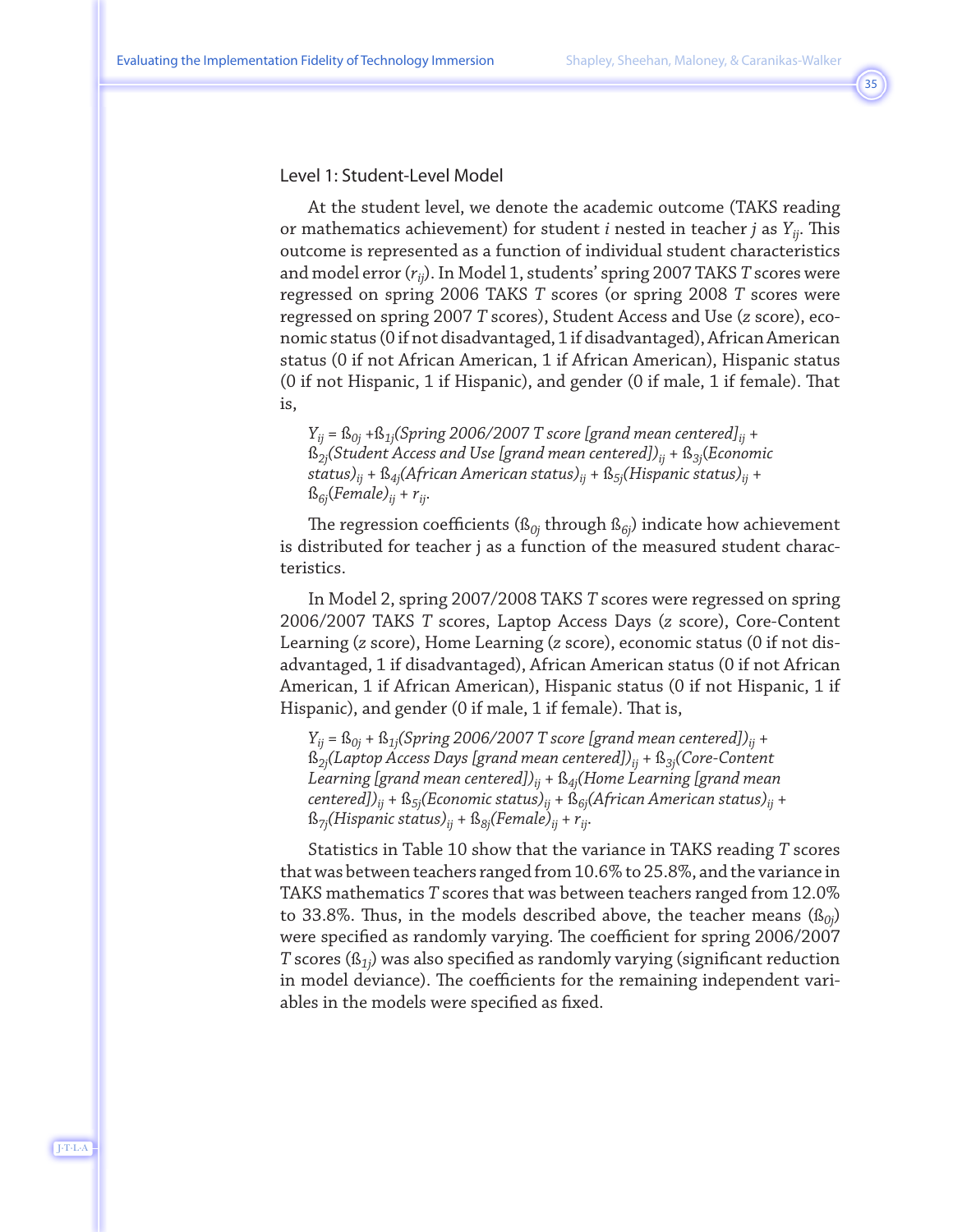### Level 1: Student-Level Model

At the student level, we denote the academic outcome (TAKS reading or mathematics achievement) for student *i* nested in teacher *j* as $Y_{ij}$. This outcome is represented as a function of individual student characteristics and model error ($r_{ij}$). In Model 1, students' spring 2007 TAKS *T* scores were regressed on spring 2006 TAKS *T* scores (or spring 2008 *T* scores were regressed on spring 2007 *T* scores), Student Access and Use (*z* score), economic status (0 if not disadvantaged, 1 if disadvantaged), African American status (0 if not African American, 1 if African American), Hispanic status (0 if not Hispanic, 1 if Hispanic), and gender (0 if male, 1 if female). That is,

$$Y_{ij} = ß_{0j} + ß_{1j}(\text{Spring 2006/2007 T score [grand mean centered]})_{ij} + ß_{2j}(\text{Student Access and Use [grand mean centered]})_{ij} + ß_{3j}(\text{Economic status})_{ij} + ß_{4j}(\text{African American status})_{ij} + ß_{5j}(\text{Hispanic status})_{ij} + ß_{6j}(\text{Female})_{ij} + r_{ij}.$$

The regression coefficients ($ß_{0j}$ through $ß_{6j}$) indicate how achievement is distributed for teacher j as a function of the measured student characteristics.

In Model 2, spring 2007/2008 TAKS *T* scores were regressed on spring 2006/2007 TAKS *T* scores, Laptop Access Days (*z* score), Core-Content Learning (*z* score), Home Learning (*z* score), economic status (0 if not disadvantaged, 1 if disadvantaged), African American status (0 if not African American, 1 if African American), Hispanic status (0 if not Hispanic, 1 if Hispanic), and gender (0 if male, 1 if female). That is,

$$Y_{ij} = ß_{0j} + ß_{1j}(\text{Spring 2006/2007 T score [grand mean centered]})_{ij} + ß_{2j}(\text{Laptop Access Days [grand mean centered]})_{ij} + ß_{3j}(\text{Core-Content Learning [grand mean centered]})_{ij} + ß_{4j}(\text{Home Learning [grand mean centered]})_{ij} + ß_{5j}(\text{Economic status})_{ij} + ß_{6j}(\text{African American status})_{ij} + ß_{7j}(\text{Hispanic status})_{ij} + ß_{8j}(\text{Female})_{ij} + r_{ij}.$$

Statistics in Table 10 show that the variance in TAKS reading *T* scores that was between teachers ranged from 10.6% to 25.8%, and the variance in TAKS mathematics *T* scores that was between teachers ranged from 12.0% to 33.8%. Thus, in the models described above, the teacher means ($ß_{0j}$) were specified as randomly varying. The coefficient for spring 2006/2007 *T* scores ($ß_{1j}$) was also specified as randomly varying (significant reduction in model deviance). The coefficients for the remaining independent variables in the models were specified as fixed.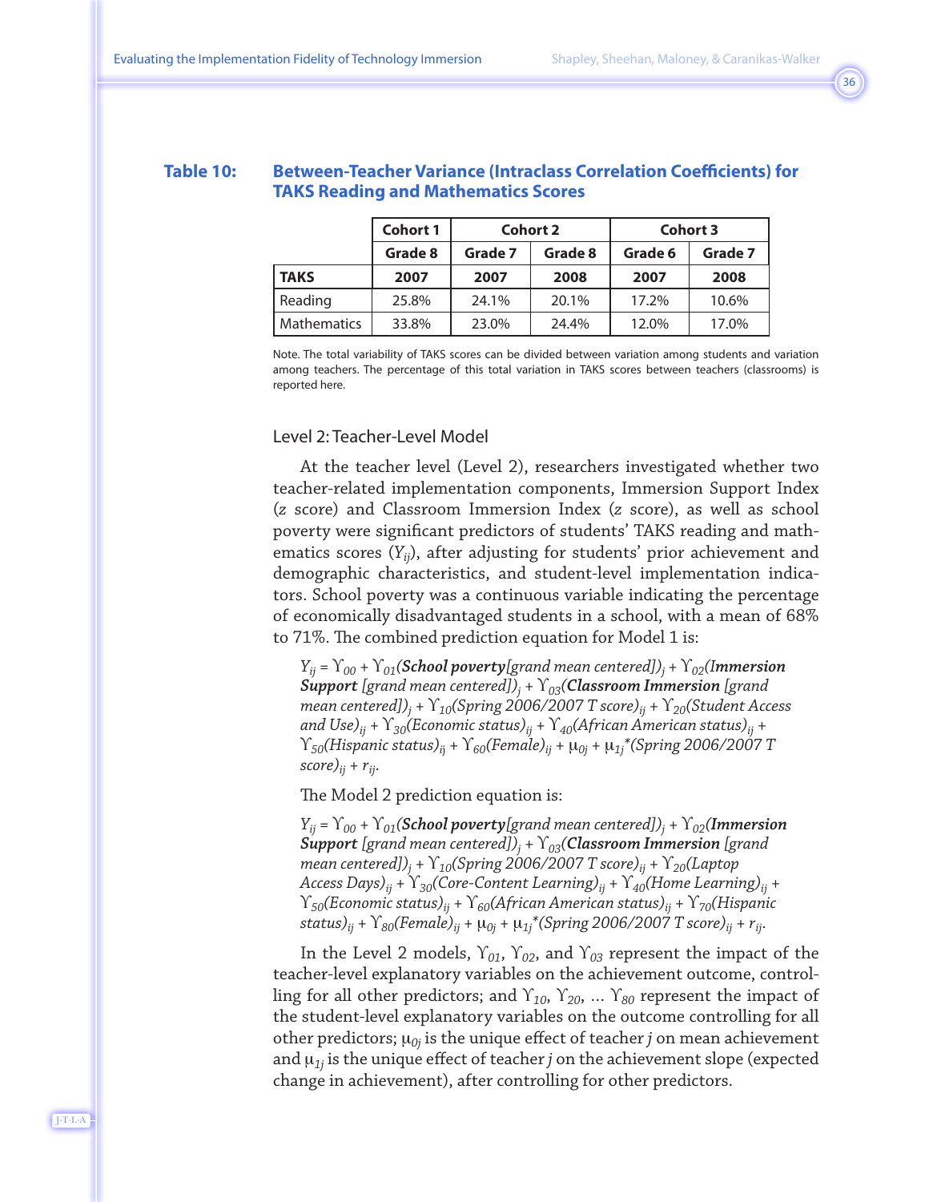**Table 10: Between-Teacher Variance (Intraclass Correlation Coefficients) for TAKS Reading and Mathematics Scores**

| | Cohort 1 | Cohort 2 | | Cohort 3 | |
|---|---|---|---|---|---|
| | Grade 8 | Grade 7 | Grade 8 | Grade 6 | Grade 7 |
| **TAKS** | **2007** | **2007** | **2008** | **2007** | **2008** |
| Reading | 25.8% | 24.1% | 20.1% | 17.2% | 10.6% |
| Mathematics | 33.8% | 23.0% | 24.4% | 12.0% | 17.0% |

Note. The total variability of TAKS scores can be divided between variation among students and variation among teachers. The percentage of this total variation in TAKS scores between teachers (classrooms) is reported here.

### Level 2: Teacher-Level Model

At the teacher level (Level 2), researchers investigated whether two teacher-related implementation components, Immersion Support Index (*z* score) and Classroom Immersion Index (*z* score), as well as school poverty were significant predictors of students' TAKS reading and mathematics scores ($Y_{ij}$), after adjusting for students' prior achievement and demographic characteristics, and student-level implementation indicators. School poverty was a continuous variable indicating the percentage of economically disadvantaged students in a school, with a mean of 68% to 71%. The combined prediction equation for Model 1 is:

$$Y_{ij} = \Upsilon_{00} + \Upsilon_{01}(\textbf{School poverty}[\text{grand mean centered}])_j + \Upsilon_{02}(\textbf{Immersion Support}\ [\text{grand mean centered}])_j + \Upsilon_{03}(\textbf{Classroom Immersion}\ [\text{grand mean centered}])_j + \Upsilon_{10}(\text{Spring 2006/2007 T score})_{ij} + \Upsilon_{20}(\text{Student Access and Use})_{ij} + \Upsilon_{30}(\text{Economic status})_{ij} + \Upsilon_{40}(\text{African American status})_{ij} + \Upsilon_{50}(\text{Hispanic status})_{ij} + \Upsilon_{60}(\text{Female})_{ij} + \mu_{0j} + \mu_{1j}{}^{*}(\text{Spring 2006/2007 T score})_{ij} + r_{ij}.$$

The Model 2 prediction equation is:

$$Y_{ij} = \Upsilon_{00} + \Upsilon_{01}(\textbf{School poverty}[\text{grand mean centered}])_j + \Upsilon_{02}(\textbf{Immersion Support}\ [\text{grand mean centered}])_j + \Upsilon_{03}(\textbf{Classroom Immersion}\ [\text{grand mean centered}])_j + \Upsilon_{10}(\text{Spring 2006/2007 T score})_{ij} + \Upsilon_{20}(\text{Laptop Access Days})_{ij} + \Upsilon_{30}(\text{Core-Content Learning})_{ij} + \Upsilon_{40}(\text{Home Learning})_{ij} + \Upsilon_{50}(\text{Economic status})_{ij} + \Upsilon_{60}(\text{African American status})_{ij} + \Upsilon_{70}(\text{Hispanic status})_{ij} + \Upsilon_{80}(\text{Female})_{ij} + \mu_{0j} + \mu_{1j}{}^{*}(\text{Spring 2006/2007 T score})_{ij} + r_{ij}.$$

In the Level 2 models, $\Upsilon_{01}$, $\Upsilon_{02}$, and $\Upsilon_{03}$ represent the impact of the teacher-level explanatory variables on the achievement outcome, controlling for all other predictors; and $\Upsilon_{10}$, $\Upsilon_{20}$, … $\Upsilon_{80}$ represent the impact of the student-level explanatory variables on the outcome controlling for all other predictors; $\mu_{0j}$ is the unique effect of teacher *j* on mean achievement and $\mu_{1j}$ is the unique effect of teacher *j* on the achievement slope (expected change in achievement), after controlling for other predictors.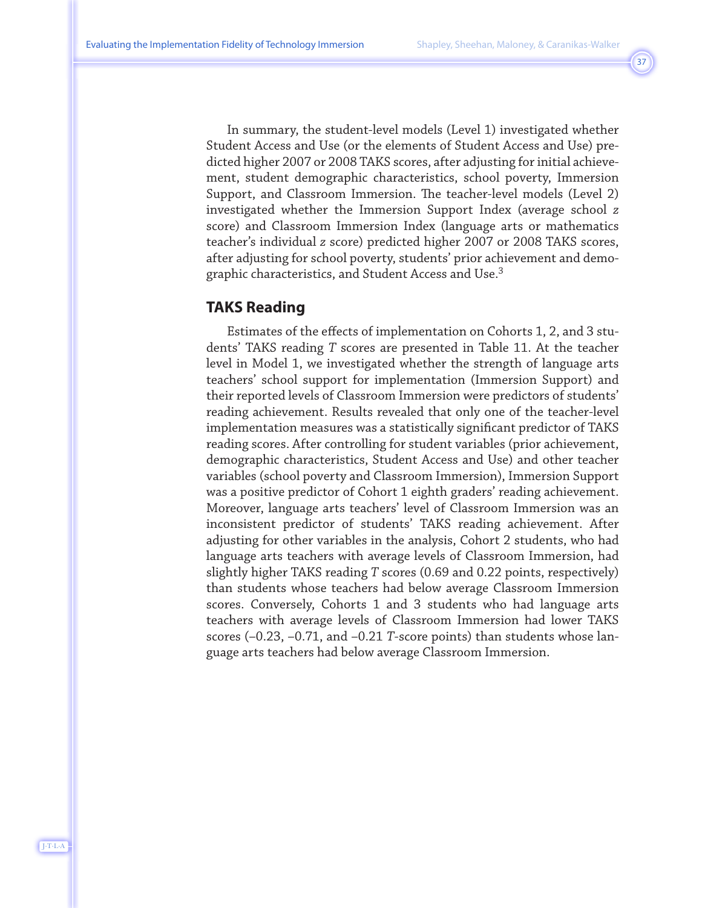In summary, the student-level models (Level 1) investigated whether Student Access and Use (or the elements of Student Access and Use) predicted higher 2007 or 2008 TAKS scores, after adjusting for initial achievement, student demographic characteristics, school poverty, Immersion Support, and Classroom Immersion. The teacher-level models (Level 2) investigated whether the Immersion Support Index (average school *z* score) and Classroom Immersion Index (language arts or mathematics teacher's individual *z* score) predicted higher 2007 or 2008 TAKS scores, after adjusting for school poverty, students' prior achievement and demographic characteristics, and Student Access and Use.[3]

## TAKS Reading

Estimates of the effects of implementation on Cohorts 1, 2, and 3 students' TAKS reading *T* scores are presented in Table 11. At the teacher level in Model 1, we investigated whether the strength of language arts teachers' school support for implementation (Immersion Support) and their reported levels of Classroom Immersion were predictors of students' reading achievement. Results revealed that only one of the teacher-level implementation measures was a statistically significant predictor of TAKS reading scores. After controlling for student variables (prior achievement, demographic characteristics, Student Access and Use) and other teacher variables (school poverty and Classroom Immersion), Immersion Support was a positive predictor of Cohort 1 eighth graders' reading achievement. Moreover, language arts teachers' level of Classroom Immersion was an inconsistent predictor of students' TAKS reading achievement. After adjusting for other variables in the analysis, Cohort 2 students, who had language arts teachers with average levels of Classroom Immersion, had slightly higher TAKS reading *T* scores (0.69 and 0.22 points, respectively) than students whose teachers had below average Classroom Immersion scores. Conversely, Cohorts 1 and 3 students who had language arts teachers with average levels of Classroom Immersion had lower TAKS scores (–0.23, –0.71, and –0.21 *T*-score points) than students whose language arts teachers had below average Classroom Immersion.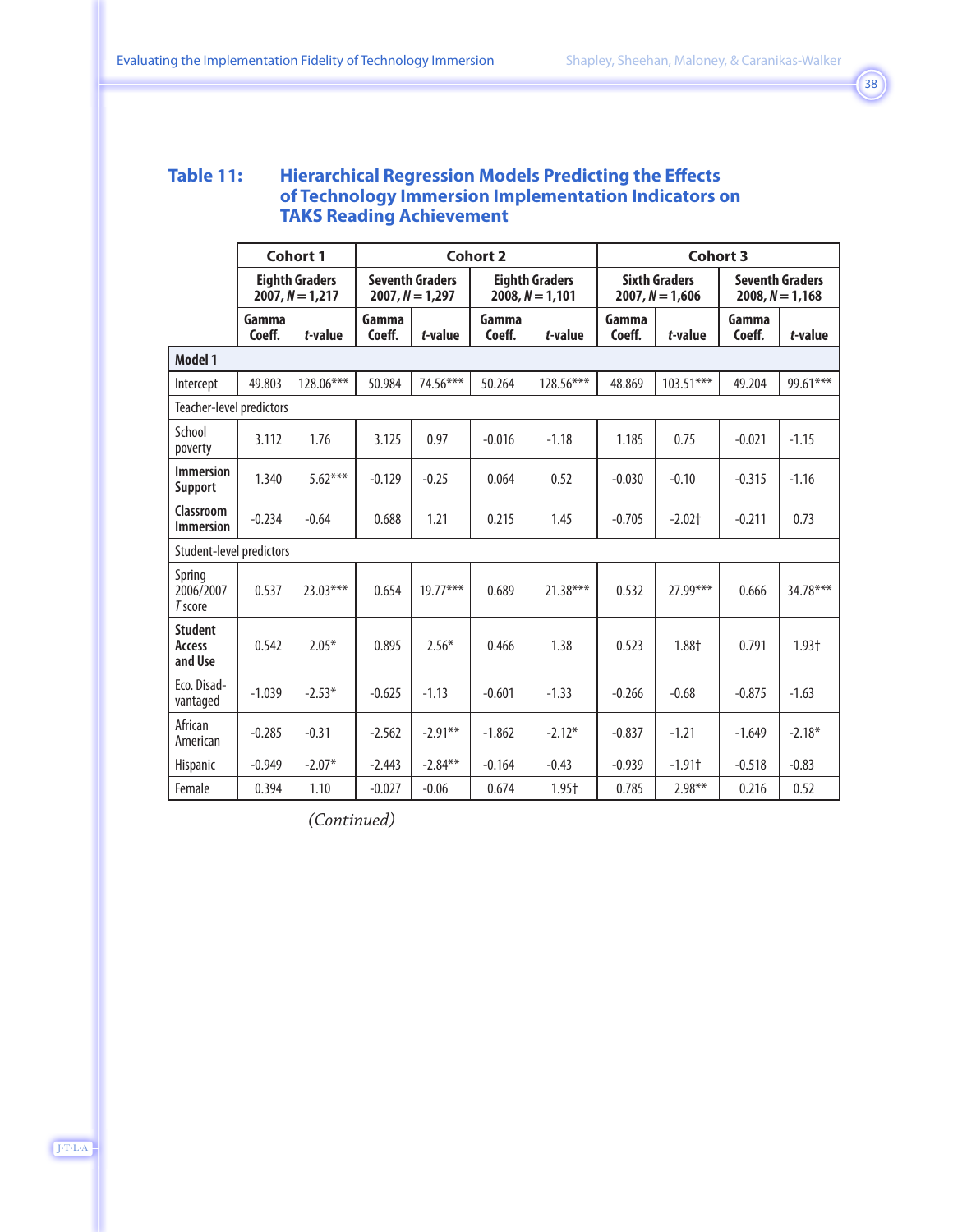**Table 11: Hierarchical Regression Models Predicting the Effects of Technology Immersion Implementation Indicators on TAKS Reading Achievement**

| | Cohort 1 | | Cohort 2 | | | | Cohort 3 | | | |
|---|---|---|---|---|---|---|---|---|---|---|
| | Eighth Graders 2007, *N* = 1,217 | | Seventh Graders 2007, *N* = 1,297 | | Eighth Graders 2008, *N* = 1,101 | | Sixth Graders 2007, *N* = 1,606 | | Seventh Graders 2008, *N* = 1,168 | |
| | Gamma Coeff. | *t*-value | Gamma Coeff. | *t*-value | Gamma Coeff. | *t*-value | Gamma Coeff. | *t*-value | Gamma Coeff. | *t*-value |
| **Model 1** | | | | | | | | | | |
| Intercept | 49.803 | 128.06*** | 50.984 | 74.56*** | 50.264 | 128.56*** | 48.869 | 103.51*** | 49.204 | 99.61*** |
| Teacher-level predictors | | | | | | | | | | |
| School poverty | 3.112 | 1.76 | 3.125 | 0.97 | -0.016 | -1.18 | 1.185 | 0.75 | -0.021 | -1.15 |
| **Immersion Support** | 1.340 | 5.62*** | -0.129 | -0.25 | 0.064 | 0.52 | -0.030 | -0.10 | -0.315 | -1.16 |
| **Classroom Immersion** | -0.234 | -0.64 | 0.688 | 1.21 | 0.215 | 1.45 | -0.705 | -2.02† | -0.211 | 0.73 |
| Student-level predictors | | | | | | | | | | |
| Spring 2006/2007 *T* score | 0.537 | 23.03*** | 0.654 | 19.77*** | 0.689 | 21.38*** | 0.532 | 27.99*** | 0.666 | 34.78*** |
| **Student Access and Use** | 0.542 | 2.05* | 0.895 | 2.56* | 0.466 | 1.38 | 0.523 | 1.88† | 0.791 | 1.93† |
| Eco. Disadvantaged | -1.039 | -2.53* | -0.625 | -1.13 | -0.601 | -1.33 | -0.266 | -0.68 | -0.875 | -1.63 |
| African American | -0.285 | -0.31 | -2.562 | -2.91** | -1.862 | -2.12* | -0.837 | -1.21 | -1.649 | -2.18* |
| Hispanic | -0.949 | -2.07* | -2.443 | -2.84** | -0.164 | -0.43 | -0.939 | -1.91† | -0.518 | -0.83 |
| Female | 0.394 | 1.10 | -0.027 | -0.06 | 0.674 | 1.95† | 0.785 | 2.98** | 0.216 | 0.52 |

*(Continued)*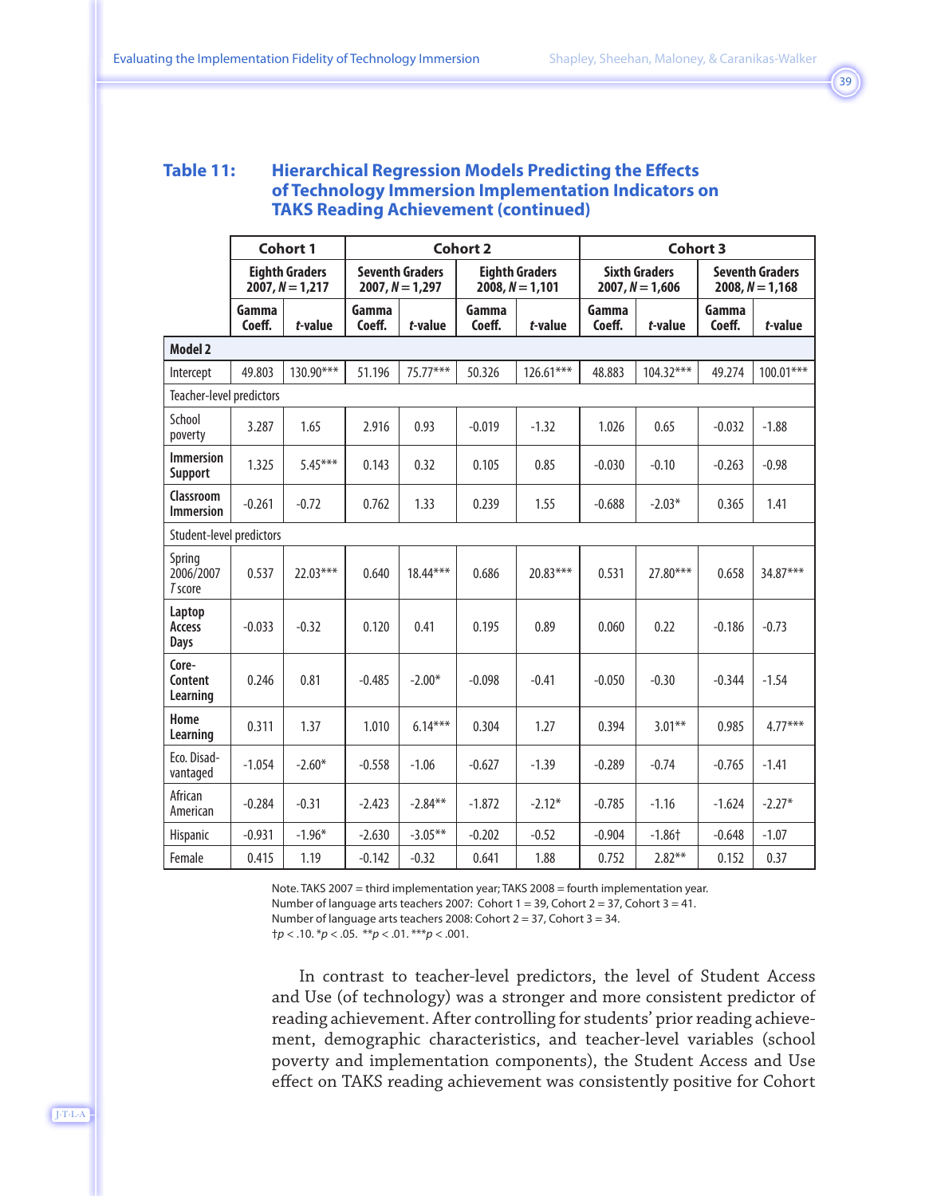**Table 11: Hierarchical Regression Models Predicting the Effects of Technology Immersion Implementation Indicators on TAKS Reading Achievement (continued)**

| | Cohort 1 | | Cohort 2 | | | | Cohort 3 | | | |
|---|---|---|---|---|---|---|---|---|---|---|
| | Eighth Graders 2007, *N* = 1,217 | | Seventh Graders 2007, *N* = 1,297 | | Eighth Graders 2008, *N* = 1,101 | | Sixth Graders 2007, *N* = 1,606 | | Seventh Graders 2008, *N* = 1,168 | |
| | Gamma Coeff. | *t*-value | Gamma Coeff. | *t*-value | Gamma Coeff. | *t*-value | Gamma Coeff. | *t*-value | Gamma Coeff. | *t*-value |
| **Model 2** | | | | | | | | | | |
| Intercept | 49.803 | 130.90*** | 51.196 | 75.77*** | 50.326 | 126.61*** | 48.883 | 104.32*** | 49.274 | 100.01*** |
| Teacher-level predictors | | | | | | | | | | |
| School poverty | 3.287 | 1.65 | 2.916 | 0.93 | -0.019 | -1.32 | 1.026 | 0.65 | -0.032 | -1.88 |
| **Immersion Support** | 1.325 | 5.45*** | 0.143 | 0.32 | 0.105 | 0.85 | -0.030 | -0.10 | -0.263 | -0.98 |
| **Classroom Immersion** | -0.261 | -0.72 | 0.762 | 1.33 | 0.239 | 1.55 | -0.688 | -2.03* | 0.365 | 1.41 |
| Student-level predictors | | | | | | | | | | |
| Spring 2006/2007 *T* score | 0.537 | 22.03*** | 0.640 | 18.44*** | 0.686 | 20.83*** | 0.531 | 27.80*** | 0.658 | 34.87*** |
| **Laptop Access Days** | -0.033 | -0.32 | 0.120 | 0.41 | 0.195 | 0.89 | 0.060 | 0.22 | -0.186 | -0.73 |
| **Core-Content Learning** | 0.246 | 0.81 | -0.485 | -2.00* | -0.098 | -0.41 | -0.050 | -0.30 | -0.344 | -1.54 |
| **Home Learning** | 0.311 | 1.37 | 1.010 | 6.14*** | 0.304 | 1.27 | 0.394 | 3.01** | 0.985 | 4.77*** |
| Eco. Disadvantaged | -1.054 | -2.60* | -0.558 | -1.06 | -0.627 | -1.39 | -0.289 | -0.74 | -0.765 | -1.41 |
| African American | -0.284 | -0.31 | -2.423 | -2.84** | -1.872 | -2.12* | -0.785 | -1.16 | -1.624 | -2.27* |
| Hispanic | -0.931 | -1.96* | -2.630 | -3.05** | -0.202 | -0.52 | -0.904 | -1.86† | -0.648 | -1.07 |
| Female | 0.415 | 1.19 | -0.142 | -0.32 | 0.641 | 1.88 | 0.752 | 2.82** | 0.152 | 0.37 |

Note. TAKS 2007 = third implementation year; TAKS 2008 = fourth implementation year.
Number of language arts teachers 2007: Cohort 1 = 39, Cohort 2 = 37, Cohort 3 = 41.
Number of language arts teachers 2008: Cohort 2 = 37, Cohort 3 = 34.
†$p < .10$. *$p < .05$. **$p < .01$. ***$p < .001$.

In contrast to teacher-level predictors, the level of Student Access and Use (of technology) was a stronger and more consistent predictor of reading achievement. After controlling for students' prior reading achievement, demographic characteristics, and teacher-level variables (school poverty and implementation components), the Student Access and Use effect on TAKS reading achievement was consistently positive for Cohort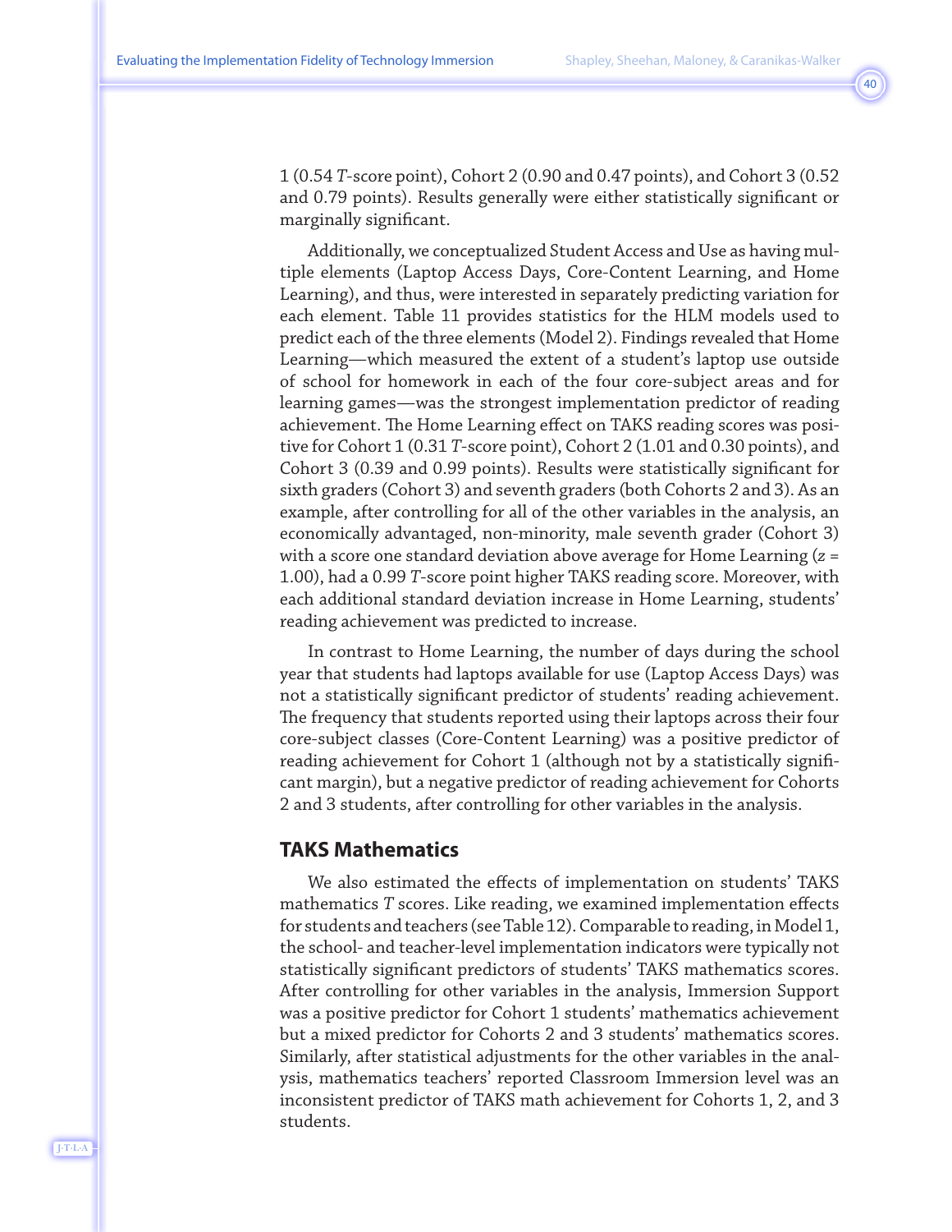1 (0.54 *T*-score point), Cohort 2 (0.90 and 0.47 points), and Cohort 3 (0.52 and 0.79 points). Results generally were either statistically significant or marginally significant.

Additionally, we conceptualized Student Access and Use as having multiple elements (Laptop Access Days, Core-Content Learning, and Home Learning), and thus, were interested in separately predicting variation for each element. Table 11 provides statistics for the HLM models used to predict each of the three elements (Model 2). Findings revealed that Home Learning—which measured the extent of a student's laptop use outside of school for homework in each of the four core-subject areas and for learning games—was the strongest implementation predictor of reading achievement. The Home Learning effect on TAKS reading scores was positive for Cohort 1 (0.31 *T*-score point), Cohort 2 (1.01 and 0.30 points), and Cohort 3 (0.39 and 0.99 points). Results were statistically significant for sixth graders (Cohort 3) and seventh graders (both Cohorts 2 and 3). As an example, after controlling for all of the other variables in the analysis, an economically advantaged, non-minority, male seventh grader (Cohort 3) with a score one standard deviation above average for Home Learning ($z$ = 1.00), had a 0.99 *T*-score point higher TAKS reading score. Moreover, with each additional standard deviation increase in Home Learning, students' reading achievement was predicted to increase.

In contrast to Home Learning, the number of days during the school year that students had laptops available for use (Laptop Access Days) was not a statistically significant predictor of students' reading achievement. The frequency that students reported using their laptops across their four core-subject classes (Core-Content Learning) was a positive predictor of reading achievement for Cohort 1 (although not by a statistically significant margin), but a negative predictor of reading achievement for Cohorts 2 and 3 students, after controlling for other variables in the analysis.

## TAKS Mathematics

We also estimated the effects of implementation on students' TAKS mathematics *T* scores. Like reading, we examined implementation effects for students and teachers (see Table 12). Comparable to reading, in Model 1, the school- and teacher-level implementation indicators were typically not statistically significant predictors of students' TAKS mathematics scores. After controlling for other variables in the analysis, Immersion Support was a positive predictor for Cohort 1 students' mathematics achievement but a mixed predictor for Cohorts 2 and 3 students' mathematics scores. Similarly, after statistical adjustments for the other variables in the analysis, mathematics teachers' reported Classroom Immersion level was an inconsistent predictor of TAKS math achievement for Cohorts 1, 2, and 3 students.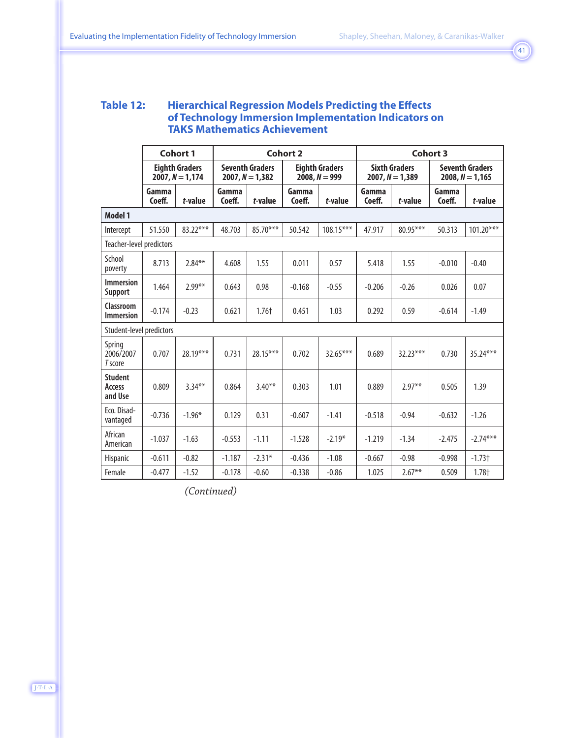## Table 12: Hierarchical Regression Models Predicting the Effects of Technology Immersion Implementation Indicators on TAKS Mathematics Achievement

| | Cohort 1 | | Cohort 2 | | | | Cohort 3 | | | |
|---|---|---|---|---|---|---|---|---|---|---|
| | Eighth Graders 2007, *N* = 1,174 | | Seventh Graders 2007, *N* = 1,382 | | Eighth Graders 2008, *N* = 999 | | Sixth Graders 2007, *N* = 1,389 | | Seventh Graders 2008, *N* = 1,165 | |
| | Gamma Coeff. | *t*-value | Gamma Coeff. | *t*-value | Gamma Coeff. | *t*-value | Gamma Coeff. | *t*-value | Gamma Coeff. | *t*-value |
| **Model 1** | | | | | | | | | | |
| Intercept | 51.550 | 83.22*** | 48.703 | 85.70*** | 50.542 | 108.15*** | 47.917 | 80.95*** | 50.313 | 101.20*** |
| Teacher-level predictors | | | | | | | | | | |
| School poverty | 8.713 | 2.84** | 4.608 | 1.55 | 0.011 | 0.57 | 5.418 | 1.55 | -0.010 | -0.40 |
| **Immersion Support** | 1.464 | 2.99** | 0.643 | 0.98 | -0.168 | -0.55 | -0.206 | -0.26 | 0.026 | 0.07 |
| **Classroom Immersion** | -0.174 | -0.23 | 0.621 | 1.76† | 0.451 | 1.03 | 0.292 | 0.59 | -0.614 | -1.49 |
| Student-level predictors | | | | | | | | | | |
| Spring 2006/2007 *T* score | 0.707 | 28.19*** | 0.731 | 28.15*** | 0.702 | 32.65*** | 0.689 | 32.23*** | 0.730 | 35.24*** |
| **Student Access and Use** | 0.809 | 3.34** | 0.864 | 3.40** | 0.303 | 1.01 | 0.889 | 2.97** | 0.505 | 1.39 |
| Eco. Disadvantaged | -0.736 | -1.96* | 0.129 | 0.31 | -0.607 | -1.41 | -0.518 | -0.94 | -0.632 | -1.26 |
| African American | -1.037 | -1.63 | -0.553 | -1.11 | -1.528 | -2.19* | -1.219 | -1.34 | -2.475 | -2.74*** |
| Hispanic | -0.611 | -0.82 | -1.187 | -2.31* | -0.436 | -1.08 | -0.667 | -0.98 | -0.998 | -1.73† |
| Female | -0.477 | -1.52 | -0.178 | -0.60 | -0.338 | -0.86 | 1.025 | 2.67** | 0.509 | 1.78† |

*(Continued)*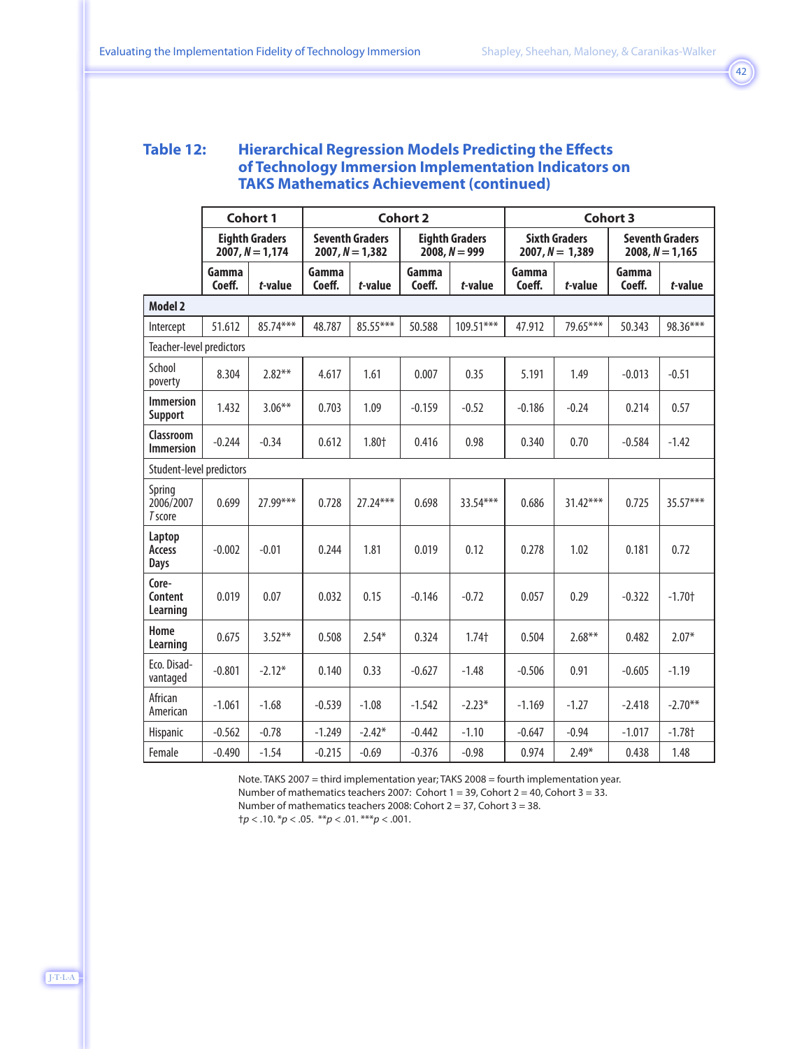**Table 12: Hierarchical Regression Models Predicting the Effects of Technology Immersion Implementation Indicators on TAKS Mathematics Achievement (continued)**

| | Cohort 1 | | Cohort 2 | | | | Cohort 3 | | | |
|---|---|---|---|---|---|---|---|---|---|---|
| | Eighth Graders 2007, *N* = 1,174 | | Seventh Graders 2007, *N* = 1,382 | | Eighth Graders 2008, *N* = 999 | | Sixth Graders 2007, *N* = 1,389 | | Seventh Graders 2008, *N* = 1,165 | |
| | Gamma Coeff. | *t*-value | Gamma Coeff. | *t*-value | Gamma Coeff. | *t*-value | Gamma Coeff. | *t*-value | Gamma Coeff. | *t*-value |
| **Model 2** | | | | | | | | | | |
| Intercept | 51.612 | 85.74*** | 48.787 | 85.55*** | 50.588 | 109.51*** | 47.912 | 79.65*** | 50.343 | 98.36*** |
| Teacher-level predictors | | | | | | | | | | |
| School poverty | 8.304 | 2.82** | 4.617 | 1.61 | 0.007 | 0.35 | 5.191 | 1.49 | -0.013 | -0.51 |
| **Immersion Support** | 1.432 | 3.06** | 0.703 | 1.09 | -0.159 | -0.52 | -0.186 | -0.24 | 0.214 | 0.57 |
| **Classroom Immersion** | -0.244 | -0.34 | 0.612 | 1.80† | 0.416 | 0.98 | 0.340 | 0.70 | -0.584 | -1.42 |
| Student-level predictors | | | | | | | | | | |
| Spring 2006/2007 *T* score | 0.699 | 27.99*** | 0.728 | 27.24*** | 0.698 | 33.54*** | 0.686 | 31.42*** | 0.725 | 35.57*** |
| **Laptop Access Days** | -0.002 | -0.01 | 0.244 | 1.81 | 0.019 | 0.12 | 0.278 | 1.02 | 0.181 | 0.72 |
| **Core-Content Learning** | 0.019 | 0.07 | 0.032 | 0.15 | -0.146 | -0.72 | 0.057 | 0.29 | -0.322 | -1.70† |
| **Home Learning** | 0.675 | 3.52** | 0.508 | 2.54* | 0.324 | 1.74† | 0.504 | 2.68** | 0.482 | 2.07* |
| Eco. Disad-vantaged | -0.801 | -2.12* | 0.140 | 0.33 | -0.627 | -1.48 | -0.506 | 0.91 | -0.605 | -1.19 |
| African American | -1.061 | -1.68 | -0.539 | -1.08 | -1.542 | -2.23* | -1.169 | -1.27 | -2.418 | -2.70** |
| Hispanic | -0.562 | -0.78 | -1.249 | -2.42* | -0.442 | -1.10 | -0.647 | -0.94 | -1.017 | -1.78† |
| Female | -0.490 | -1.54 | -0.215 | -0.69 | -0.376 | -0.98 | 0.974 | 2.49* | 0.438 | 1.48 |

Note. TAKS 2007 = third implementation year; TAKS 2008 = fourth implementation year.
Number of mathematics teachers 2007: Cohort 1 = 39, Cohort 2 = 40, Cohort 3 = 33.
Number of mathematics teachers 2008: Cohort 2 = 37, Cohort 3 = 38.
†$p < .10$. *$p < .05$. **$p < .01$. ***$p < .001$.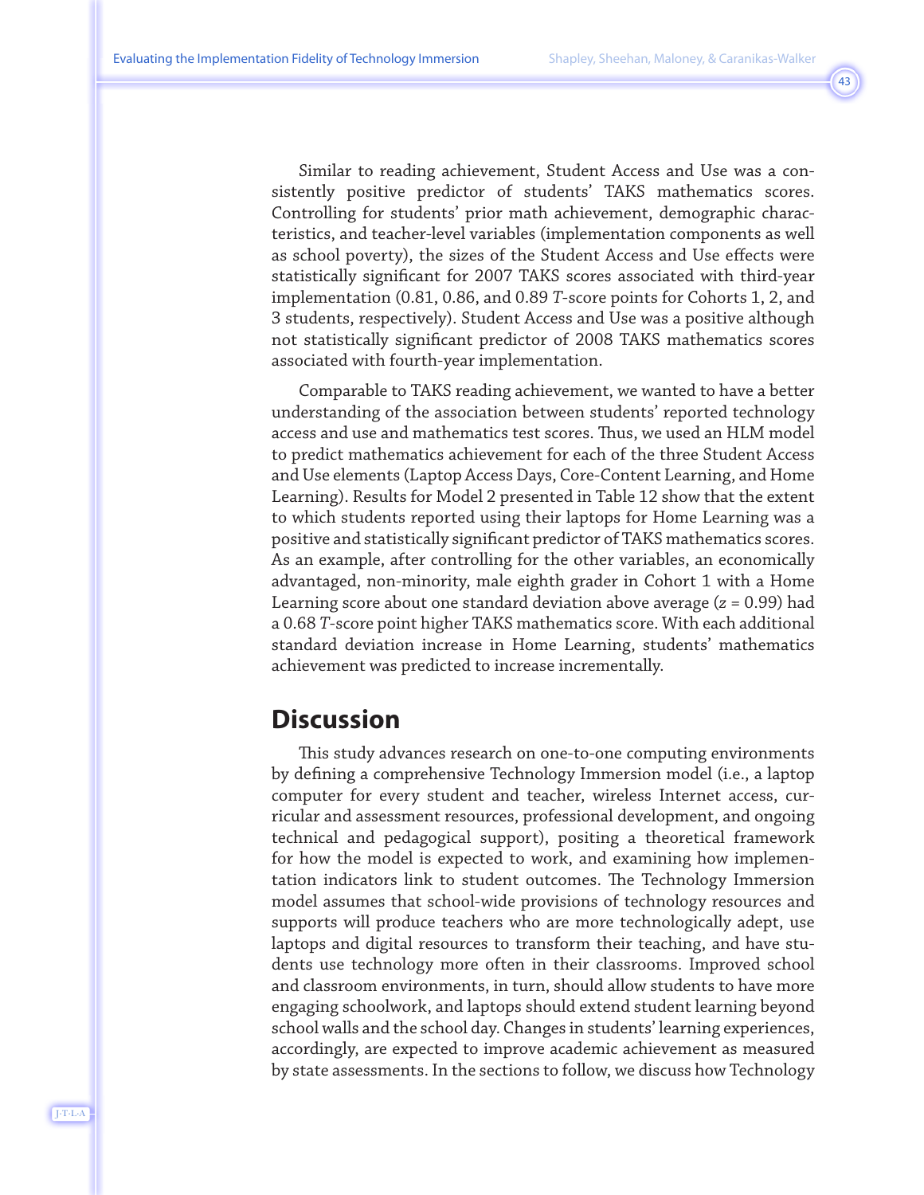Similar to reading achievement, Student Access and Use was a consistently positive predictor of students' TAKS mathematics scores. Controlling for students' prior math achievement, demographic characteristics, and teacher-level variables (implementation components as well as school poverty), the sizes of the Student Access and Use effects were statistically significant for 2007 TAKS scores associated with third-year implementation (0.81, 0.86, and 0.89 *T*-score points for Cohorts 1, 2, and 3 students, respectively). Student Access and Use was a positive although not statistically significant predictor of 2008 TAKS mathematics scores associated with fourth-year implementation.

Comparable to TAKS reading achievement, we wanted to have a better understanding of the association between students' reported technology access and use and mathematics test scores. Thus, we used an HLM model to predict mathematics achievement for each of the three Student Access and Use elements (Laptop Access Days, Core-Content Learning, and Home Learning). Results for Model 2 presented in Table 12 show that the extent to which students reported using their laptops for Home Learning was a positive and statistically significant predictor of TAKS mathematics scores. As an example, after controlling for the other variables, an economically advantaged, non-minority, male eighth grader in Cohort 1 with a Home Learning score about one standard deviation above average ($z = 0.99$) had a 0.68 *T*-score point higher TAKS mathematics score. With each additional standard deviation increase in Home Learning, students' mathematics achievement was predicted to increase incrementally.

## Discussion

This study advances research on one-to-one computing environments by defining a comprehensive Technology Immersion model (i.e., a laptop computer for every student and teacher, wireless Internet access, curricular and assessment resources, professional development, and ongoing technical and pedagogical support), positing a theoretical framework for how the model is expected to work, and examining how implementation indicators link to student outcomes. The Technology Immersion model assumes that school-wide provisions of technology resources and supports will produce teachers who are more technologically adept, use laptops and digital resources to transform their teaching, and have students use technology more often in their classrooms. Improved school and classroom environments, in turn, should allow students to have more engaging schoolwork, and laptops should extend student learning beyond school walls and the school day. Changes in students' learning experiences, accordingly, are expected to improve academic achievement as measured by state assessments. In the sections to follow, we discuss how Technology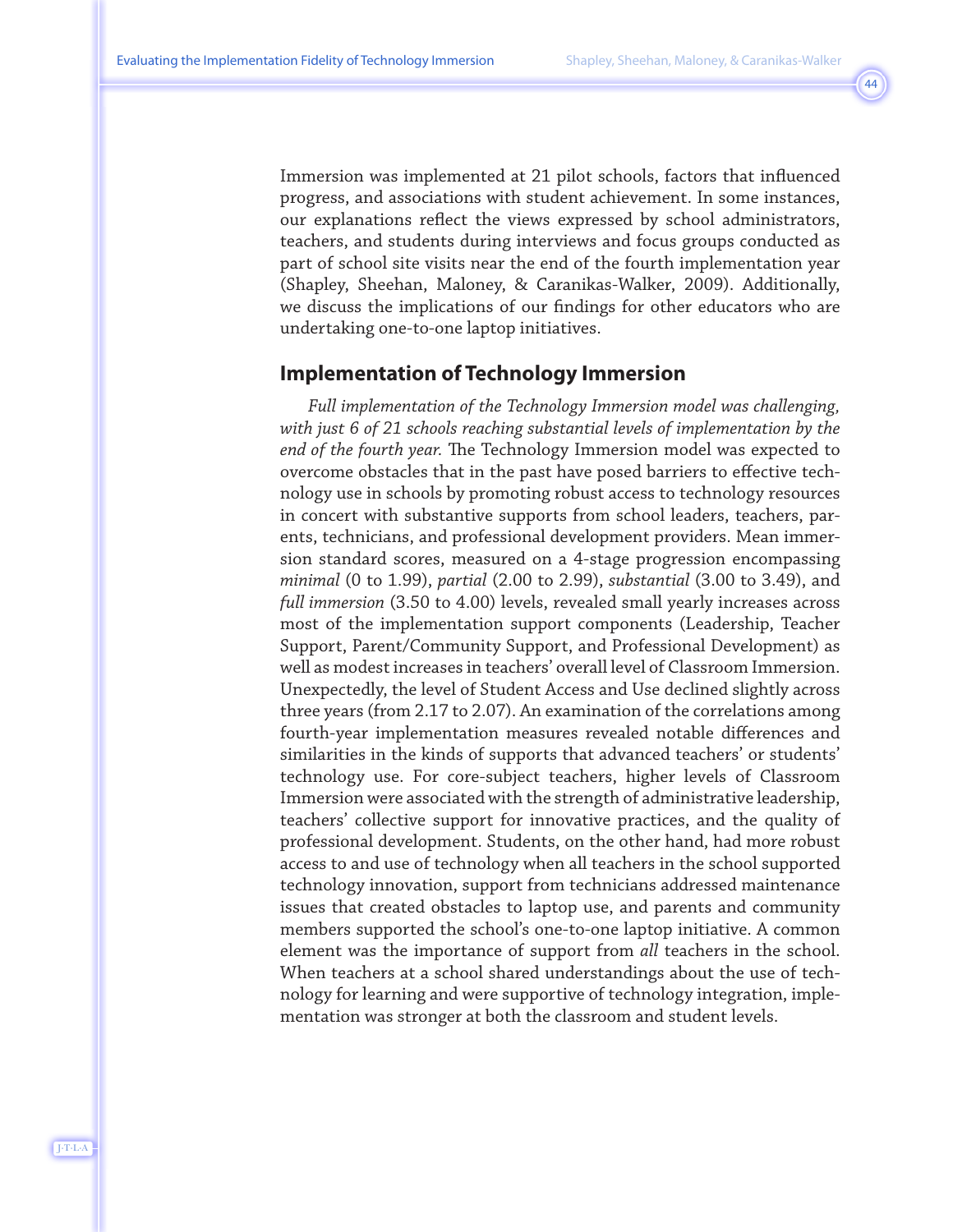Immersion was implemented at 21 pilot schools, factors that influenced progress, and associations with student achievement. In some instances, our explanations reflect the views expressed by school administrators, teachers, and students during interviews and focus groups conducted as part of school site visits near the end of the fourth implementation year (Shapley, Sheehan, Maloney, & Caranikas-Walker, 2009). Additionally, we discuss the implications of our findings for other educators who are undertaking one-to-one laptop initiatives.

## Implementation of Technology Immersion

*Full implementation of the Technology Immersion model was challenging, with just 6 of 21 schools reaching substantial levels of implementation by the end of the fourth year.* The Technology Immersion model was expected to overcome obstacles that in the past have posed barriers to effective technology use in schools by promoting robust access to technology resources in concert with substantive supports from school leaders, teachers, parents, technicians, and professional development providers. Mean immersion standard scores, measured on a 4-stage progression encompassing *minimal* (0 to 1.99), *partial* (2.00 to 2.99), *substantial* (3.00 to 3.49), and *full immersion* (3.50 to 4.00) levels, revealed small yearly increases across most of the implementation support components (Leadership, Teacher Support, Parent/Community Support, and Professional Development) as well as modest increases in teachers' overall level of Classroom Immersion. Unexpectedly, the level of Student Access and Use declined slightly across three years (from 2.17 to 2.07). An examination of the correlations among fourth-year implementation measures revealed notable differences and similarities in the kinds of supports that advanced teachers' or students' technology use. For core-subject teachers, higher levels of Classroom Immersion were associated with the strength of administrative leadership, teachers' collective support for innovative practices, and the quality of professional development. Students, on the other hand, had more robust access to and use of technology when all teachers in the school supported technology innovation, support from technicians addressed maintenance issues that created obstacles to laptop use, and parents and community members supported the school's one-to-one laptop initiative. A common element was the importance of support from *all* teachers in the school. When teachers at a school shared understandings about the use of technology for learning and were supportive of technology integration, implementation was stronger at both the classroom and student levels.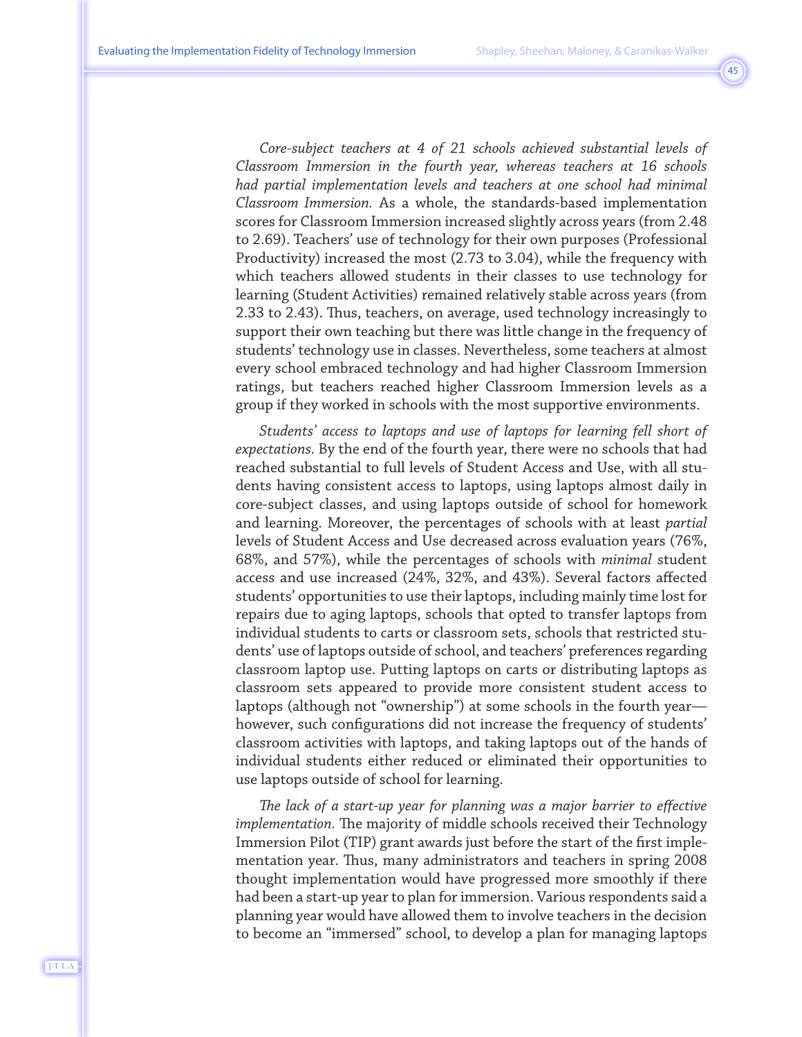*Core-subject teachers at 4 of 21 schools achieved substantial levels of Classroom Immersion in the fourth year, whereas teachers at 16 schools had partial implementation levels and teachers at one school had minimal Classroom Immersion.* As a whole, the standards-based implementation scores for Classroom Immersion increased slightly across years (from 2.48 to 2.69). Teachers' use of technology for their own purposes (Professional Productivity) increased the most (2.73 to 3.04), while the frequency with which teachers allowed students in their classes to use technology for learning (Student Activities) remained relatively stable across years (from 2.33 to 2.43). Thus, teachers, on average, used technology increasingly to support their own teaching but there was little change in the frequency of students' technology use in classes. Nevertheless, some teachers at almost every school embraced technology and had higher Classroom Immersion ratings, but teachers reached higher Classroom Immersion levels as a group if they worked in schools with the most supportive environments.

*Students' access to laptops and use of laptops for learning fell short of expectations.* By the end of the fourth year, there were no schools that had reached substantial to full levels of Student Access and Use, with all students having consistent access to laptops, using laptops almost daily in core-subject classes, and using laptops outside of school for homework and learning. Moreover, the percentages of schools with at least *partial* levels of Student Access and Use decreased across evaluation years (76%, 68%, and 57%), while the percentages of schools with *minimal* student access and use increased (24%, 32%, and 43%). Several factors affected students' opportunities to use their laptops, including mainly time lost for repairs due to aging laptops, schools that opted to transfer laptops from individual students to carts or classroom sets, schools that restricted students' use of laptops outside of school, and teachers' preferences regarding classroom laptop use. Putting laptops on carts or distributing laptops as classroom sets appeared to provide more consistent student access to laptops (although not "ownership") at some schools in the fourth year—however, such configurations did not increase the frequency of students' classroom activities with laptops, and taking laptops out of the hands of individual students either reduced or eliminated their opportunities to use laptops outside of school for learning.

*The lack of a start-up year for planning was a major barrier to effective implementation.* The majority of middle schools received their Technology Immersion Pilot (TIP) grant awards just before the start of the first implementation year. Thus, many administrators and teachers in spring 2008 thought implementation would have progressed more smoothly if there had been a start-up year to plan for immersion. Various respondents said a planning year would have allowed them to involve teachers in the decision to become an "immersed" school, to develop a plan for managing laptops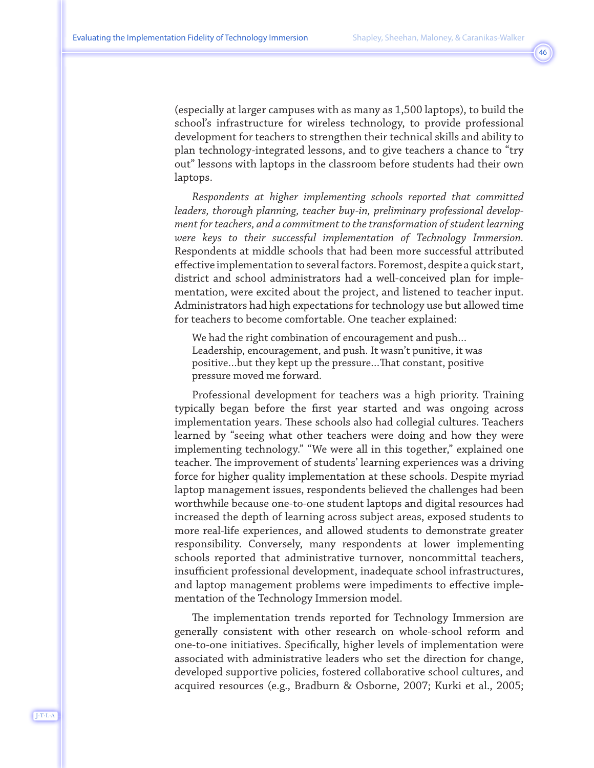(especially at larger campuses with as many as 1,500 laptops), to build the school's infrastructure for wireless technology, to provide professional development for teachers to strengthen their technical skills and ability to plan technology-integrated lessons, and to give teachers a chance to "try out" lessons with laptops in the classroom before students had their own laptops.

*Respondents at higher implementing schools reported that committed leaders, thorough planning, teacher buy-in, preliminary professional development for teachers, and a commitment to the transformation of student learning were keys to their successful implementation of Technology Immersion.* Respondents at middle schools that had been more successful attributed effective implementation to several factors. Foremost, despite a quick start, district and school administrators had a well-conceived plan for implementation, were excited about the project, and listened to teacher input. Administrators had high expectations for technology use but allowed time for teachers to become comfortable. One teacher explained:

> We had the right combination of encouragement and push… Leadership, encouragement, and push. It wasn't punitive, it was positive…but they kept up the pressure…That constant, positive pressure moved me forward.

Professional development for teachers was a high priority. Training typically began before the first year started and was ongoing across implementation years. These schools also had collegial cultures. Teachers learned by "seeing what other teachers were doing and how they were implementing technology." "We were all in this together," explained one teacher. The improvement of students' learning experiences was a driving force for higher quality implementation at these schools. Despite myriad laptop management issues, respondents believed the challenges had been worthwhile because one-to-one student laptops and digital resources had increased the depth of learning across subject areas, exposed students to more real-life experiences, and allowed students to demonstrate greater responsibility. Conversely, many respondents at lower implementing schools reported that administrative turnover, noncommittal teachers, insufficient professional development, inadequate school infrastructures, and laptop management problems were impediments to effective implementation of the Technology Immersion model.

The implementation trends reported for Technology Immersion are generally consistent with other research on whole-school reform and one-to-one initiatives. Specifically, higher levels of implementation were associated with administrative leaders who set the direction for change, developed supportive policies, fostered collaborative school cultures, and acquired resources (e.g., Bradburn & Osborne, 2007; Kurki et al., 2005;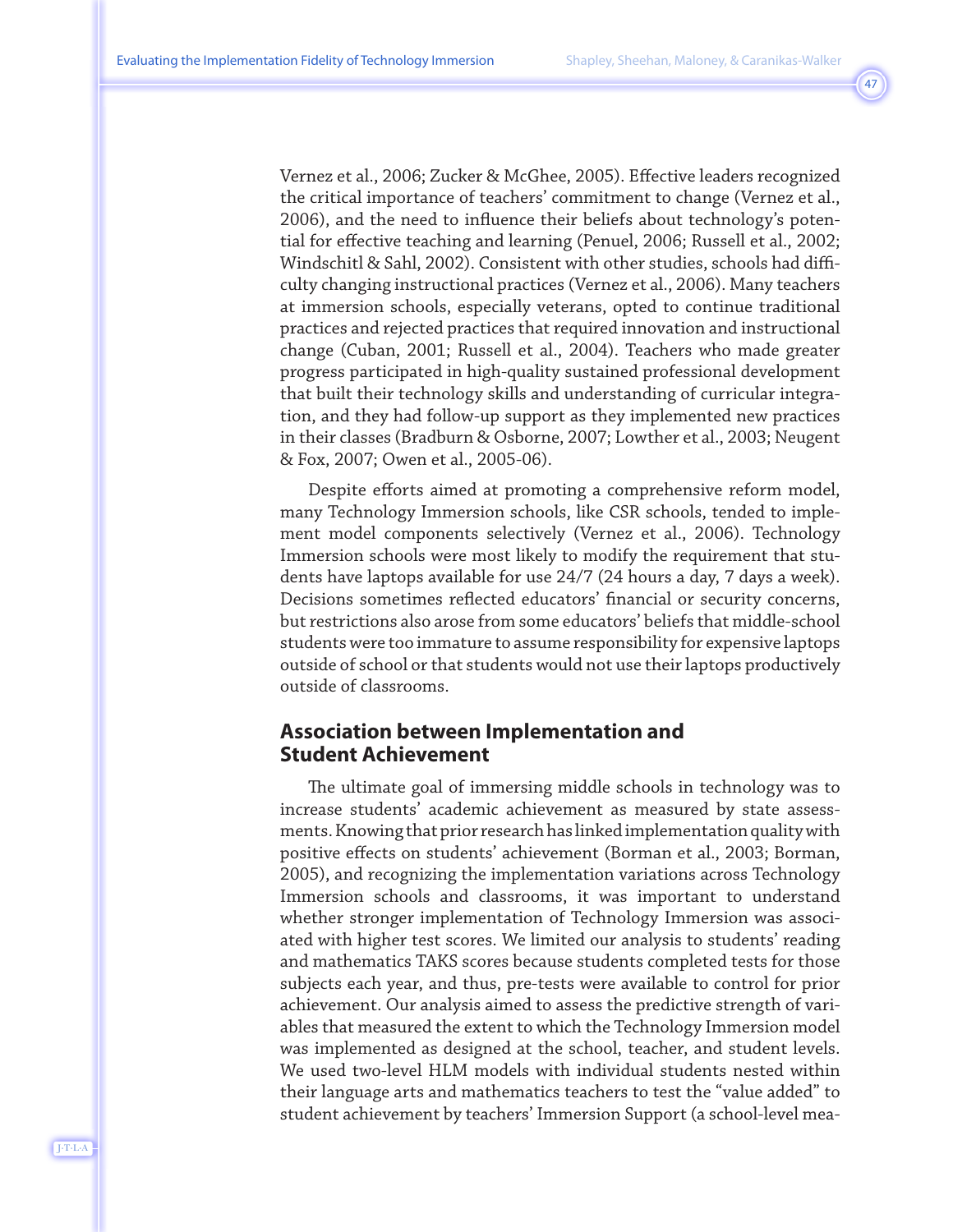Vernez et al., 2006; Zucker & McGhee, 2005). Effective leaders recognized the critical importance of teachers' commitment to change (Vernez et al., 2006), and the need to influence their beliefs about technology's potential for effective teaching and learning (Penuel, 2006; Russell et al., 2002; Windschitl & Sahl, 2002). Consistent with other studies, schools had difficulty changing instructional practices (Vernez et al., 2006). Many teachers at immersion schools, especially veterans, opted to continue traditional practices and rejected practices that required innovation and instructional change (Cuban, 2001; Russell et al., 2004). Teachers who made greater progress participated in high-quality sustained professional development that built their technology skills and understanding of curricular integration, and they had follow-up support as they implemented new practices in their classes (Bradburn & Osborne, 2007; Lowther et al., 2003; Neugent & Fox, 2007; Owen et al., 2005-06).

Despite efforts aimed at promoting a comprehensive reform model, many Technology Immersion schools, like CSR schools, tended to implement model components selectively (Vernez et al., 2006). Technology Immersion schools were most likely to modify the requirement that students have laptops available for use 24/7 (24 hours a day, 7 days a week). Decisions sometimes reflected educators' financial or security concerns, but restrictions also arose from some educators' beliefs that middle-school students were too immature to assume responsibility for expensive laptops outside of school or that students would not use their laptops productively outside of classrooms.

## Association between Implementation and Student Achievement

The ultimate goal of immersing middle schools in technology was to increase students' academic achievement as measured by state assessments. Knowing that prior research has linked implementation quality with positive effects on students' achievement (Borman et al., 2003; Borman, 2005), and recognizing the implementation variations across Technology Immersion schools and classrooms, it was important to understand whether stronger implementation of Technology Immersion was associated with higher test scores. We limited our analysis to students' reading and mathematics TAKS scores because students completed tests for those subjects each year, and thus, pre-tests were available to control for prior achievement. Our analysis aimed to assess the predictive strength of variables that measured the extent to which the Technology Immersion model was implemented as designed at the school, teacher, and student levels. We used two-level HLM models with individual students nested within their language arts and mathematics teachers to test the "value added" to student achievement by teachers' Immersion Support (a school-level mea-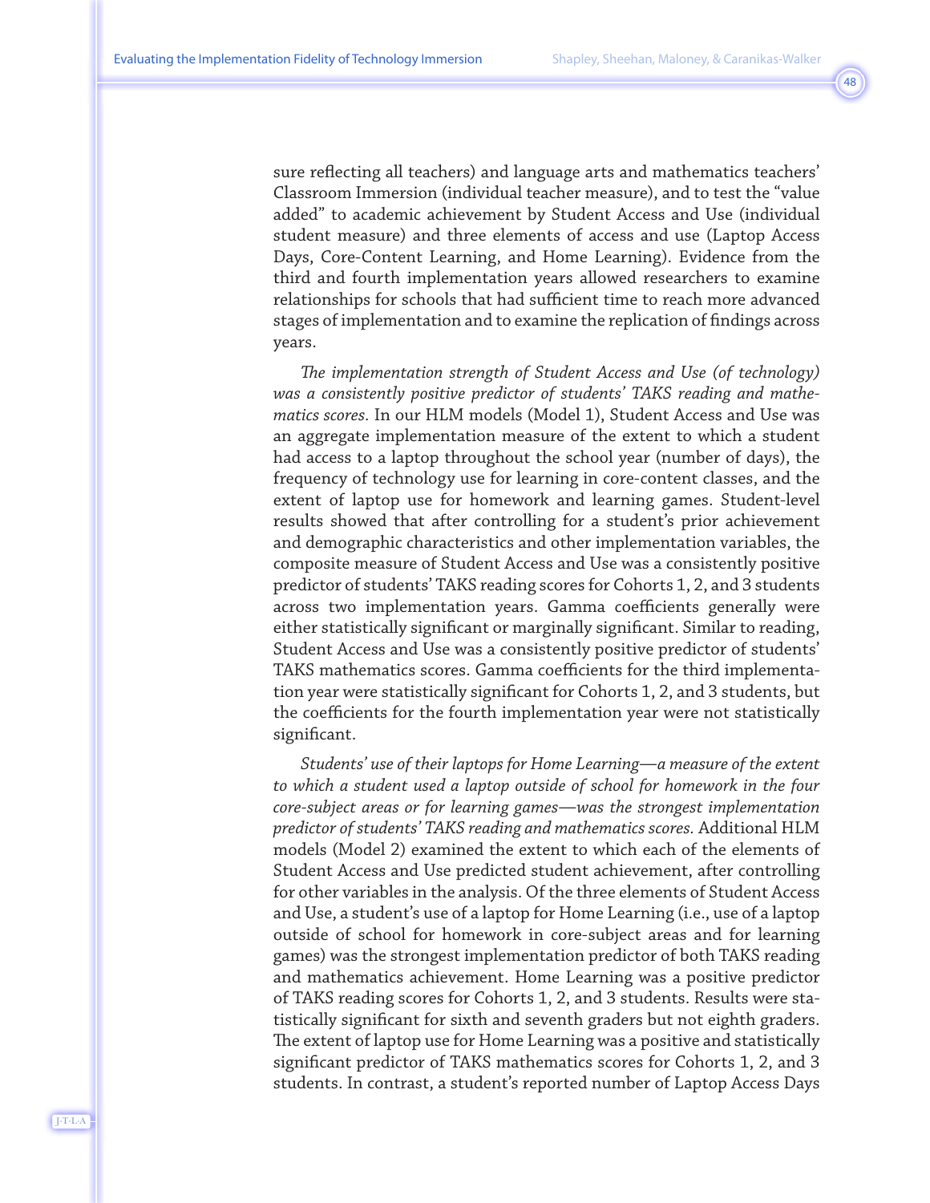sure reflecting all teachers) and language arts and mathematics teachers' Classroom Immersion (individual teacher measure), and to test the "value added" to academic achievement by Student Access and Use (individual student measure) and three elements of access and use (Laptop Access Days, Core-Content Learning, and Home Learning). Evidence from the third and fourth implementation years allowed researchers to examine relationships for schools that had sufficient time to reach more advanced stages of implementation and to examine the replication of findings across years.

*The implementation strength of Student Access and Use (of technology) was a consistently positive predictor of students' TAKS reading and mathematics scores.* In our HLM models (Model 1), Student Access and Use was an aggregate implementation measure of the extent to which a student had access to a laptop throughout the school year (number of days), the frequency of technology use for learning in core-content classes, and the extent of laptop use for homework and learning games. Student-level results showed that after controlling for a student's prior achievement and demographic characteristics and other implementation variables, the composite measure of Student Access and Use was a consistently positive predictor of students' TAKS reading scores for Cohorts 1, 2, and 3 students across two implementation years. Gamma coefficients generally were either statistically significant or marginally significant. Similar to reading, Student Access and Use was a consistently positive predictor of students' TAKS mathematics scores. Gamma coefficients for the third implementation year were statistically significant for Cohorts 1, 2, and 3 students, but the coefficients for the fourth implementation year were not statistically significant.

*Students' use of their laptops for Home Learning—a measure of the extent to which a student used a laptop outside of school for homework in the four core-subject areas or for learning games—was the strongest implementation predictor of students' TAKS reading and mathematics scores.* Additional HLM models (Model 2) examined the extent to which each of the elements of Student Access and Use predicted student achievement, after controlling for other variables in the analysis. Of the three elements of Student Access and Use, a student's use of a laptop for Home Learning (i.e., use of a laptop outside of school for homework in core-subject areas and for learning games) was the strongest implementation predictor of both TAKS reading and mathematics achievement. Home Learning was a positive predictor of TAKS reading scores for Cohorts 1, 2, and 3 students. Results were statistically significant for sixth and seventh graders but not eighth graders. The extent of laptop use for Home Learning was a positive and statistically significant predictor of TAKS mathematics scores for Cohorts 1, 2, and 3 students. In contrast, a student's reported number of Laptop Access Days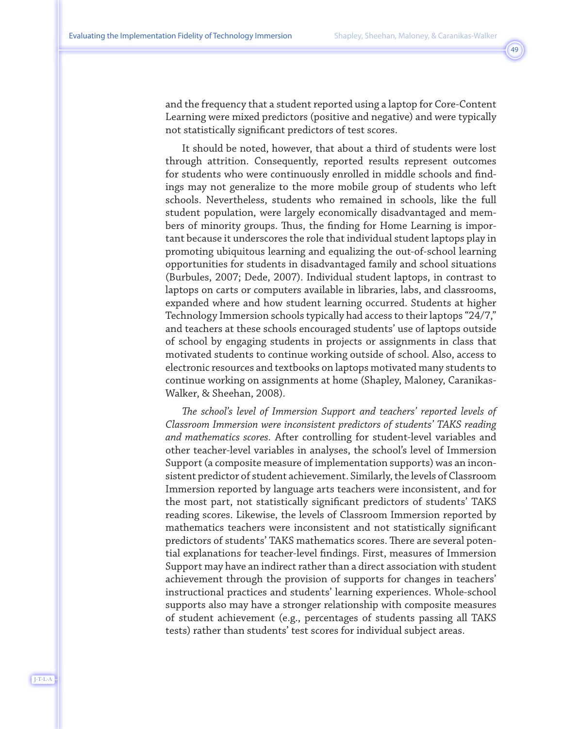and the frequency that a student reported using a laptop for Core-Content Learning were mixed predictors (positive and negative) and were typically not statistically significant predictors of test scores.

It should be noted, however, that about a third of students were lost through attrition. Consequently, reported results represent outcomes for students who were continuously enrolled in middle schools and findings may not generalize to the more mobile group of students who left schools. Nevertheless, students who remained in schools, like the full student population, were largely economically disadvantaged and members of minority groups. Thus, the finding for Home Learning is important because it underscores the role that individual student laptops play in promoting ubiquitous learning and equalizing the out-of-school learning opportunities for students in disadvantaged family and school situations (Burbules, 2007; Dede, 2007). Individual student laptops, in contrast to laptops on carts or computers available in libraries, labs, and classrooms, expanded where and how student learning occurred. Students at higher Technology Immersion schools typically had access to their laptops "24/7," and teachers at these schools encouraged students' use of laptops outside of school by engaging students in projects or assignments in class that motivated students to continue working outside of school. Also, access to electronic resources and textbooks on laptops motivated many students to continue working on assignments at home (Shapley, Maloney, Caranikas-Walker, & Sheehan, 2008).

*The school's level of Immersion Support and teachers' reported levels of Classroom Immersion were inconsistent predictors of students' TAKS reading and mathematics scores.* After controlling for student-level variables and other teacher-level variables in analyses, the school's level of Immersion Support (a composite measure of implementation supports) was an inconsistent predictor of student achievement. Similarly, the levels of Classroom Immersion reported by language arts teachers were inconsistent, and for the most part, not statistically significant predictors of students' TAKS reading scores. Likewise, the levels of Classroom Immersion reported by mathematics teachers were inconsistent and not statistically significant predictors of students' TAKS mathematics scores. There are several potential explanations for teacher-level findings. First, measures of Immersion Support may have an indirect rather than a direct association with student achievement through the provision of supports for changes in teachers' instructional practices and students' learning experiences. Whole-school supports also may have a stronger relationship with composite measures of student achievement (e.g., percentages of students passing all TAKS tests) rather than students' test scores for individual subject areas.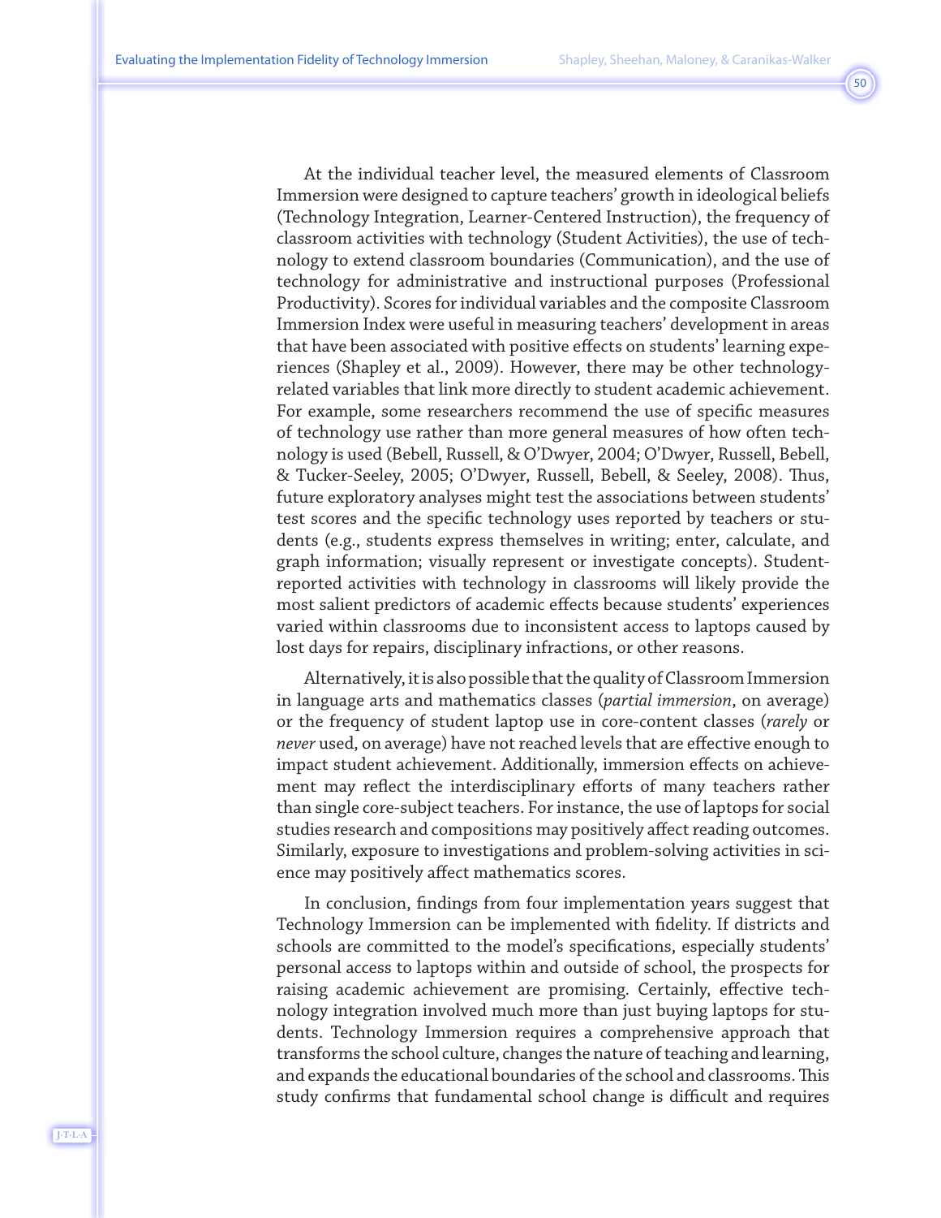At the individual teacher level, the measured elements of Classroom Immersion were designed to capture teachers' growth in ideological beliefs (Technology Integration, Learner-Centered Instruction), the frequency of classroom activities with technology (Student Activities), the use of technology to extend classroom boundaries (Communication), and the use of technology for administrative and instructional purposes (Professional Productivity). Scores for individual variables and the composite Classroom Immersion Index were useful in measuring teachers' development in areas that have been associated with positive effects on students' learning experiences (Shapley et al., 2009). However, there may be other technology-related variables that link more directly to student academic achievement. For example, some researchers recommend the use of specific measures of technology use rather than more general measures of how often technology is used (Bebell, Russell, & O'Dwyer, 2004; O'Dwyer, Russell, Bebell, & Tucker-Seeley, 2005; O'Dwyer, Russell, Bebell, & Seeley, 2008). Thus, future exploratory analyses might test the associations between students' test scores and the specific technology uses reported by teachers or students (e.g., students express themselves in writing; enter, calculate, and graph information; visually represent or investigate concepts). Student-reported activities with technology in classrooms will likely provide the most salient predictors of academic effects because students' experiences varied within classrooms due to inconsistent access to laptops caused by lost days for repairs, disciplinary infractions, or other reasons.

Alternatively, it is also possible that the quality of Classroom Immersion in language arts and mathematics classes (*partial immersion*, on average) or the frequency of student laptop use in core-content classes (*rarely* or *never* used, on average) have not reached levels that are effective enough to impact student achievement. Additionally, immersion effects on achievement may reflect the interdisciplinary efforts of many teachers rather than single core-subject teachers. For instance, the use of laptops for social studies research and compositions may positively affect reading outcomes. Similarly, exposure to investigations and problem-solving activities in science may positively affect mathematics scores.

In conclusion, findings from four implementation years suggest that Technology Immersion can be implemented with fidelity. If districts and schools are committed to the model's specifications, especially students' personal access to laptops within and outside of school, the prospects for raising academic achievement are promising. Certainly, effective technology integration involved much more than just buying laptops for students. Technology Immersion requires a comprehensive approach that transforms the school culture, changes the nature of teaching and learning, and expands the educational boundaries of the school and classrooms. This study confirms that fundamental school change is difficult and requires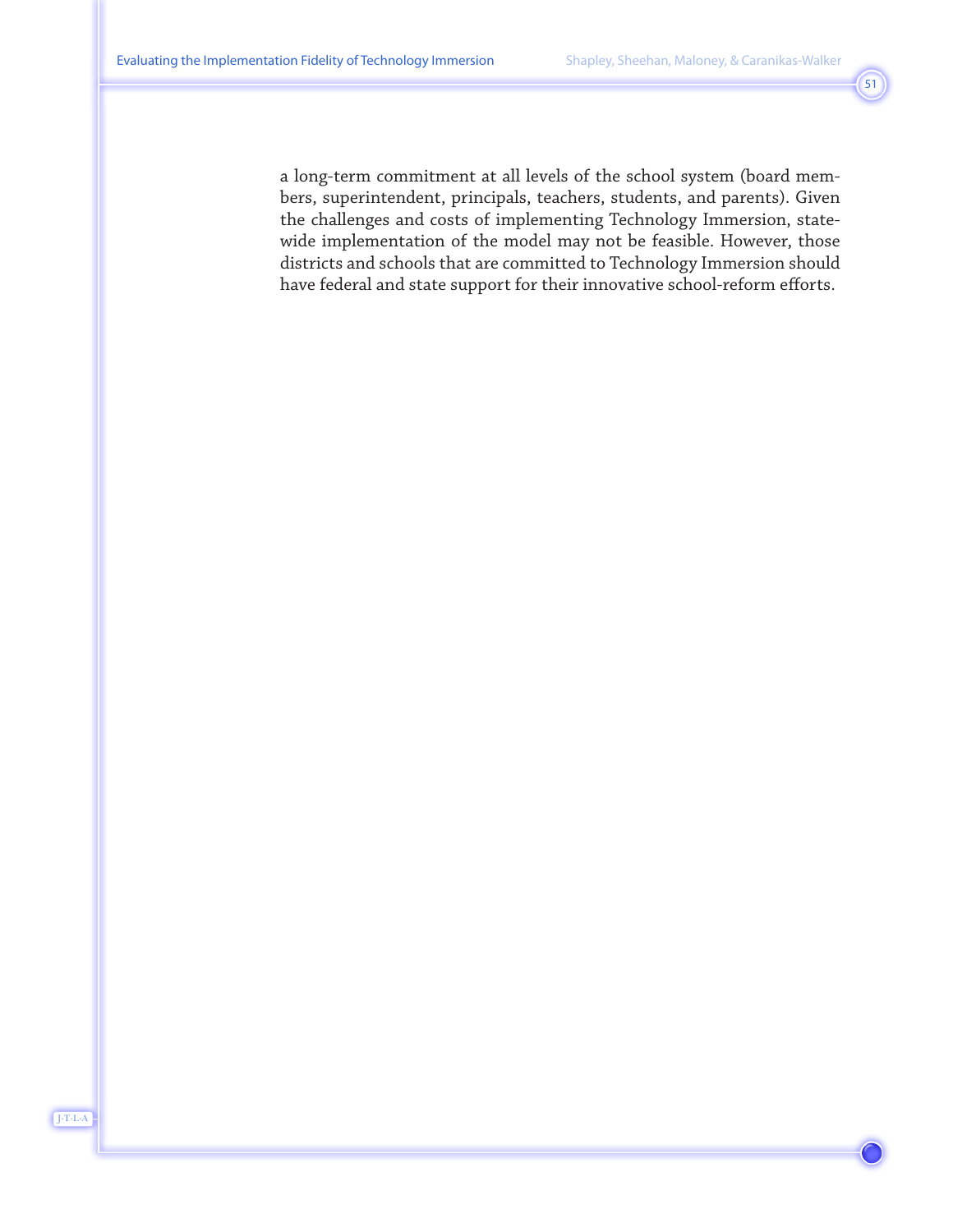a long-term commitment at all levels of the school system (board members, superintendent, principals, teachers, students, and parents). Given the challenges and costs of implementing Technology Immersion, statewide implementation of the model may not be feasible. However, those districts and schools that are committed to Technology Immersion should have federal and state support for their innovative school-reform efforts.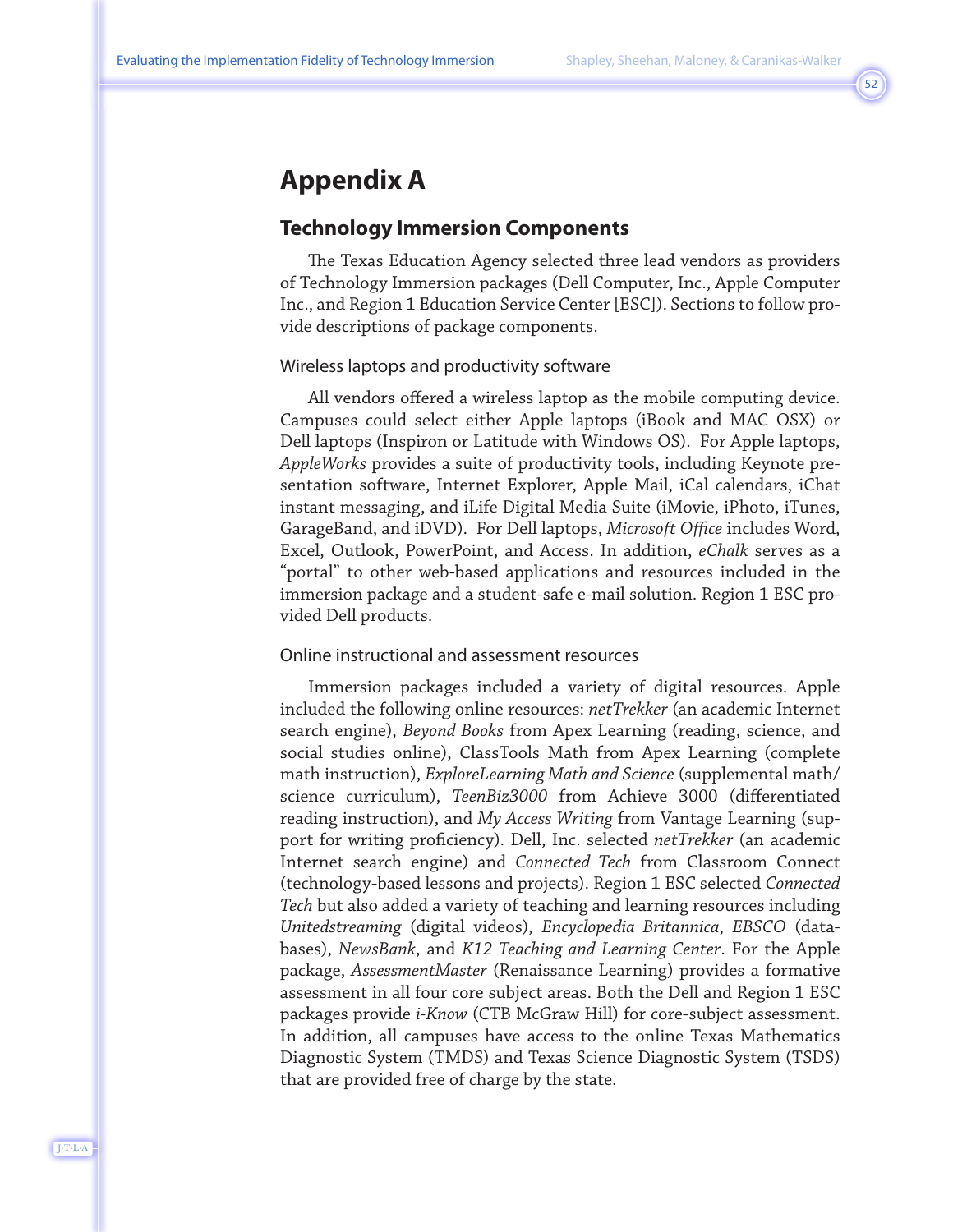# Appendix A

## Technology Immersion Components

The Texas Education Agency selected three lead vendors as providers of Technology Immersion packages (Dell Computer, Inc., Apple Computer Inc., and Region 1 Education Service Center [ESC]). Sections to follow provide descriptions of package components.

### Wireless laptops and productivity software

All vendors offered a wireless laptop as the mobile computing device. Campuses could select either Apple laptops (iBook and MAC OSX) or Dell laptops (Inspiron or Latitude with Windows OS). For Apple laptops, *AppleWorks* provides a suite of productivity tools, including Keynote presentation software, Internet Explorer, Apple Mail, iCal calendars, iChat instant messaging, and iLife Digital Media Suite (iMovie, iPhoto, iTunes, GarageBand, and iDVD). For Dell laptops, *Microsoft Office* includes Word, Excel, Outlook, PowerPoint, and Access. In addition, *eChalk* serves as a "portal" to other web-based applications and resources included in the immersion package and a student-safe e-mail solution. Region 1 ESC provided Dell products.

### Online instructional and assessment resources

Immersion packages included a variety of digital resources. Apple included the following online resources: *netTrekker* (an academic Internet search engine), *Beyond Books* from Apex Learning (reading, science, and social studies online), ClassTools Math from Apex Learning (complete math instruction), *ExploreLearning Math and Science* (supplemental math/science curriculum), *TeenBiz3000* from Achieve 3000 (differentiated reading instruction), and *My Access Writing* from Vantage Learning (support for writing proficiency). Dell, Inc. selected *netTrekker* (an academic Internet search engine) and *Connected Tech* from Classroom Connect (technology-based lessons and projects). Region 1 ESC selected *Connected Tech* but also added a variety of teaching and learning resources including *Unitedstreaming* (digital videos), *Encyclopedia Britannica*, *EBSCO* (databases), *NewsBank*, and *K12 Teaching and Learning Center*. For the Apple package, *AssessmentMaster* (Renaissance Learning) provides a formative assessment in all four core subject areas. Both the Dell and Region 1 ESC packages provide *i-Know* (CTB McGraw Hill) for core-subject assessment. In addition, all campuses have access to the online Texas Mathematics Diagnostic System (TMDS) and Texas Science Diagnostic System (TSDS) that are provided free of charge by the state.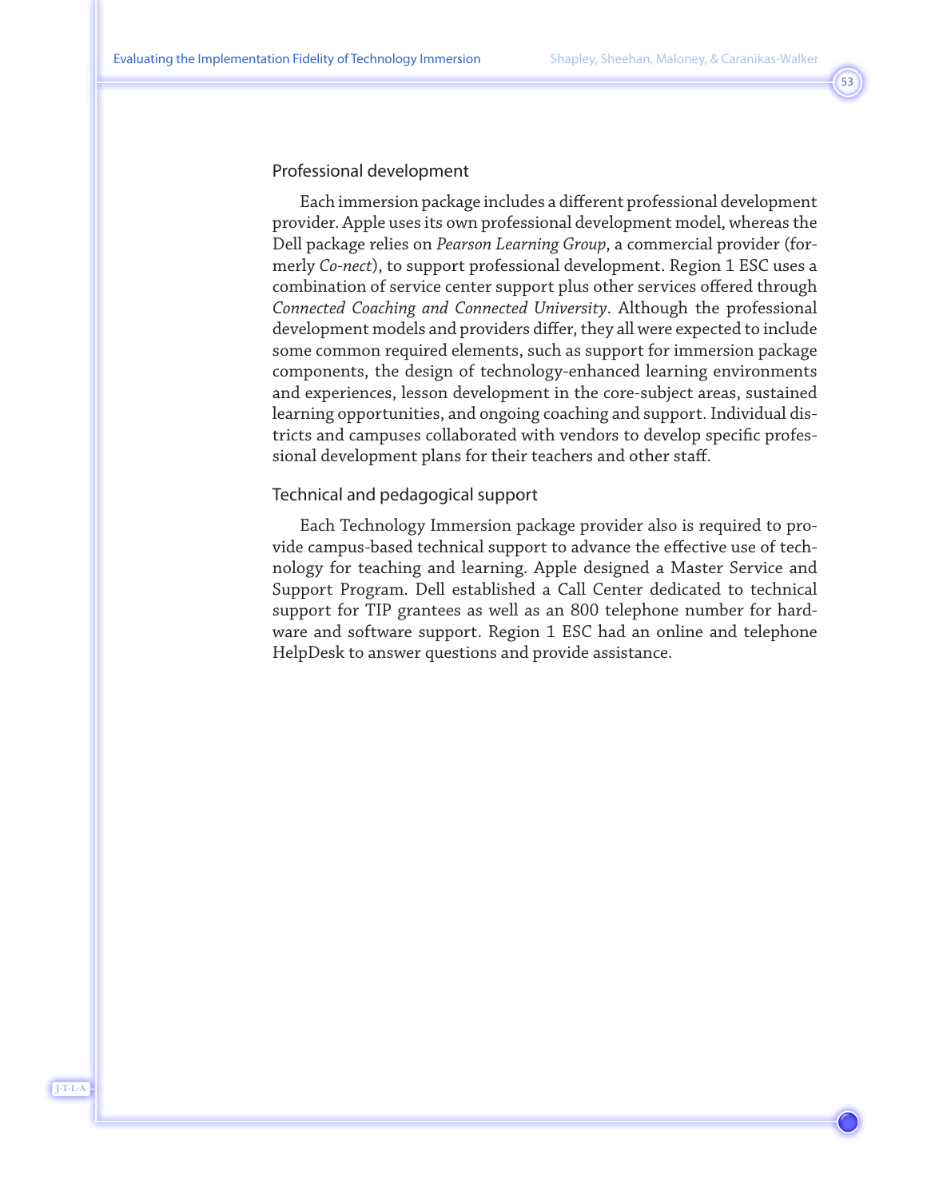### Professional development

Each immersion package includes a different professional development provider. Apple uses its own professional development model, whereas the Dell package relies on *Pearson Learning Group*, a commercial provider (formerly *Co-nect*), to support professional development. Region 1 ESC uses a combination of service center support plus other services offered through *Connected Coaching and Connected University*. Although the professional development models and providers differ, they all were expected to include some common required elements, such as support for immersion package components, the design of technology-enhanced learning environments and experiences, lesson development in the core-subject areas, sustained learning opportunities, and ongoing coaching and support. Individual districts and campuses collaborated with vendors to develop specific professional development plans for their teachers and other staff.

### Technical and pedagogical support

Each Technology Immersion package provider also is required to provide campus-based technical support to advance the effective use of technology for teaching and learning. Apple designed a Master Service and Support Program. Dell established a Call Center dedicated to technical support for TIP grantees as well as an 800 telephone number for hardware and software support. Region 1 ESC had an online and telephone HelpDesk to answer questions and provide assistance.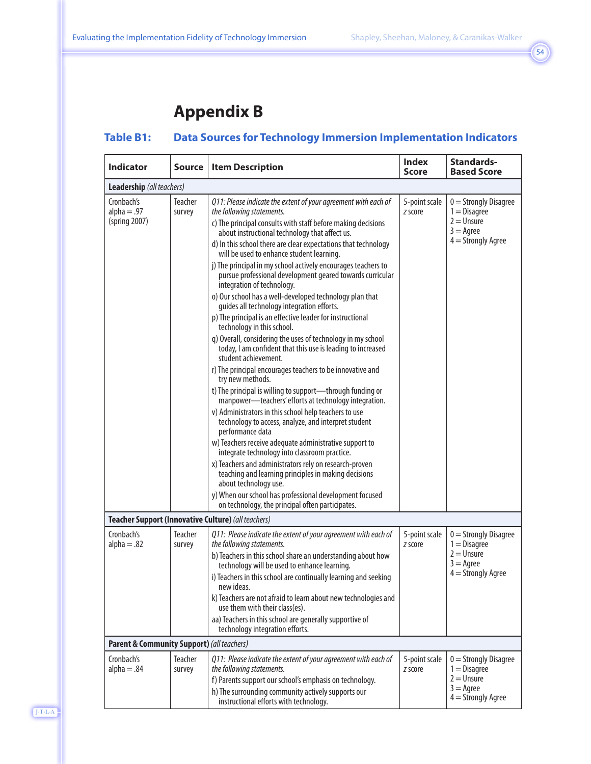# Appendix B

## Table B1: Data Sources for Technology Immersion Implementation Indicators

| Indicator | Source | Item Description | Index Score | Standards-Based Score |
|---|---|---|---|---|
| **Leadership** *(all teachers)* | | | | |
| Cronbach's alpha = .97 (spring 2007) | Teacher survey | *Q11: Please indicate the extent of your agreement with each of the following statements.*<br>c) The principal consults with staff before making decisions about instructional technology that affect us.<br>d) In this school there are clear expectations that technology will be used to enhance student learning.<br>j) The principal in my school actively encourages teachers to pursue professional development geared towards curricular integration of technology.<br>o) Our school has a well-developed technology plan that guides all technology integration efforts.<br>p) The principal is an effective leader for instructional technology in this school.<br>q) Overall, considering the uses of technology in my school today, I am confident that this use is leading to increased student achievement.<br>r) The principal encourages teachers to be innovative and try new methods.<br>t) The principal is willing to support—through funding or manpower—teachers' efforts at technology integration.<br>v) Administrators in this school help teachers to use technology to access, analyze, and interpret student performance data<br>w) Teachers receive adequate administrative support to integrate technology into classroom practice.<br>x) Teachers and administrators rely on research-proven teaching and learning principles in making decisions about technology use.<br>y) When our school has professional development focused on technology, the principal often participates. | 5-point scale<br>*z* score | 0 = Strongly Disagree<br>1 = Disagree<br>2 = Unsure<br>3 = Agree<br>4 = Strongly Agree |
| **Teacher Support (Innovative Culture)** *(all teachers)* | | | | |
| Cronbach's alpha = .82 | Teacher survey | *Q11: Please indicate the extent of your agreement with each of the following statements.*<br>b) Teachers in this school share an understanding about how technology will be used to enhance learning.<br>i) Teachers in this school are continually learning and seeking new ideas.<br>k) Teachers are not afraid to learn about new technologies and use them with their class(es).<br>aa) Teachers in this school are generally supportive of technology integration efforts. | 5-point scale<br>*z* score | 0 = Strongly Disagree<br>1 = Disagree<br>2 = Unsure<br>3 = Agree<br>4 = Strongly Agree |
| **Parent & Community Support)** *(all teachers)* | | | | |
| Cronbach's alpha = .84 | Teacher survey | *Q11: Please indicate the extent of your agreement with each of the following statements.*<br>f) Parents support our school's emphasis on technology.<br>h) The surrounding community actively supports our instructional efforts with technology. | 5-point scale<br>*z* score | 0 = Strongly Disagree<br>1 = Disagree<br>2 = Unsure<br>3 = Agree<br>4 = Strongly Agree |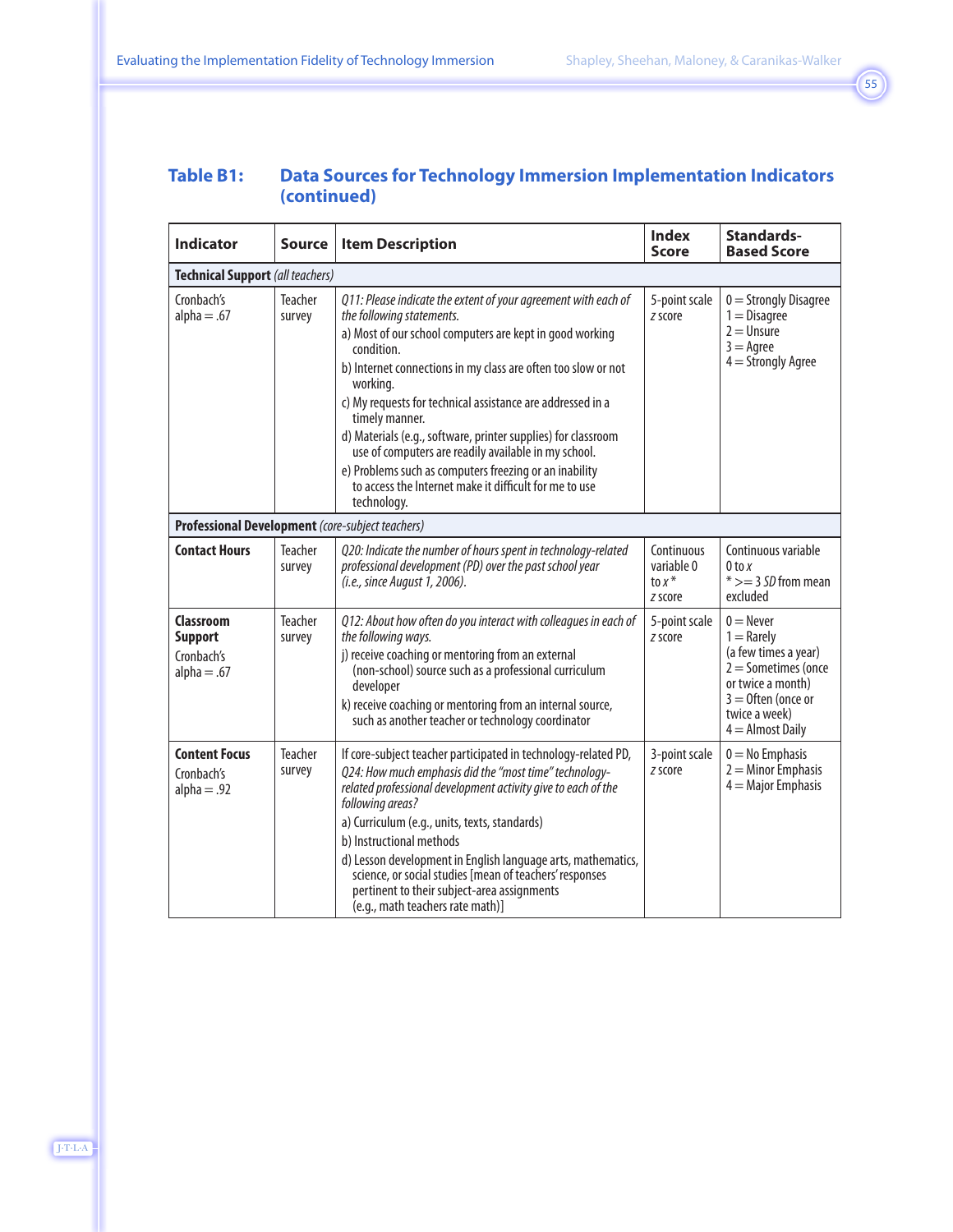### Table B1: Data Sources for Technology Immersion Implementation Indicators (continued)

| Indicator | Source | Item Description | Index Score | Standards-Based Score |
|---|---|---|---|---|
| **Technical Support** *(all teachers)* | | | | |
| Cronbach's alpha = .67 | Teacher survey | *Q11: Please indicate the extent of your agreement with each of the following statements.*<br>a) Most of our school computers are kept in good working condition.<br>b) Internet connections in my class are often too slow or not working.<br>c) My requests for technical assistance are addressed in a timely manner.<br>d) Materials (e.g., software, printer supplies) for classroom use of computers are readily available in my school.<br>e) Problems such as computers freezing or an inability to access the Internet make it difficult for me to use technology. | 5-point scale<br>*z* score | 0 = Strongly Disagree<br>1 = Disagree<br>2 = Unsure<br>3 = Agree<br>4 = Strongly Agree |
| **Professional Development** *(core-subject teachers)* | | | | |
| **Contact Hours** | Teacher survey | *Q20: Indicate the number of hours spent in technology-related professional development (PD) over the past school year (i.e., since August 1, 2006).* | Continuous variable 0 to *x**<br>*z* score | Continuous variable 0 to *x*<br>* >= 3 *SD* from mean excluded |
| **Classroom Support**<br>Cronbach's alpha = .67 | Teacher survey | *Q12: About how often do you interact with colleagues in each of the following ways.*<br>j) receive coaching or mentoring from an external (non-school) source such as a professional curriculum developer<br>k) receive coaching or mentoring from an internal source, such as another teacher or technology coordinator | 5-point scale<br>*z* score | 0 = Never<br>1 = Rarely (a few times a year)<br>2 = Sometimes (once or twice a month)<br>3 = Often (once or twice a week)<br>4 = Almost Daily |
| **Content Focus**<br>Cronbach's alpha = .92 | Teacher survey | If core-subject teacher participated in technology-related PD, *Q24: How much emphasis did the "most time" technology-related professional development activity give to each of the following areas?*<br>a) Curriculum (e.g., units, texts, standards)<br>b) Instructional methods<br>d) Lesson development in English language arts, mathematics, science, or social studies [mean of teachers' responses pertinent to their subject-area assignments (e.g., math teachers rate math)] | 3-point scale<br>*z* score | 0 = No Emphasis<br>2 = Minor Emphasis<br>4 = Major Emphasis |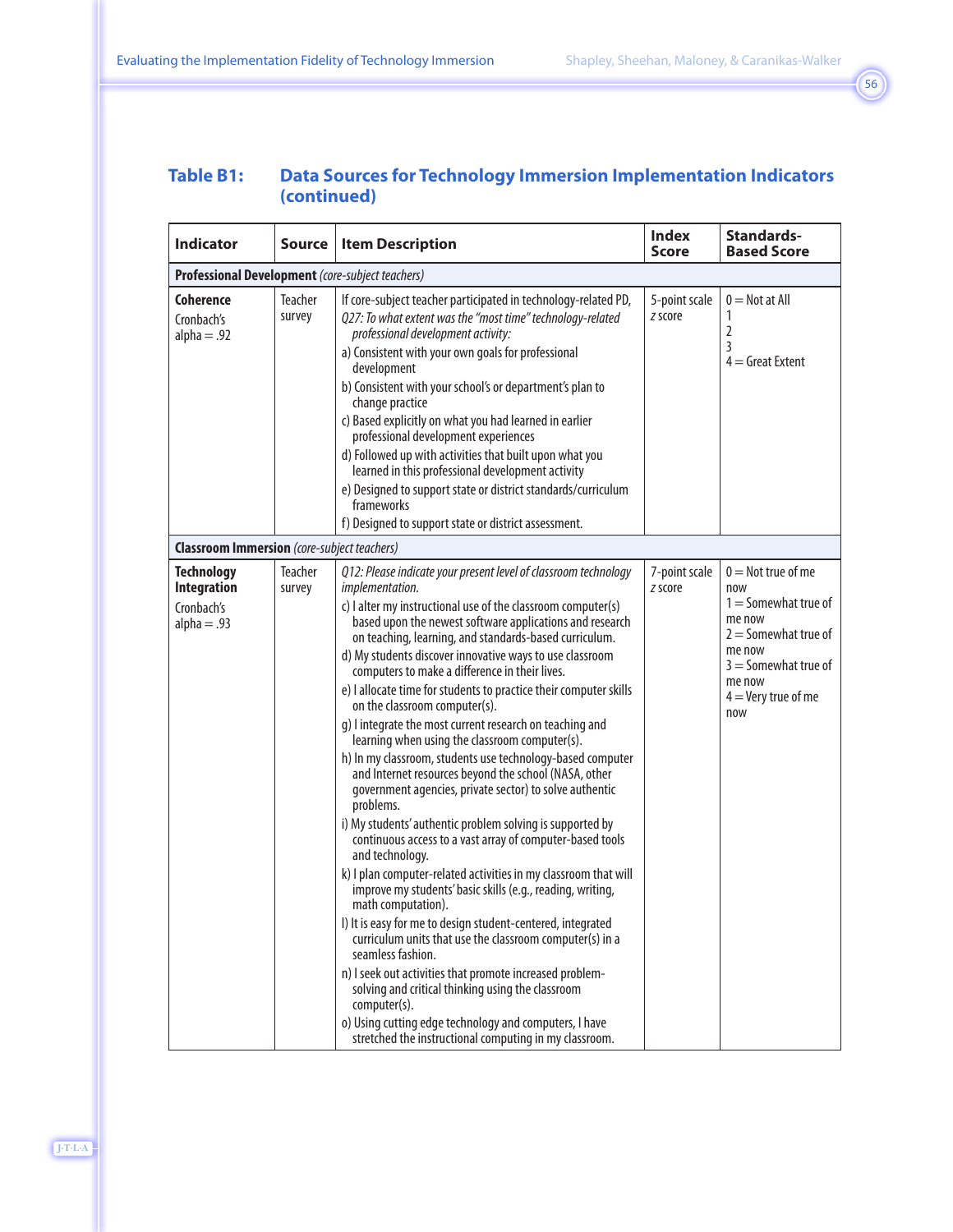### Table B1: Data Sources for Technology Immersion Implementation Indicators (continued)

| Indicator | Source | Item Description | Index Score | Standards-Based Score |
|---|---|---|---|---|
| **Professional Development** *(core-subject teachers)* | | | | |
| **Coherence**<br>Cronbach's alpha = .92 | Teacher survey | If core-subject teacher participated in technology-related PD,<br>*Q27: To what extent was the "most time" technology-related professional development activity:*<br>a) Consistent with your own goals for professional development<br>b) Consistent with your school's or department's plan to change practice<br>c) Based explicitly on what you had learned in earlier professional development experiences<br>d) Followed up with activities that built upon what you learned in this professional development activity<br>e) Designed to support state or district standards/curriculum frameworks<br>f) Designed to support state or district assessment. | 5-point scale<br>*z* score | 0 = Not at All<br>1<br>2<br>3<br>4 = Great Extent |
| **Classroom Immersion** *(core-subject teachers)* | | | | |
| **Technology Integration**<br>Cronbach's alpha = .93 | Teacher survey | *Q12: Please indicate your present level of classroom technology implementation.*<br>c) I alter my instructional use of the classroom computer(s) based upon the newest software applications and research on teaching, learning, and standards-based curriculum.<br>d) My students discover innovative ways to use classroom computers to make a difference in their lives.<br>e) I allocate time for students to practice their computer skills on the classroom computer(s).<br>g) I integrate the most current research on teaching and learning when using the classroom computer(s).<br>h) In my classroom, students use technology-based computer and Internet resources beyond the school (NASA, other government agencies, private sector) to solve authentic problems.<br>i) My students' authentic problem solving is supported by continuous access to a vast array of computer-based tools and technology.<br>k) I plan computer-related activities in my classroom that will improve my students' basic skills (e.g., reading, writing, math computation).<br>l) It is easy for me to design student-centered, integrated curriculum units that use the classroom computer(s) in a seamless fashion.<br>n) I seek out activities that promote increased problem-solving and critical thinking using the classroom computer(s).<br>o) Using cutting edge technology and computers, I have stretched the instructional computing in my classroom. | 7-point scale<br>*z* score | 0 = Not true of me now<br>1 = Somewhat true of me now<br>2 = Somewhat true of me now<br>3 = Somewhat true of me now<br>4 = Very true of me now |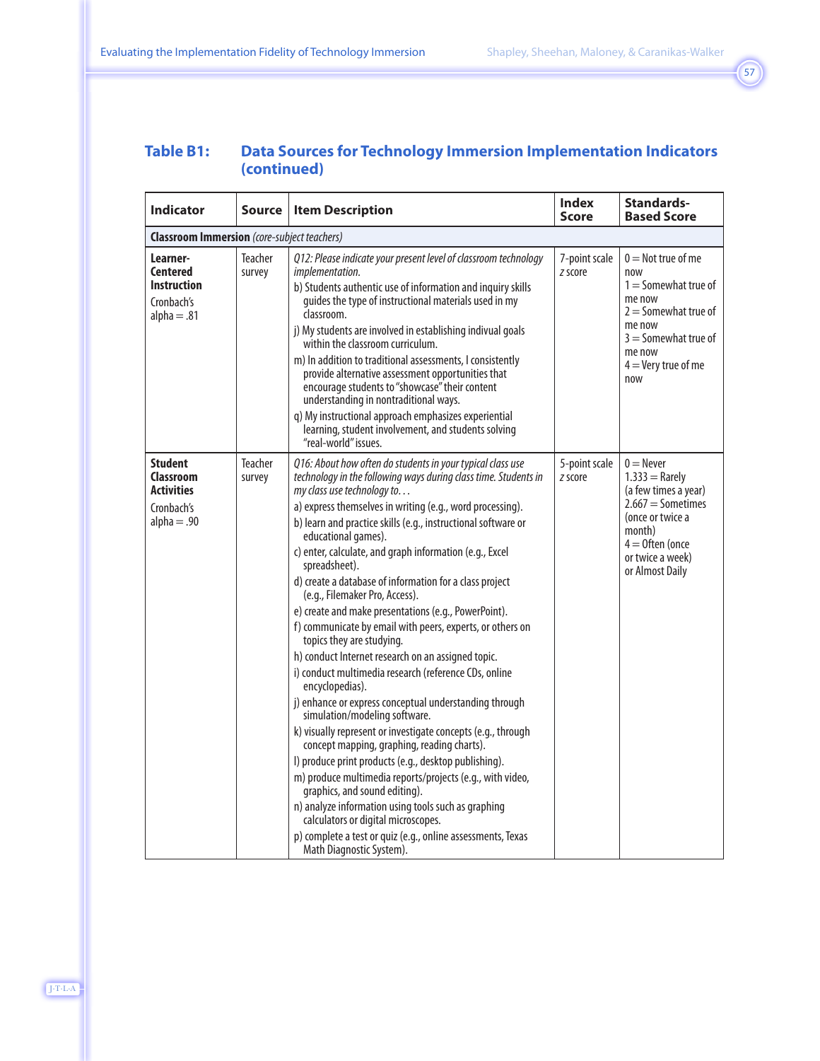## Table B1: Data Sources for Technology Immersion Implementation Indicators (continued)

| Indicator | Source | Item Description | Index Score | Standards-Based Score |
|---|---|---|---|---|
| **Classroom Immersion** *(core-subject teachers)* | | | | |
| **Learner-Centered Instruction** Cronbach's alpha = .81 | Teacher survey | *Q12: Please indicate your present level of classroom technology implementation.* b) Students authentic use of information and inquiry skills guides the type of instructional materials used in my classroom. j) My students are involved in establishing indivual goals within the classroom curriculum. m) In addition to traditional assessments, I consistently provide alternative assessment opportunities that encourage students to "showcase" their content understanding in nontraditional ways. q) My instructional approach emphasizes experiential learning, student involvement, and students solving "real-world" issues. | 7-point scale *z* score | 0 = Not true of me now 1 = Somewhat true of me now 2 = Somewhat true of me now 3 = Somewhat true of me now 4 = Very true of me now |
| **Student Classroom Activities** Cronbach's alpha = .90 | Teacher survey | *Q16: About how often do students in your typical class use technology in the following ways during class time. Students in my class use technology to. . .* a) express themselves in writing (e.g., word processing). b) learn and practice skills (e.g., instructional software or educational games). c) enter, calculate, and graph information (e.g., Excel spreadsheet). d) create a database of information for a class project (e.g., Filemaker Pro, Access). e) create and make presentations (e.g., PowerPoint). f) communicate by email with peers, experts, or others on topics they are studying. h) conduct Internet research on an assigned topic. i) conduct multimedia research (reference CDs, online encyclopedias). j) enhance or express conceptual understanding through simulation/modeling software. k) visually represent or investigate concepts (e.g., through concept mapping, graphing, reading charts). l) produce print products (e.g., desktop publishing). m) produce multimedia reports/projects (e.g., with video, graphics, and sound editing). n) analyze information using tools such as graphing calculators or digital microscopes. p) complete a test or quiz (e.g., online assessments, Texas Math Diagnostic System). | 5-point scale *z* score | 0 = Never 1.333 = Rarely (a few times a year) 2.667 = Sometimes (once or twice a month) 4 = Often (once or twice a week) or Almost Daily |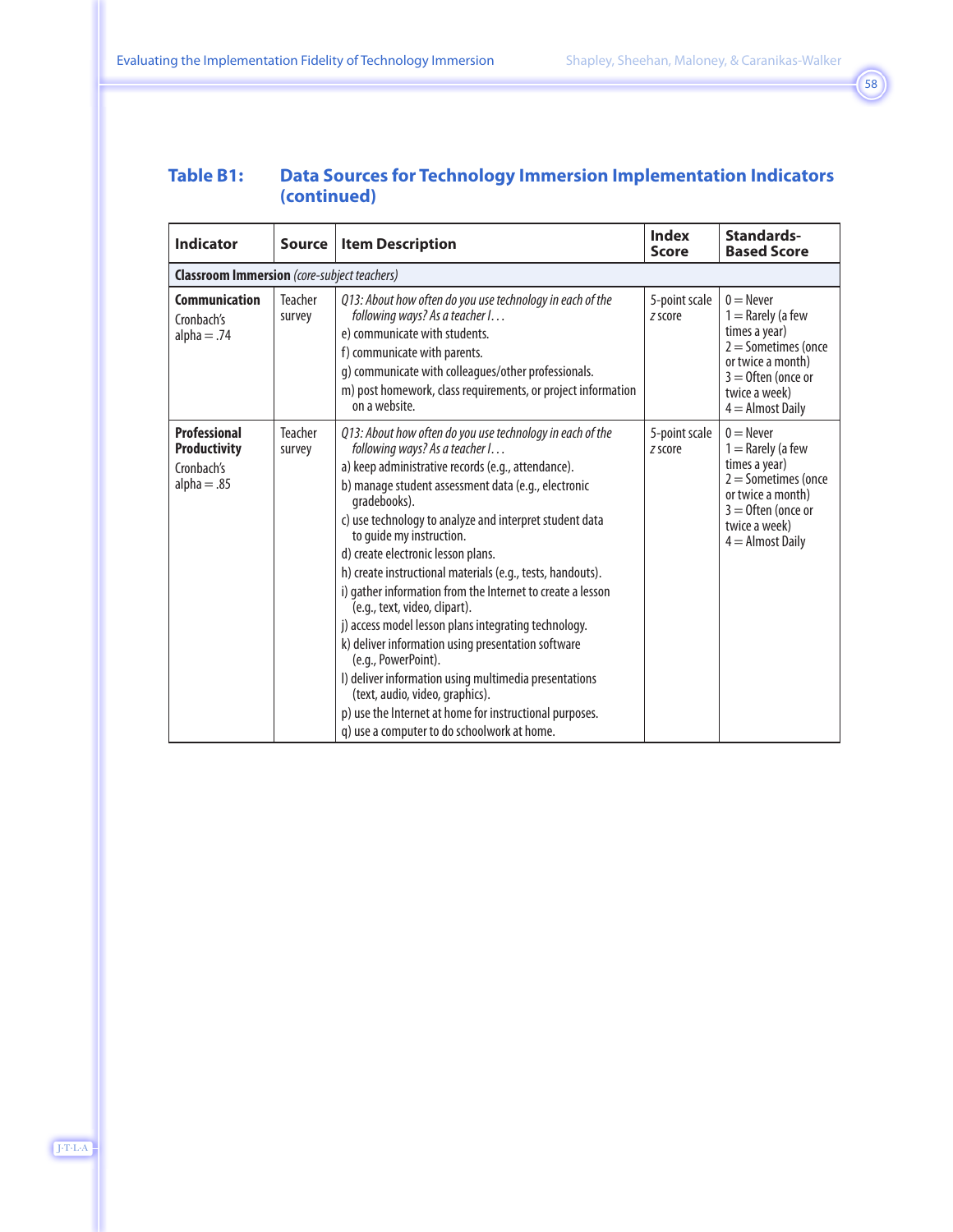## Table B1: Data Sources for Technology Immersion Implementation Indicators (continued)

| Indicator | Source | Item Description | Index Score | Standards-Based Score |
|---|---|---|---|---|
| **Classroom Immersion** *(core-subject teachers)* | | | | |
| **Communication** Cronbach's alpha = .74 | Teacher survey | *Q13: About how often do you use technology in each of the following ways? As a teacher I…* e) communicate with students. f) communicate with parents. g) communicate with colleagues/other professionals. m) post homework, class requirements, or project information on a website. | 5-point scale *z* score | 0 = Never 1 = Rarely (a few times a year) 2 = Sometimes (once or twice a month) 3 = Often (once or twice a week) 4 = Almost Daily |
| **Professional Productivity** Cronbach's alpha = .85 | Teacher survey | *Q13: About how often do you use technology in each of the following ways? As a teacher I…* a) keep administrative records (e.g., attendance). b) manage student assessment data (e.g., electronic gradebooks). c) use technology to analyze and interpret student data to guide my instruction. d) create electronic lesson plans. h) create instructional materials (e.g., tests, handouts). i) gather information from the Internet to create a lesson (e.g., text, video, clipart). j) access model lesson plans integrating technology. k) deliver information using presentation software (e.g., PowerPoint). l) deliver information using multimedia presentations (text, audio, video, graphics). p) use the Internet at home for instructional purposes. q) use a computer to do schoolwork at home. | 5-point scale *z* score | 0 = Never 1 = Rarely (a few times a year) 2 = Sometimes (once or twice a month) 3 = Often (once or twice a week) 4 = Almost Daily |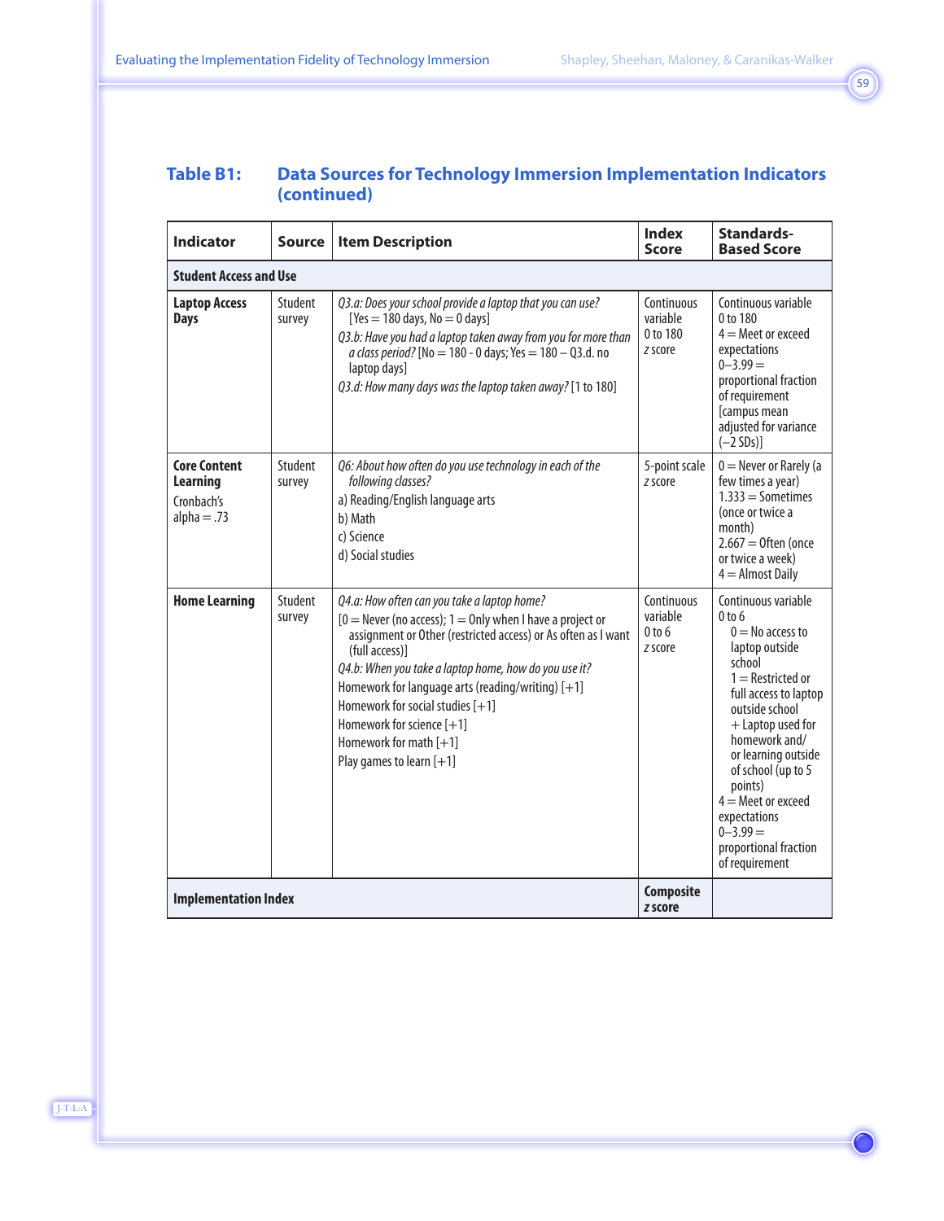## Table B1: Data Sources for Technology Immersion Implementation Indicators (continued)

| Indicator | Source | Item Description | Index Score | Standards-Based Score |
|---|---|---|---|---|
| **Student Access and Use** | | | | |
| **Laptop Access Days** | Student survey | *Q3.a: Does your school provide a laptop that you can use?* [Yes = 180 days, No = 0 days] *Q3.b: Have you had a laptop taken away from you for more than a class period?* [No = 180 - 0 days; Yes = 180 – Q3.d. no laptop days] *Q3.d: How many days was the laptop taken away?* [1 to 180] | Continuous variable 0 to 180 *z* score | Continuous variable 0 to 180 4 = Meet or exceed expectations 0–3.99 = proportional fraction of requirement [campus mean adjusted for variance (–2 SDs)] |
| **Core Content Learning** Cronbach's alpha = .73 | Student survey | *Q6: About how often do you use technology in each of the following classes?* a) Reading/English language arts b) Math c) Science d) Social studies | 5-point scale *z* score | 0 = Never or Rarely (a few times a year) 1.333 = Sometimes (once or twice a month) 2.667 = Often (once or twice a week) 4 = Almost Daily |
| **Home Learning** | Student survey | *Q4.a: How often can you take a laptop home?* [0 = Never (no access); 1 = Only when I have a project or assignment or Other (restricted access) or As often as I want (full access)] *Q4.b: When you take a laptop home, how do you use it?* Homework for language arts (reading/writing) [+1] Homework for social studies [+1] Homework for science [+1] Homework for math [+1] Play games to learn [+1] | Continuous variable 0 to 6 *z* score | Continuous variable 0 to 6 0 = No access to laptop outside school 1 = Restricted or full access to laptop outside school + Laptop used for homework and/or learning outside of school (up to 5 points) 4 = Meet or exceed expectations 0–3.99 = proportional fraction of requirement |
| **Implementation Index** | | | **Composite *z* score** | |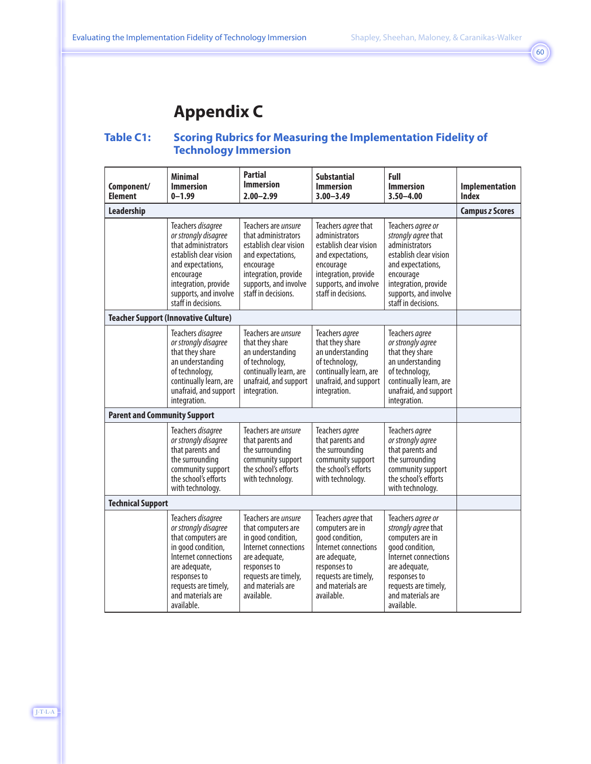# Appendix C

## Table C1: Scoring Rubrics for Measuring the Implementation Fidelity of Technology Immersion

| Component/ Element | Minimal Immersion 0–1.99 | Partial Immersion 2.00–2.99 | Substantial Immersion 3.00–3.49 | Full Immersion 3.50–4.00 | Implementation Index |
|---|---|---|---|---|---|
| **Leadership** | | | | | **Campus *z* Scores** |
| | Teachers *disagree or strongly disagree* that administrators establish clear vision and expectations, encourage integration, provide supports, and involve staff in decisions. | Teachers are *unsure* that administrators establish clear vision and expectations, encourage integration, provide supports, and involve staff in decisions. | Teachers *agree* that administrators establish clear vision and expectations, encourage integration, provide supports, and involve staff in decisions. | Teachers *agree or strongly agree* that administrators establish clear vision and expectations, encourage integration, provide supports, and involve staff in decisions. | |
| **Teacher Support (Innovative Culture)** | | | | | |
| | Teachers *disagree or strongly disagree* that they share an understanding of technology, continually learn, are unafraid, and support integration. | Teachers are *unsure* that they share an understanding of technology, continually learn, are unafraid, and support integration. | Teachers *agree* that they share an understanding of technology, continually learn, are unafraid, and support integration. | Teachers *agree or strongly agree* that they share an understanding of technology, continually learn, are unafraid, and support integration. | |
| **Parent and Community Support** | | | | | |
| | Teachers *disagree or strongly disagree* that parents and the surrounding community support the school's efforts with technology. | Teachers are *unsure* that parents and the surrounding community support the school's efforts with technology. | Teachers *agree* that parents and the surrounding community support the school's efforts with technology. | Teachers *agree or strongly agree* that parents and the surrounding community support the school's efforts with technology. | |
| **Technical Support** | | | | | |
| | Teachers *disagree or strongly disagree* that computers are in good condition, Internet connections are adequate, responses to requests are timely, and materials are available. | Teachers are *unsure* that computers are in good condition, Internet connections are adequate, responses to requests are timely, and materials are available. | Teachers *agree* that computers are in good condition, Internet connections are adequate, responses to requests are timely, and materials are available. | Teachers *agree or strongly agree* that computers are in good condition, Internet connections are adequate, responses to requests are timely, and materials are available. | |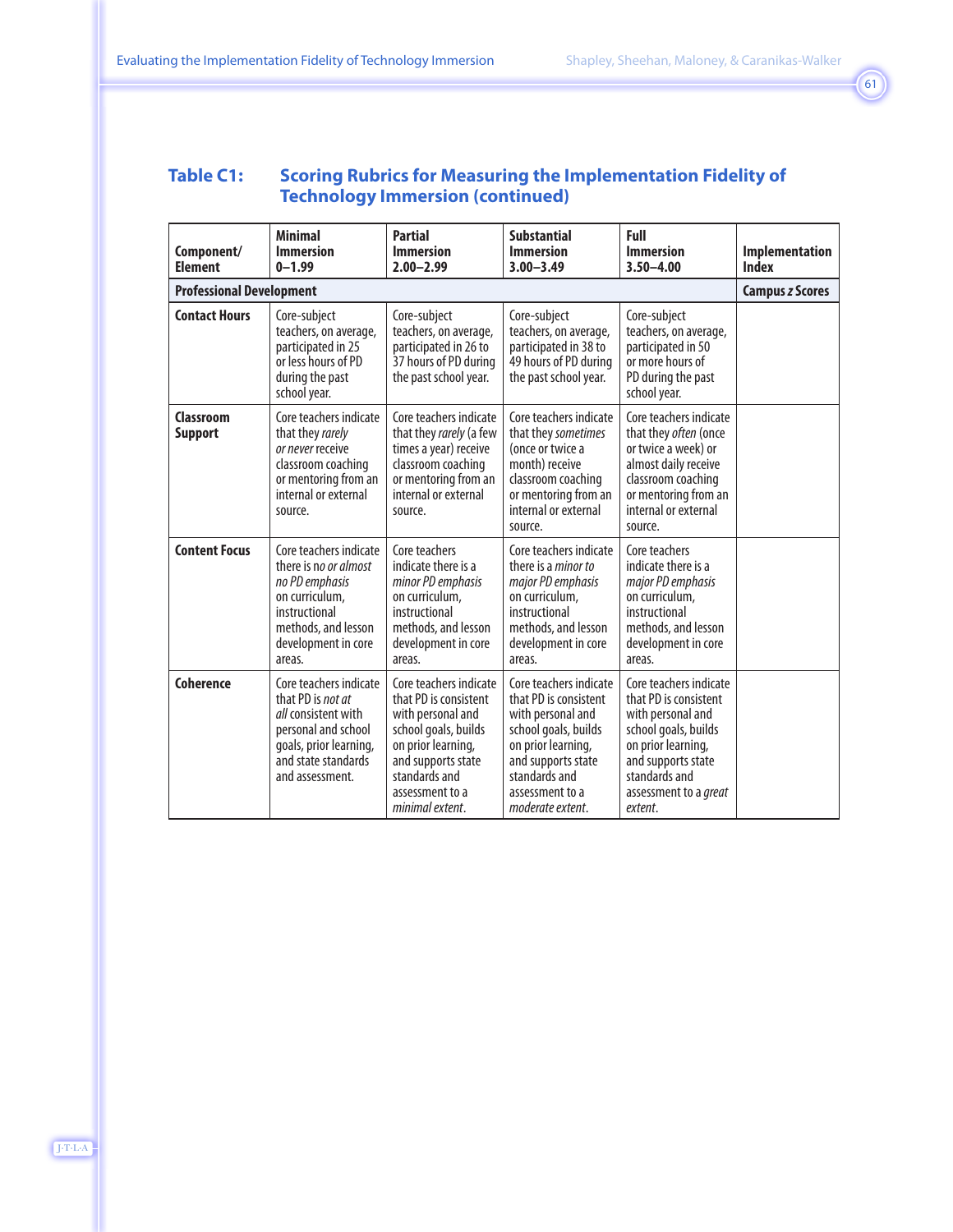## Table C1: Scoring Rubrics for Measuring the Implementation Fidelity of Technology Immersion (continued)

| Component/ Element | Minimal Immersion 0–1.99 | Partial Immersion 2.00–2.99 | Substantial Immersion 3.00–3.49 | Full Immersion 3.50–4.00 | Implementation Index |
|---|---|---|---|---|---|
| **Professional Development** | | | | | **Campus *z* Scores** |
| **Contact Hours** | Core-subject teachers, on average, participated in 25 or less hours of PD during the past school year. | Core-subject teachers, on average, participated in 26 to 37 hours of PD during the past school year. | Core-subject teachers, on average, participated in 38 to 49 hours of PD during the past school year. | Core-subject teachers, on average, participated in 50 or more hours of PD during the past school year. | |
| **Classroom Support** | Core teachers indicate that they *rarely or never* receive classroom coaching or mentoring from an internal or external source. | Core teachers indicate that they *rarely* (a few times a year) receive classroom coaching or mentoring from an internal or external source. | Core teachers indicate that they *sometimes* (once or twice a month) receive classroom coaching or mentoring from an internal or external source. | Core teachers indicate that they *often* (once or twice a week) or almost daily receive classroom coaching or mentoring from an internal or external source. | |
| **Content Focus** | Core teachers indicate there is no *or almost no PD emphasis* on curriculum, instructional methods, and lesson development in core areas. | Core teachers indicate there is a *minor PD emphasis* on curriculum, instructional methods, and lesson development in core areas. | Core teachers indicate there is a *minor to major PD emphasis* on curriculum, instructional methods, and lesson development in core areas. | Core teachers indicate there is a *major PD emphasis* on curriculum, instructional methods, and lesson development in core areas. | |
| **Coherence** | Core teachers indicate that PD is *not at all* consistent with personal and school goals, prior learning, and state standards and assessment. | Core teachers indicate that PD is consistent with personal and school goals, builds on prior learning, and supports state standards and assessment to a *minimal extent*. | Core teachers indicate that PD is consistent with personal and school goals, builds on prior learning, and supports state standards and assessment to a *moderate extent*. | Core teachers indicate that PD is consistent with personal and school goals, builds on prior learning, and supports state standards and assessment to a *great extent*. | |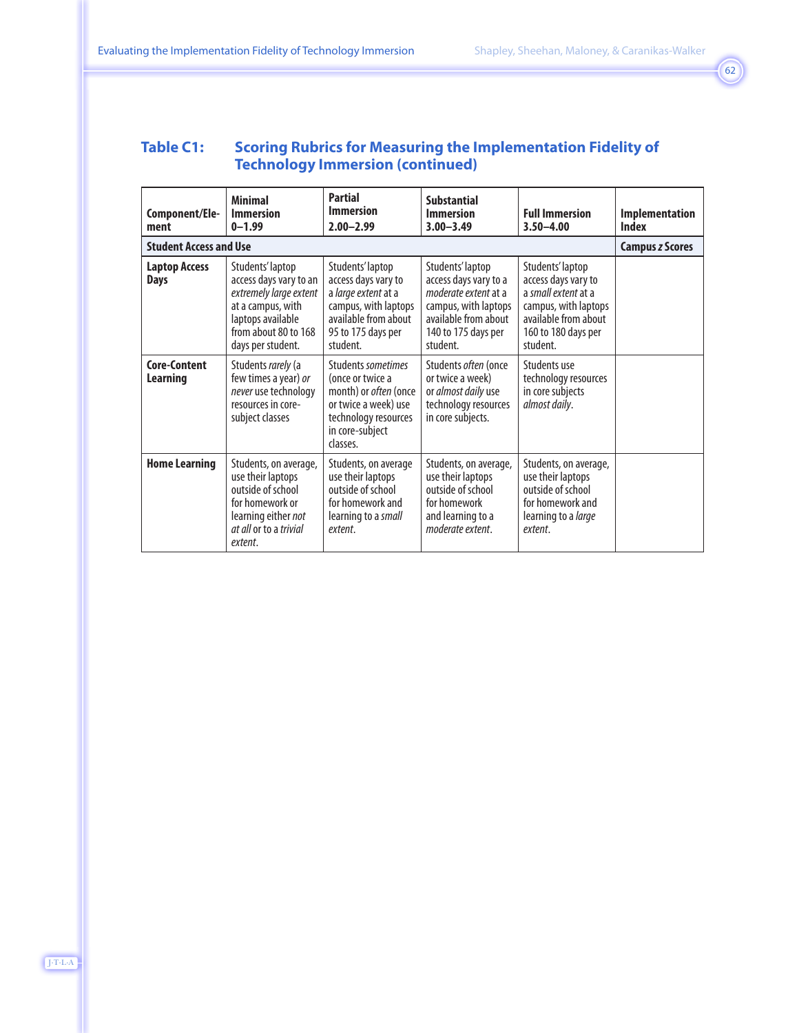## Table C1: Scoring Rubrics for Measuring the Implementation Fidelity of Technology Immersion (continued)

| Component/Element | Minimal Immersion 0–1.99 | Partial Immersion 2.00–2.99 | Substantial Immersion 3.00–3.49 | Full Immersion 3.50–4.00 | Implementation Index |
|---|---|---|---|---|---|
| **Student Access and Use** | | | | | **Campus *z* Scores** |
| **Laptop Access Days** | Students' laptop access days vary to an *extremely large extent* at a campus, with laptops available from about 80 to 168 days per student. | Students' laptop access days vary to a *large extent* at a campus, with laptops available from about 95 to 175 days per student. | Students' laptop access days vary to a *moderate extent* at a campus, with laptops available from about 140 to 175 days per student. | Students' laptop access days vary to a *small extent* at a campus, with laptops available from about 160 to 180 days per student. | |
| **Core-Content Learning** | Students *rarely* (a few times a year) *or never* use technology resources in core-subject classes | Students *sometimes* (once or twice a month) or *often* (once or twice a week) use technology resources in core-subject classes. | Students *often* (once or twice a week) or *almost daily* use technology resources in core subjects. | Students use technology resources in core subjects *almost daily*. | |
| **Home Learning** | Students, on average, use their laptops outside of school for homework or learning either *not at all* or to a *trivial extent*. | Students, on average use their laptops outside of school for homework and learning to a *small extent*. | Students, on average, use their laptops outside of school for homework and learning to a *moderate extent*. | Students, on average, use their laptops outside of school for homework and learning to a *large extent*. | |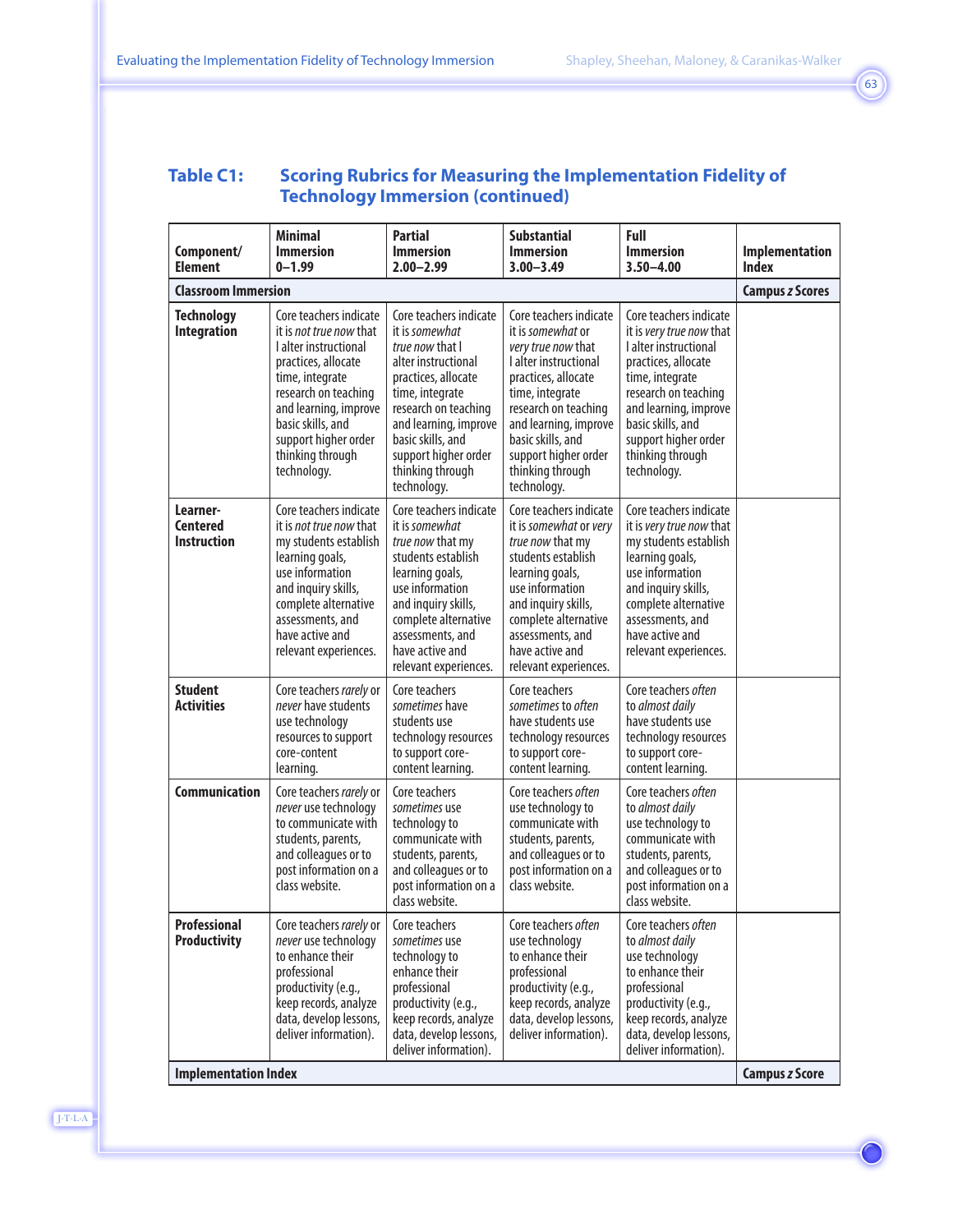## Table C1: Scoring Rubrics for Measuring the Implementation Fidelity of Technology Immersion (continued)

| Component/ Element | Minimal Immersion 0–1.99 | Partial Immersion 2.00–2.99 | Substantial Immersion 3.00–3.49 | Full Immersion 3.50–4.00 | Implementation Index |
|---|---|---|---|---|---|
| **Classroom Immersion** | | | | | **Campus *z* Scores** |
| **Technology Integration** | Core teachers indicate it is *not true now* that I alter instructional practices, allocate time, integrate research on teaching and learning, improve basic skills, and support higher order thinking through technology. | Core teachers indicate it is *somewhat true now* that I alter instructional practices, allocate time, integrate research on teaching and learning, improve basic skills, and support higher order thinking through technology. | Core teachers indicate it is *somewhat* or *very true now* that I alter instructional practices, allocate time, integrate research on teaching and learning, improve basic skills, and support higher order thinking through technology. | Core teachers indicate it is *very true now* that I alter instructional practices, allocate time, integrate research on teaching and learning, improve basic skills, and support higher order thinking through technology. | |
| **Learner-Centered Instruction** | Core teachers indicate it is *not true now* that my students establish learning goals, use information and inquiry skills, complete alternative assessments, and have active and relevant experiences. | Core teachers indicate it is *somewhat true now* that my students establish learning goals, use information and inquiry skills, complete alternative assessments, and have active and relevant experiences. | Core teachers indicate it is *somewhat* or *very true now* that my students establish learning goals, use information and inquiry skills, complete alternative assessments, and have active and relevant experiences. | Core teachers indicate it is *very true now* that my students establish learning goals, use information and inquiry skills, complete alternative assessments, and have active and relevant experiences. | |
| **Student Activities** | Core teachers *rarely* or *never* have students use technology resources to support core-content learning. | Core teachers *sometimes* have students use technology resources to support core-content learning. | Core teachers *sometimes* to *often* have students use technology resources to support core-content learning. | Core teachers *often* to *almost daily* have students use technology resources to support core-content learning. | |
| **Communication** | Core teachers *rarely* or *never* use technology to communicate with students, parents, and colleagues or to post information on a class website. | Core teachers *sometimes* use technology to communicate with students, parents, and colleagues or to post information on a class website. | Core teachers *often* use technology to communicate with students, parents, and colleagues or to post information on a class website. | Core teachers *often* to *almost daily* use technology to communicate with students, parents, and colleagues or to post information on a class website. | |
| **Professional Productivity** | Core teachers *rarely* or *never* use technology to enhance their professional productivity (e.g., keep records, analyze data, develop lessons, deliver information). | Core teachers *sometimes* use technology to enhance their professional productivity (e.g., keep records, analyze data, develop lessons, deliver information). | Core teachers *often* use technology to enhance their professional productivity (e.g., keep records, analyze data, develop lessons, deliver information). | Core teachers *often* to *almost daily* use technology to enhance their professional productivity (e.g., keep records, analyze data, develop lessons, deliver information). | |
| **Implementation Index** | | | | | **Campus *z* Score** |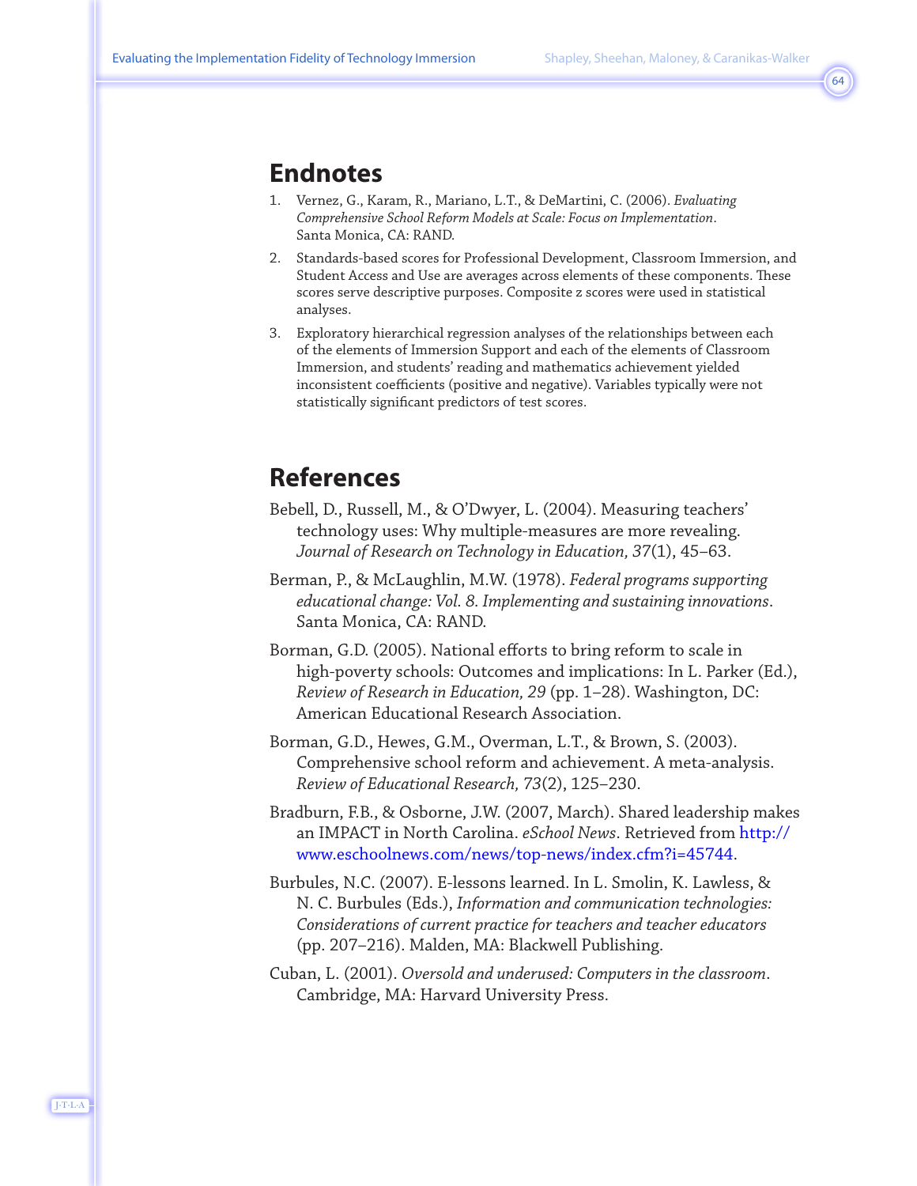## Endnotes

1. Vernez, G., Karam, R., Mariano, L.T., & DeMartini, C. (2006). *Evaluating Comprehensive School Reform Models at Scale: Focus on Implementation*. Santa Monica, CA: RAND.
2. Standards-based scores for Professional Development, Classroom Immersion, and Student Access and Use are averages across elements of these components. These scores serve descriptive purposes. Composite z scores were used in statistical analyses.
3. Exploratory hierarchical regression analyses of the relationships between each of the elements of Immersion Support and each of the elements of Classroom Immersion, and students' reading and mathematics achievement yielded inconsistent coefficients (positive and negative). Variables typically were not statistically significant predictors of test scores.

## References

Bebell, D., Russell, M., & O'Dwyer, L. (2004). Measuring teachers' technology uses: Why multiple-measures are more revealing. *Journal of Research on Technology in Education, 37*(1), 45–63.

Berman, P., & McLaughlin, M.W. (1978). *Federal programs supporting educational change: Vol. 8. Implementing and sustaining innovations*. Santa Monica, CA: RAND.

Borman, G.D. (2005). National efforts to bring reform to scale in high-poverty schools: Outcomes and implications: In L. Parker (Ed.), *Review of Research in Education, 29* (pp. 1–28). Washington, DC: American Educational Research Association.

Borman, G.D., Hewes, G.M., Overman, L.T., & Brown, S. (2003). Comprehensive school reform and achievement. A meta-analysis. *Review of Educational Research, 73*(2), 125–230.

Bradburn, F.B., & Osborne, J.W. (2007, March). Shared leadership makes an IMPACT in North Carolina. *eSchool News*. Retrieved from http://www.eschoolnews.com/news/top-news/index.cfm?i=45744.

Burbules, N.C. (2007). E-lessons learned. In L. Smolin, K. Lawless, & N. C. Burbules (Eds.), *Information and communication technologies: Considerations of current practice for teachers and teacher educators* (pp. 207–216). Malden, MA: Blackwell Publishing.

Cuban, L. (2001). *Oversold and underused: Computers in the classroom*. Cambridge, MA: Harvard University Press.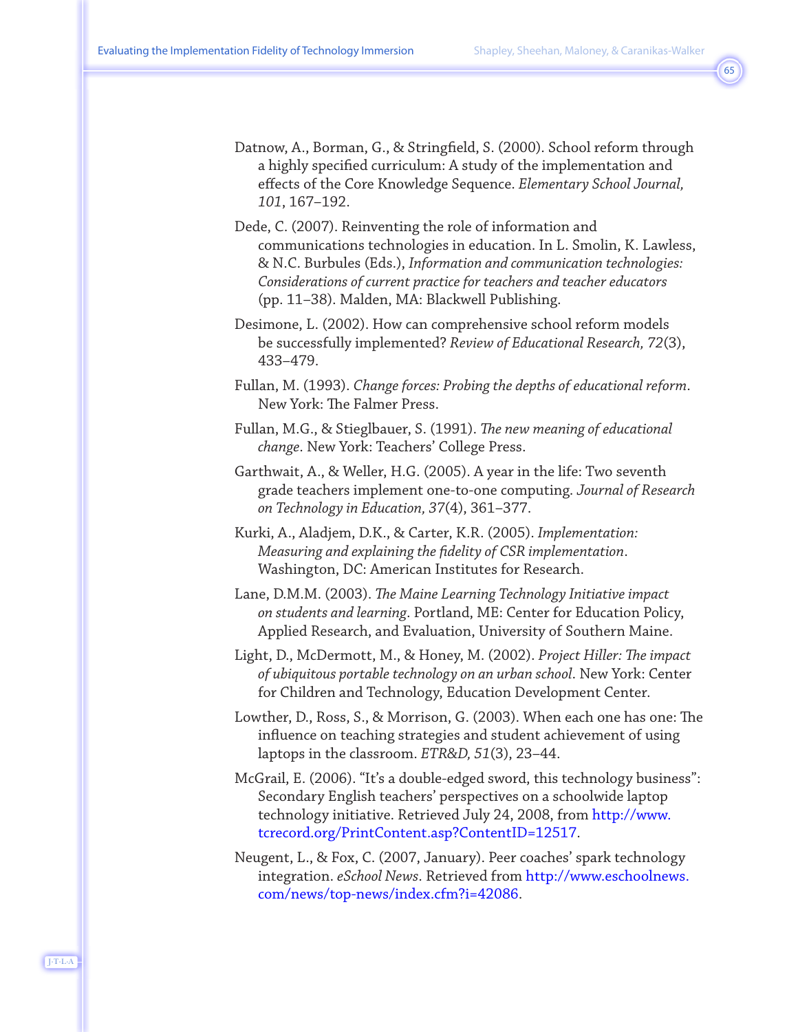Datnow, A., Borman, G., & Stringfield, S. (2000). School reform through a highly specified curriculum: A study of the implementation and effects of the Core Knowledge Sequence. *Elementary School Journal, 101*, 167–192.

Dede, C. (2007). Reinventing the role of information and communications technologies in education. In L. Smolin, K. Lawless, & N.C. Burbules (Eds.), *Information and communication technologies: Considerations of current practice for teachers and teacher educators* (pp. 11–38). Malden, MA: Blackwell Publishing.

Desimone, L. (2002). How can comprehensive school reform models be successfully implemented? *Review of Educational Research, 72*(3), 433–479.

Fullan, M. (1993). *Change forces: Probing the depths of educational reform*. New York: The Falmer Press.

Fullan, M.G., & Stieglbauer, S. (1991). *The new meaning of educational change*. New York: Teachers' College Press.

Garthwait, A., & Weller, H.G. (2005). A year in the life: Two seventh grade teachers implement one-to-one computing. *Journal of Research on Technology in Education, 37*(4), 361–377.

Kurki, A., Aladjem, D.K., & Carter, K.R. (2005). *Implementation: Measuring and explaining the fidelity of CSR implementation*. Washington, DC: American Institutes for Research.

Lane, D.M.M. (2003). *The Maine Learning Technology Initiative impact on students and learning*. Portland, ME: Center for Education Policy, Applied Research, and Evaluation, University of Southern Maine.

Light, D., McDermott, M., & Honey, M. (2002). *Project Hiller: The impact of ubiquitous portable technology on an urban school*. New York: Center for Children and Technology, Education Development Center.

Lowther, D., Ross, S., & Morrison, G. (2003). When each one has one: The influence on teaching strategies and student achievement of using laptops in the classroom. *ETR&D, 51*(3), 23–44.

McGrail, E. (2006). "It's a double-edged sword, this technology business": Secondary English teachers' perspectives on a schoolwide laptop technology initiative. Retrieved July 24, 2008, from http://www.tcrecord.org/PrintContent.asp?ContentID=12517.

Neugent, L., & Fox, C. (2007, January). Peer coaches' spark technology integration. *eSchool News*. Retrieved from http://www.eschoolnews.com/news/top-news/index.cfm?i=42086.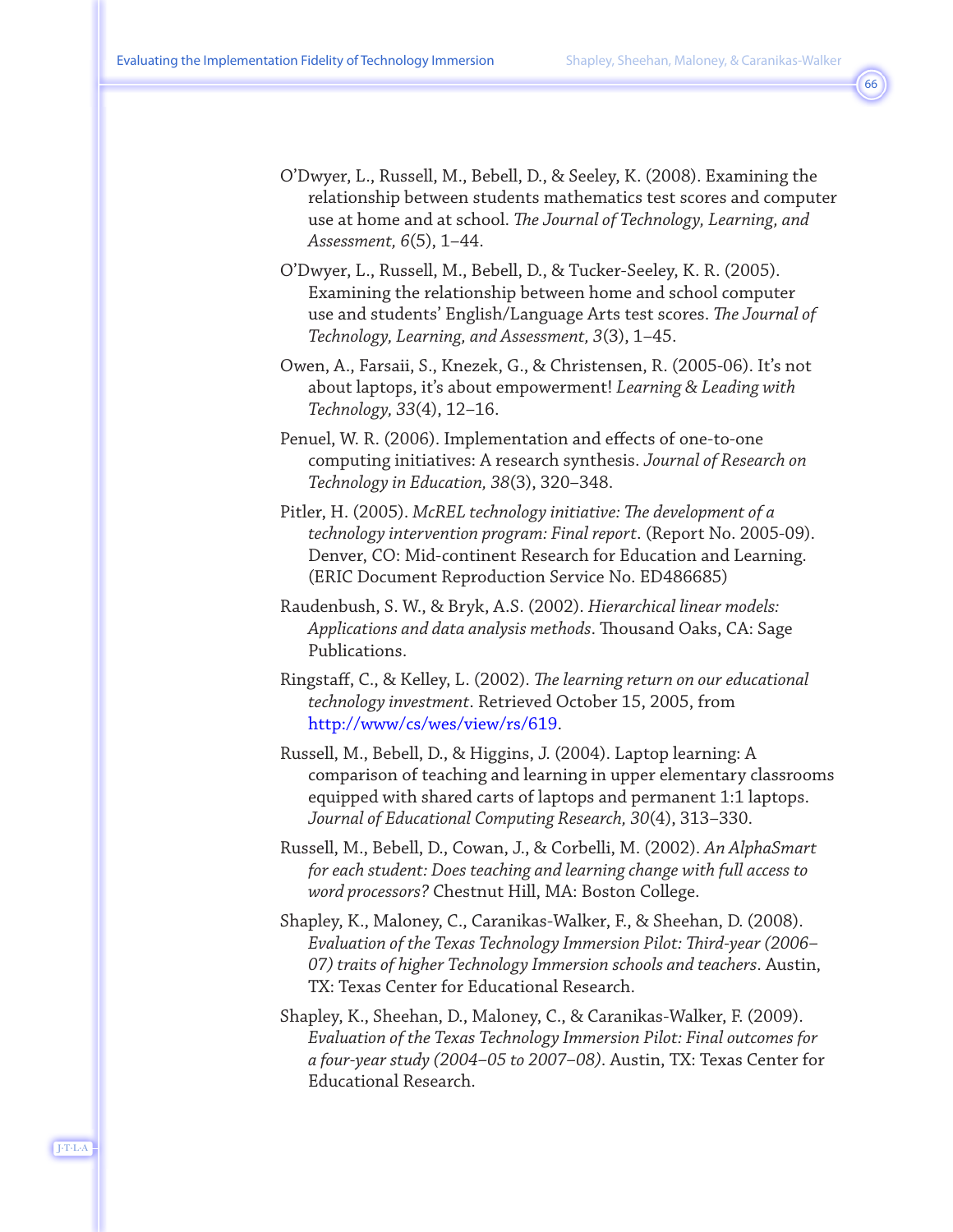O'Dwyer, L., Russell, M., Bebell, D., & Seeley, K. (2008). Examining the relationship between students mathematics test scores and computer use at home and at school. *The Journal of Technology, Learning, and Assessment, 6*(5), 1–44.

O'Dwyer, L., Russell, M., Bebell, D., & Tucker-Seeley, K. R. (2005). Examining the relationship between home and school computer use and students' English/Language Arts test scores. *The Journal of Technology, Learning, and Assessment, 3*(3), 1–45.

Owen, A., Farsaii, S., Knezek, G., & Christensen, R. (2005-06). It's not about laptops, it's about empowerment! *Learning & Leading with Technology, 33*(4), 12–16.

Penuel, W. R. (2006). Implementation and effects of one-to-one computing initiatives: A research synthesis. *Journal of Research on Technology in Education, 38*(3), 320–348.

Pitler, H. (2005). *McREL technology initiative: The development of a technology intervention program: Final report*. (Report No. 2005-09). Denver, CO: Mid-continent Research for Education and Learning. (ERIC Document Reproduction Service No. ED486685)

Raudenbush, S. W., & Bryk, A.S. (2002). *Hierarchical linear models: Applications and data analysis methods*. Thousand Oaks, CA: Sage Publications.

Ringstaff, C., & Kelley, L. (2002). *The learning return on our educational technology investment*. Retrieved October 15, 2005, from http://www/cs/wes/view/rs/619.

Russell, M., Bebell, D., & Higgins, J. (2004). Laptop learning: A comparison of teaching and learning in upper elementary classrooms equipped with shared carts of laptops and permanent 1:1 laptops. *Journal of Educational Computing Research, 30*(4), 313–330.

Russell, M., Bebell, D., Cowan, J., & Corbelli, M. (2002). *An AlphaSmart for each student: Does teaching and learning change with full access to word processors?* Chestnut Hill, MA: Boston College.

Shapley, K., Maloney, C., Caranikas-Walker, F., & Sheehan, D. (2008). *Evaluation of the Texas Technology Immersion Pilot: Third-year (2006–07) traits of higher Technology Immersion schools and teachers*. Austin, TX: Texas Center for Educational Research.

Shapley, K., Sheehan, D., Maloney, C., & Caranikas-Walker, F. (2009). *Evaluation of the Texas Technology Immersion Pilot: Final outcomes for a four-year study (2004–05 to 2007–08)*. Austin, TX: Texas Center for Educational Research.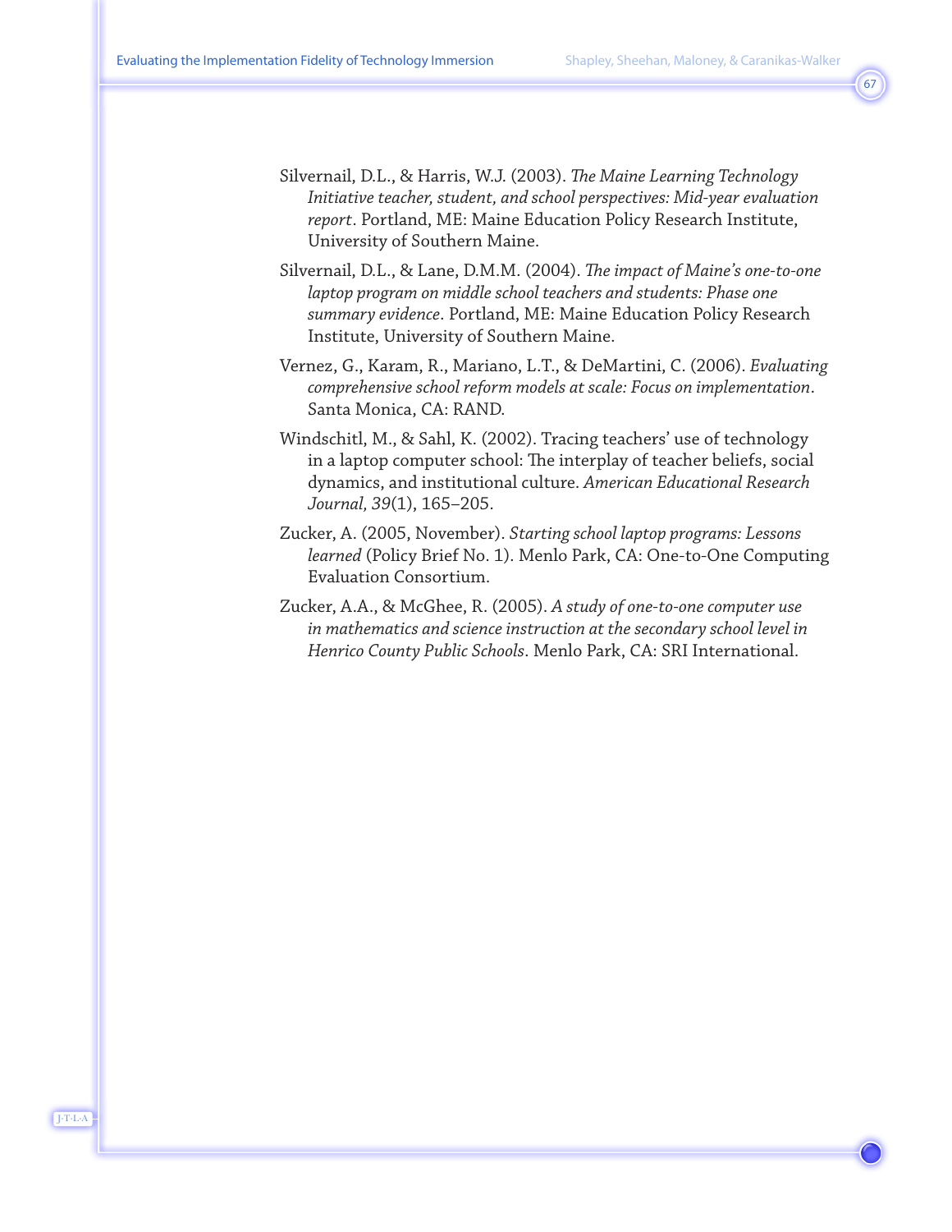Silvernail, D.L., & Harris, W.J. (2003). *The Maine Learning Technology Initiative teacher, student, and school perspectives: Mid-year evaluation report*. Portland, ME: Maine Education Policy Research Institute, University of Southern Maine.

Silvernail, D.L., & Lane, D.M.M. (2004). *The impact of Maine's one-to-one laptop program on middle school teachers and students: Phase one summary evidence*. Portland, ME: Maine Education Policy Research Institute, University of Southern Maine.

Vernez, G., Karam, R., Mariano, L.T., & DeMartini, C. (2006). *Evaluating comprehensive school reform models at scale: Focus on implementation*. Santa Monica, CA: RAND.

Windschitl, M., & Sahl, K. (2002). Tracing teachers' use of technology in a laptop computer school: The interplay of teacher beliefs, social dynamics, and institutional culture. *American Educational Research Journal, 39*(1), 165–205.

Zucker, A. (2005, November). *Starting school laptop programs: Lessons learned* (Policy Brief No. 1). Menlo Park, CA: One-to-One Computing Evaluation Consortium.

Zucker, A.A., & McGhee, R. (2005). *A study of one-to-one computer use in mathematics and science instruction at the secondary school level in Henrico County Public Schools*. Menlo Park, CA: SRI International.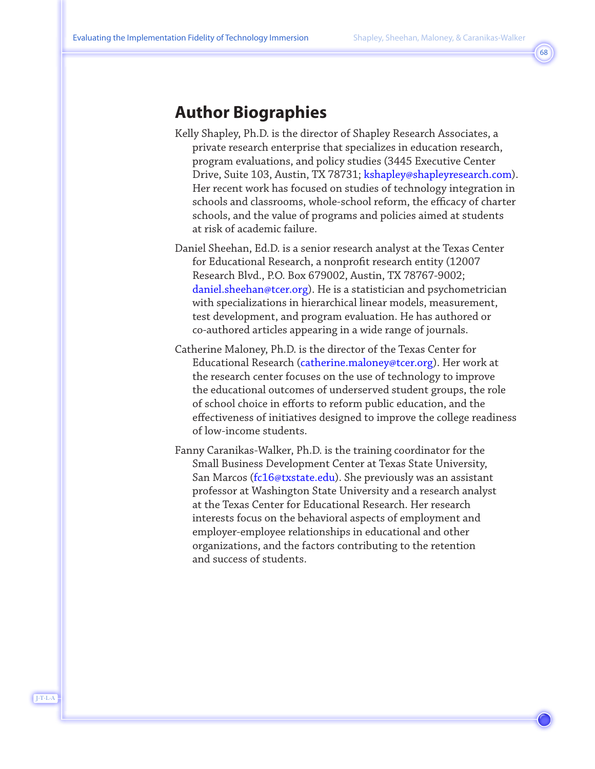## Author Biographies

Kelly Shapley, Ph.D. is the director of Shapley Research Associates, a private research enterprise that specializes in education research, program evaluations, and policy studies (3445 Executive Center Drive, Suite 103, Austin, TX 78731; kshapley@shapleyresearch.com). Her recent work has focused on studies of technology integration in schools and classrooms, whole-school reform, the efficacy of charter schools, and the value of programs and policies aimed at students at risk of academic failure.

Daniel Sheehan, Ed.D. is a senior research analyst at the Texas Center for Educational Research, a nonprofit research entity (12007 Research Blvd., P.O. Box 679002, Austin, TX 78767-9002; daniel.sheehan@tcer.org). He is a statistician and psychometrician with specializations in hierarchical linear models, measurement, test development, and program evaluation. He has authored or co-authored articles appearing in a wide range of journals.

Catherine Maloney, Ph.D. is the director of the Texas Center for Educational Research (catherine.maloney@tcer.org). Her work at the research center focuses on the use of technology to improve the educational outcomes of underserved student groups, the role of school choice in efforts to reform public education, and the effectiveness of initiatives designed to improve the college readiness of low-income students.

Fanny Caranikas-Walker, Ph.D. is the training coordinator for the Small Business Development Center at Texas State University, San Marcos (fc16@txstate.edu). She previously was an assistant professor at Washington State University and a research analyst at the Texas Center for Educational Research. Her research interests focus on the behavioral aspects of employment and employer-employee relationships in educational and other organizations, and the factors contributing to the retention and success of students.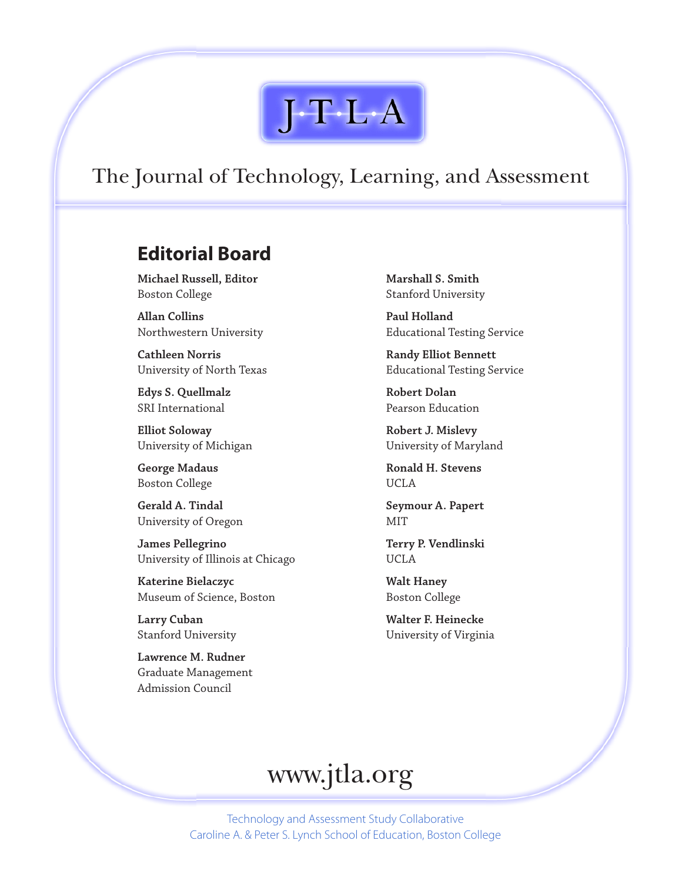# J·T·L·A

## The Journal of Technology, Learning, and Assessment

### Editorial Board

**Michael Russell, Editor**
Boston College

**Allan Collins**
Northwestern University

**Cathleen Norris**
University of North Texas

**Edys S. Quellmalz**
SRI International

**Elliot Soloway**
University of Michigan

**George Madaus**
Boston College

**Gerald A. Tindal**
University of Oregon

**James Pellegrino**
University of Illinois at Chicago

**Katerine Bielaczyc**
Museum of Science, Boston

**Larry Cuban**
Stanford University

**Lawrence M. Rudner**
Graduate Management Admission Council

**Marshall S. Smith**
Stanford University

**Paul Holland**
Educational Testing Service

**Randy Elliot Bennett**
Educational Testing Service

**Robert Dolan**
Pearson Education

**Robert J. Mislevy**
University of Maryland

**Ronald H. Stevens**
UCLA

**Seymour A. Papert**
MIT

**Terry P. Vendlinski**
UCLA

**Walt Haney**
Boston College

**Walter F. Heinecke**
University of Virginia

www.jtla.org

Technology and Assessment Study Collaborative
Caroline A. & Peter S. Lynch School of Education, Boston College